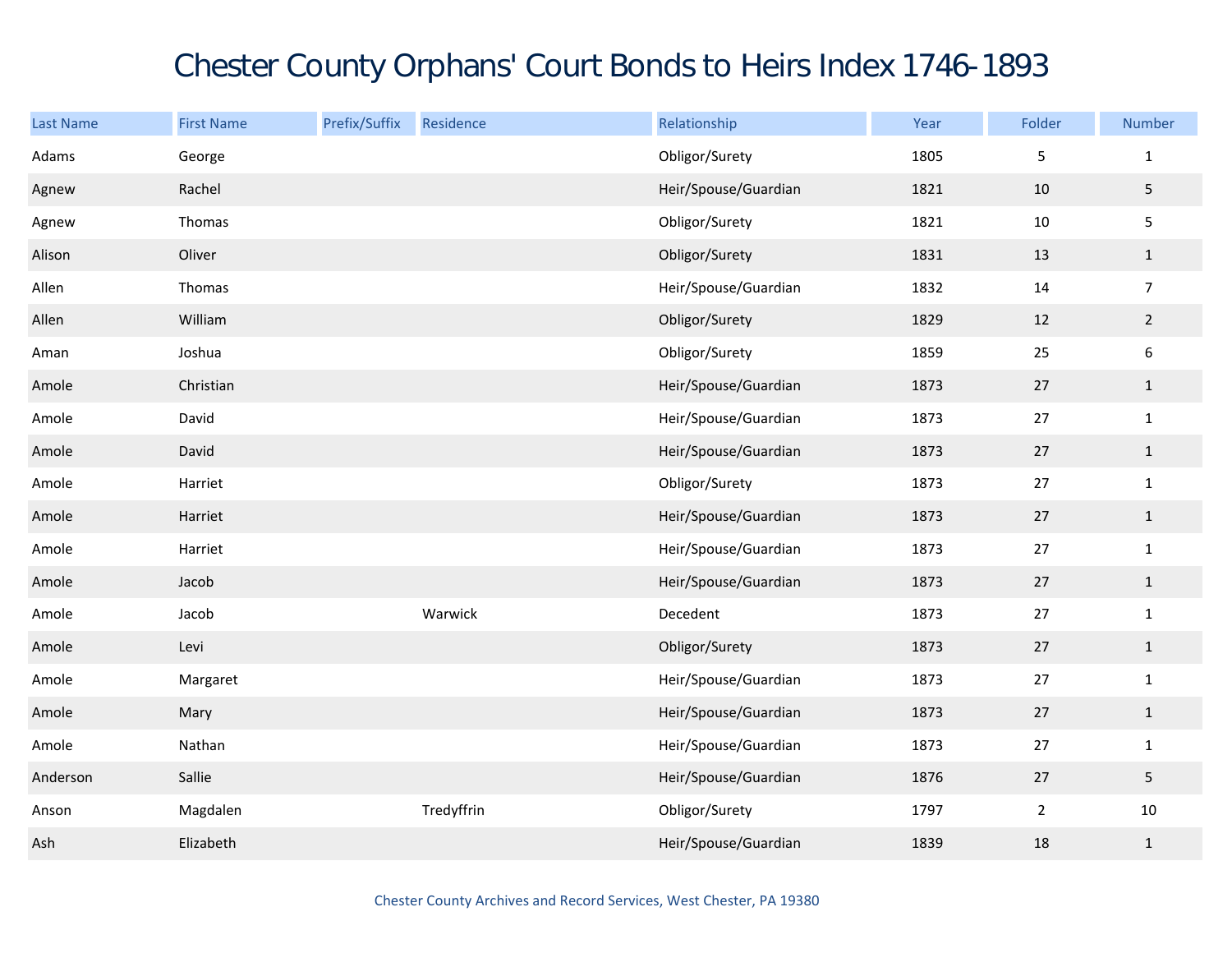# Chester County Orphans' Court Bonds to Heirs Index 1746-1893

| Last Name | First Name | Prefix/Suffix | Residence | Relationship | Year | Folder | Number |
|---|---|---|---|---|---|---|---|
| Adams | George | | | Obligor/Surety | 1805 | 5 | 1 |
| Agnew | Rachel | | | Heir/Spouse/Guardian | 1821 | 10 | 5 |
| Agnew | Thomas | | | Obligor/Surety | 1821 | 10 | 5 |
| Alison | Oliver | | | Obligor/Surety | 1831 | 13 | 1 |
| Allen | Thomas | | | Heir/Spouse/Guardian | 1832 | 14 | 7 |
| Allen | William | | | Obligor/Surety | 1829 | 12 | 2 |
| Aman | Joshua | | | Obligor/Surety | 1859 | 25 | 6 |
| Amole | Christian | | | Heir/Spouse/Guardian | 1873 | 27 | 1 |
| Amole | David | | | Heir/Spouse/Guardian | 1873 | 27 | 1 |
| Amole | David | | | Heir/Spouse/Guardian | 1873 | 27 | 1 |
| Amole | Harriet | | | Obligor/Surety | 1873 | 27 | 1 |
| Amole | Harriet | | | Heir/Spouse/Guardian | 1873 | 27 | 1 |
| Amole | Harriet | | | Heir/Spouse/Guardian | 1873 | 27 | 1 |
| Amole | Jacob | | | Heir/Spouse/Guardian | 1873 | 27 | 1 |
| Amole | Jacob | | Warwick | Decedent | 1873 | 27 | 1 |
| Amole | Levi | | | Obligor/Surety | 1873 | 27 | 1 |
| Amole | Margaret | | | Heir/Spouse/Guardian | 1873 | 27 | 1 |
| Amole | Mary | | | Heir/Spouse/Guardian | 1873 | 27 | 1 |
| Amole | Nathan | | | Heir/Spouse/Guardian | 1873 | 27 | 1 |
| Anderson | Sallie | | | Heir/Spouse/Guardian | 1876 | 27 | 5 |
| Anson | Magdalen | | Tredyffrin | Obligor/Surety | 1797 | 2 | 10 |
| Ash | Elizabeth | | | Heir/Spouse/Guardian | 1839 | 18 | 1 |

Chester County Archives and Record Services, West Chester, PA 19380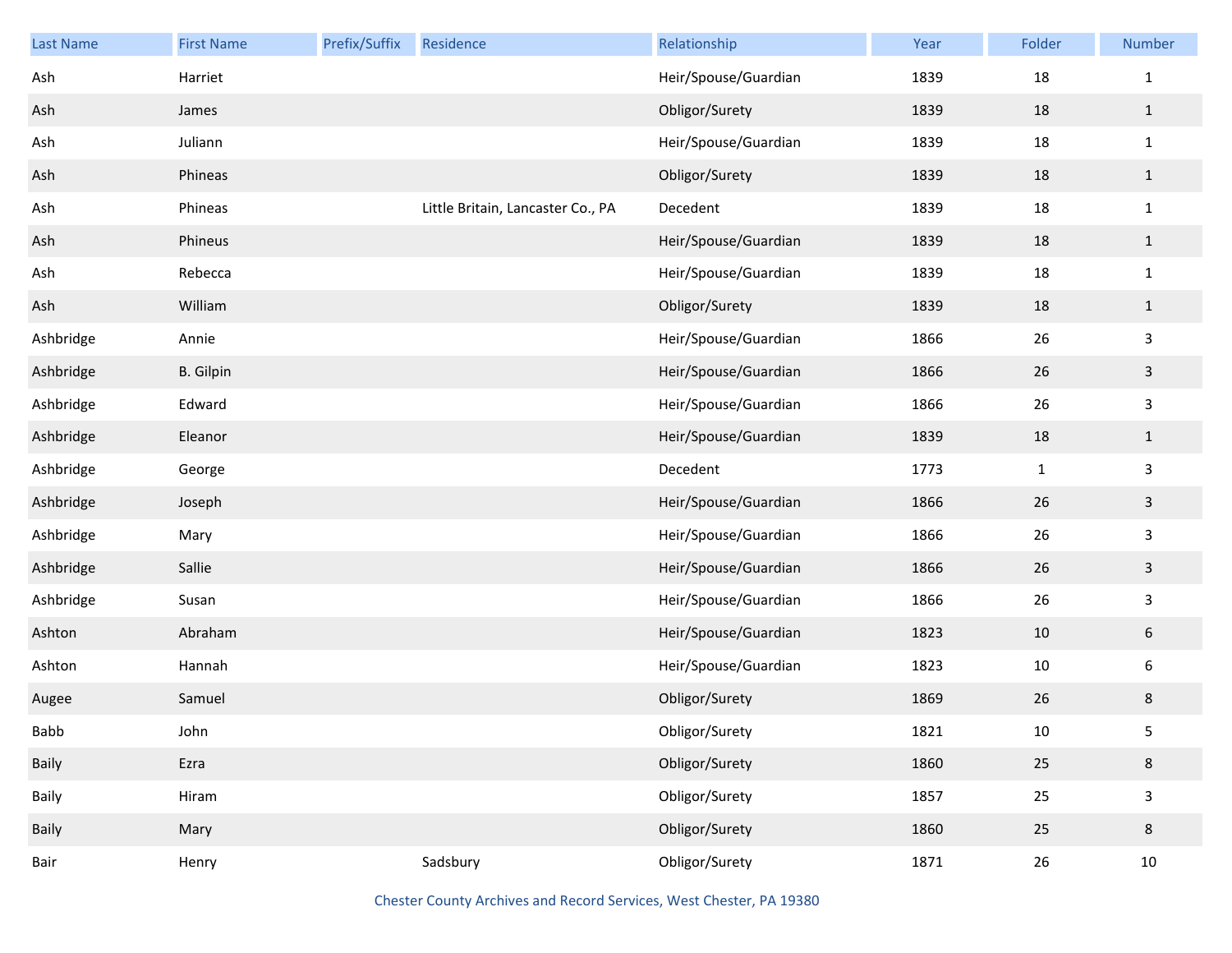| Last Name | First Name | Prefix/Suffix | Residence | Relationship | Year | Folder | Number |
|---|---|---|---|---|---|---|---|
| Ash | Harriet | | | Heir/Spouse/Guardian | 1839 | 18 | 1 |
| Ash | James | | | Obligor/Surety | 1839 | 18 | 1 |
| Ash | Juliann | | | Heir/Spouse/Guardian | 1839 | 18 | 1 |
| Ash | Phineas | | | Obligor/Surety | 1839 | 18 | 1 |
| Ash | Phineas | | Little Britain, Lancaster Co., PA | Decedent | 1839 | 18 | 1 |
| Ash | Phineus | | | Heir/Spouse/Guardian | 1839 | 18 | 1 |
| Ash | Rebecca | | | Heir/Spouse/Guardian | 1839 | 18 | 1 |
| Ash | William | | | Obligor/Surety | 1839 | 18 | 1 |
| Ashbridge | Annie | | | Heir/Spouse/Guardian | 1866 | 26 | 3 |
| Ashbridge | B. Gilpin | | | Heir/Spouse/Guardian | 1866 | 26 | 3 |
| Ashbridge | Edward | | | Heir/Spouse/Guardian | 1866 | 26 | 3 |
| Ashbridge | Eleanor | | | Heir/Spouse/Guardian | 1839 | 18 | 1 |
| Ashbridge | George | | | Decedent | 1773 | 1 | 3 |
| Ashbridge | Joseph | | | Heir/Spouse/Guardian | 1866 | 26 | 3 |
| Ashbridge | Mary | | | Heir/Spouse/Guardian | 1866 | 26 | 3 |
| Ashbridge | Sallie | | | Heir/Spouse/Guardian | 1866 | 26 | 3 |
| Ashbridge | Susan | | | Heir/Spouse/Guardian | 1866 | 26 | 3 |
| Ashton | Abraham | | | Heir/Spouse/Guardian | 1823 | 10 | 6 |
| Ashton | Hannah | | | Heir/Spouse/Guardian | 1823 | 10 | 6 |
| Augee | Samuel | | | Obligor/Surety | 1869 | 26 | 8 |
| Babb | John | | | Obligor/Surety | 1821 | 10 | 5 |
| Baily | Ezra | | | Obligor/Surety | 1860 | 25 | 8 |
| Baily | Hiram | | | Obligor/Surety | 1857 | 25 | 3 |
| Baily | Mary | | | Obligor/Surety | 1860 | 25 | 8 |
| Bair | Henry | | Sadsbury | Obligor/Surety | 1871 | 26 | 10 |

Chester County Archives and Record Services, West Chester, PA 19380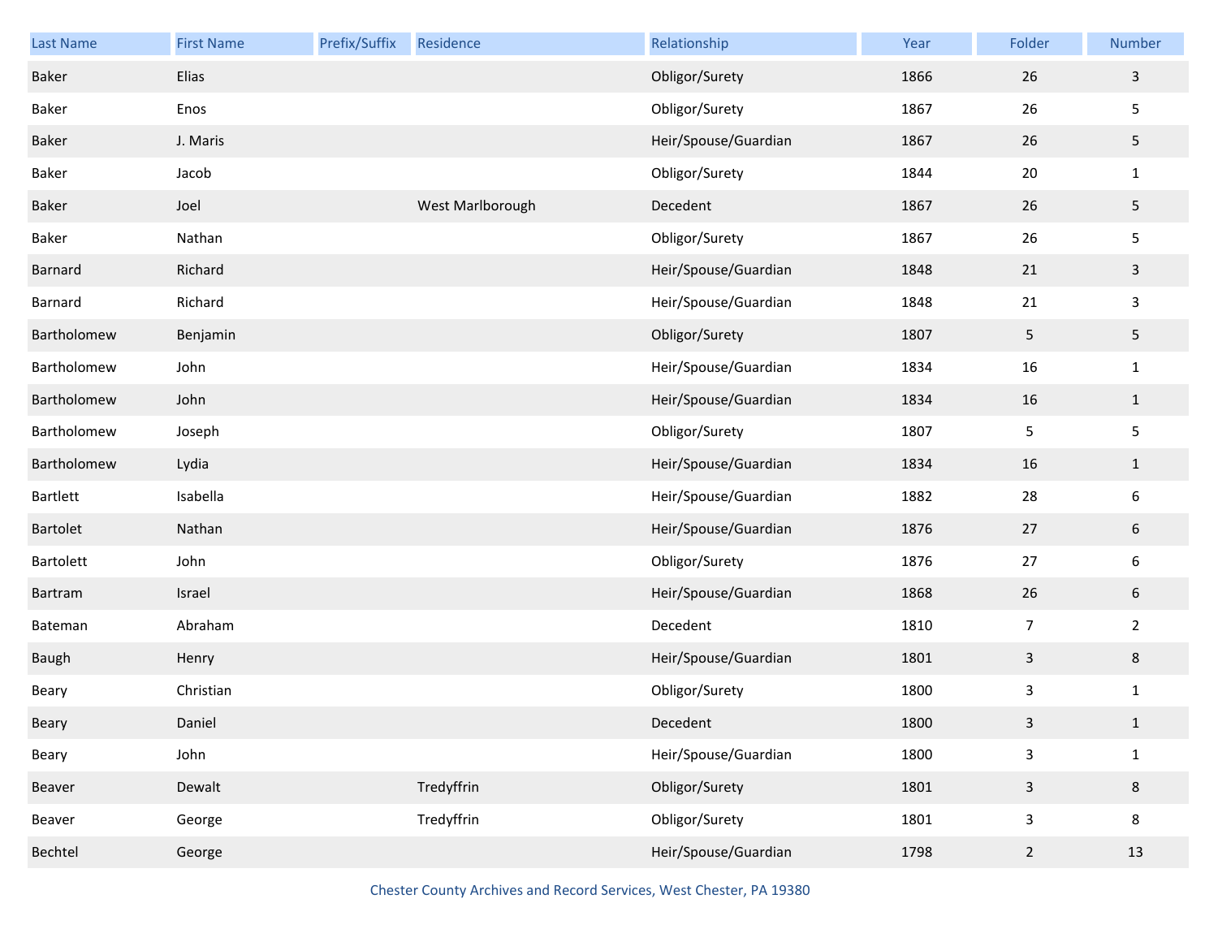| Last Name | First Name | Prefix/Suffix | Residence | Relationship | Year | Folder | Number |
|---|---|---|---|---|---|---|---|
| Baker | Elias | | | Obligor/Surety | 1866 | 26 | 3 |
| Baker | Enos | | | Obligor/Surety | 1867 | 26 | 5 |
| Baker | J. Maris | | | Heir/Spouse/Guardian | 1867 | 26 | 5 |
| Baker | Jacob | | | Obligor/Surety | 1844 | 20 | 1 |
| Baker | Joel | | West Marlborough | Decedent | 1867 | 26 | 5 |
| Baker | Nathan | | | Obligor/Surety | 1867 | 26 | 5 |
| Barnard | Richard | | | Heir/Spouse/Guardian | 1848 | 21 | 3 |
| Barnard | Richard | | | Heir/Spouse/Guardian | 1848 | 21 | 3 |
| Bartholomew | Benjamin | | | Obligor/Surety | 1807 | 5 | 5 |
| Bartholomew | John | | | Heir/Spouse/Guardian | 1834 | 16 | 1 |
| Bartholomew | John | | | Heir/Spouse/Guardian | 1834 | 16 | 1 |
| Bartholomew | Joseph | | | Obligor/Surety | 1807 | 5 | 5 |
| Bartholomew | Lydia | | | Heir/Spouse/Guardian | 1834 | 16 | 1 |
| Bartlett | Isabella | | | Heir/Spouse/Guardian | 1882 | 28 | 6 |
| Bartolet | Nathan | | | Heir/Spouse/Guardian | 1876 | 27 | 6 |
| Bartolett | John | | | Obligor/Surety | 1876 | 27 | 6 |
| Bartram | Israel | | | Heir/Spouse/Guardian | 1868 | 26 | 6 |
| Bateman | Abraham | | | Decedent | 1810 | 7 | 2 |
| Baugh | Henry | | | Heir/Spouse/Guardian | 1801 | 3 | 8 |
| Beary | Christian | | | Obligor/Surety | 1800 | 3 | 1 |
| Beary | Daniel | | | Decedent | 1800 | 3 | 1 |
| Beary | John | | | Heir/Spouse/Guardian | 1800 | 3 | 1 |
| Beaver | Dewalt | | Tredyffrin | Obligor/Surety | 1801 | 3 | 8 |
| Beaver | George | | Tredyffrin | Obligor/Surety | 1801 | 3 | 8 |
| Bechtel | George | | | Heir/Spouse/Guardian | 1798 | 2 | 13 |

Chester County Archives and Record Services, West Chester, PA 19380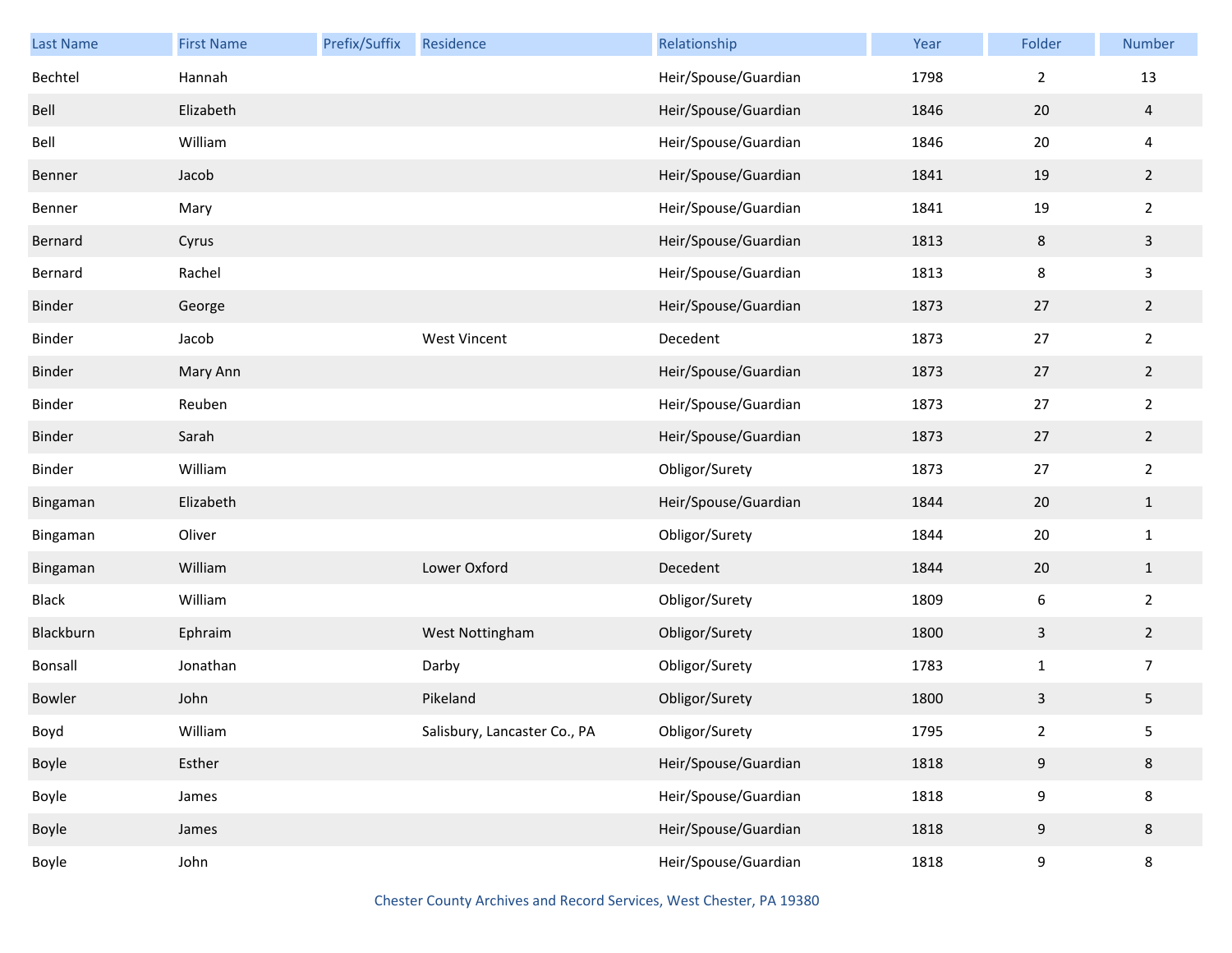| Last Name | First Name | Prefix/Suffix | Residence | Relationship | Year | Folder | Number |
|---|---|---|---|---|---|---|---|
| Bechtel | Hannah | | | Heir/Spouse/Guardian | 1798 | 2 | 13 |
| Bell | Elizabeth | | | Heir/Spouse/Guardian | 1846 | 20 | 4 |
| Bell | William | | | Heir/Spouse/Guardian | 1846 | 20 | 4 |
| Benner | Jacob | | | Heir/Spouse/Guardian | 1841 | 19 | 2 |
| Benner | Mary | | | Heir/Spouse/Guardian | 1841 | 19 | 2 |
| Bernard | Cyrus | | | Heir/Spouse/Guardian | 1813 | 8 | 3 |
| Bernard | Rachel | | | Heir/Spouse/Guardian | 1813 | 8 | 3 |
| Binder | George | | | Heir/Spouse/Guardian | 1873 | 27 | 2 |
| Binder | Jacob | | West Vincent | Decedent | 1873 | 27 | 2 |
| Binder | Mary Ann | | | Heir/Spouse/Guardian | 1873 | 27 | 2 |
| Binder | Reuben | | | Heir/Spouse/Guardian | 1873 | 27 | 2 |
| Binder | Sarah | | | Heir/Spouse/Guardian | 1873 | 27 | 2 |
| Binder | William | | | Obligor/Surety | 1873 | 27 | 2 |
| Bingaman | Elizabeth | | | Heir/Spouse/Guardian | 1844 | 20 | 1 |
| Bingaman | Oliver | | | Obligor/Surety | 1844 | 20 | 1 |
| Bingaman | William | | Lower Oxford | Decedent | 1844 | 20 | 1 |
| Black | William | | | Obligor/Surety | 1809 | 6 | 2 |
| Blackburn | Ephraim | | West Nottingham | Obligor/Surety | 1800 | 3 | 2 |
| Bonsall | Jonathan | | Darby | Obligor/Surety | 1783 | 1 | 7 |
| Bowler | John | | Pikeland | Obligor/Surety | 1800 | 3 | 5 |
| Boyd | William | | Salisbury, Lancaster Co., PA | Obligor/Surety | 1795 | 2 | 5 |
| Boyle | Esther | | | Heir/Spouse/Guardian | 1818 | 9 | 8 |
| Boyle | James | | | Heir/Spouse/Guardian | 1818 | 9 | 8 |
| Boyle | James | | | Heir/Spouse/Guardian | 1818 | 9 | 8 |
| Boyle | John | | | Heir/Spouse/Guardian | 1818 | 9 | 8 |

Chester County Archives and Record Services, West Chester, PA 19380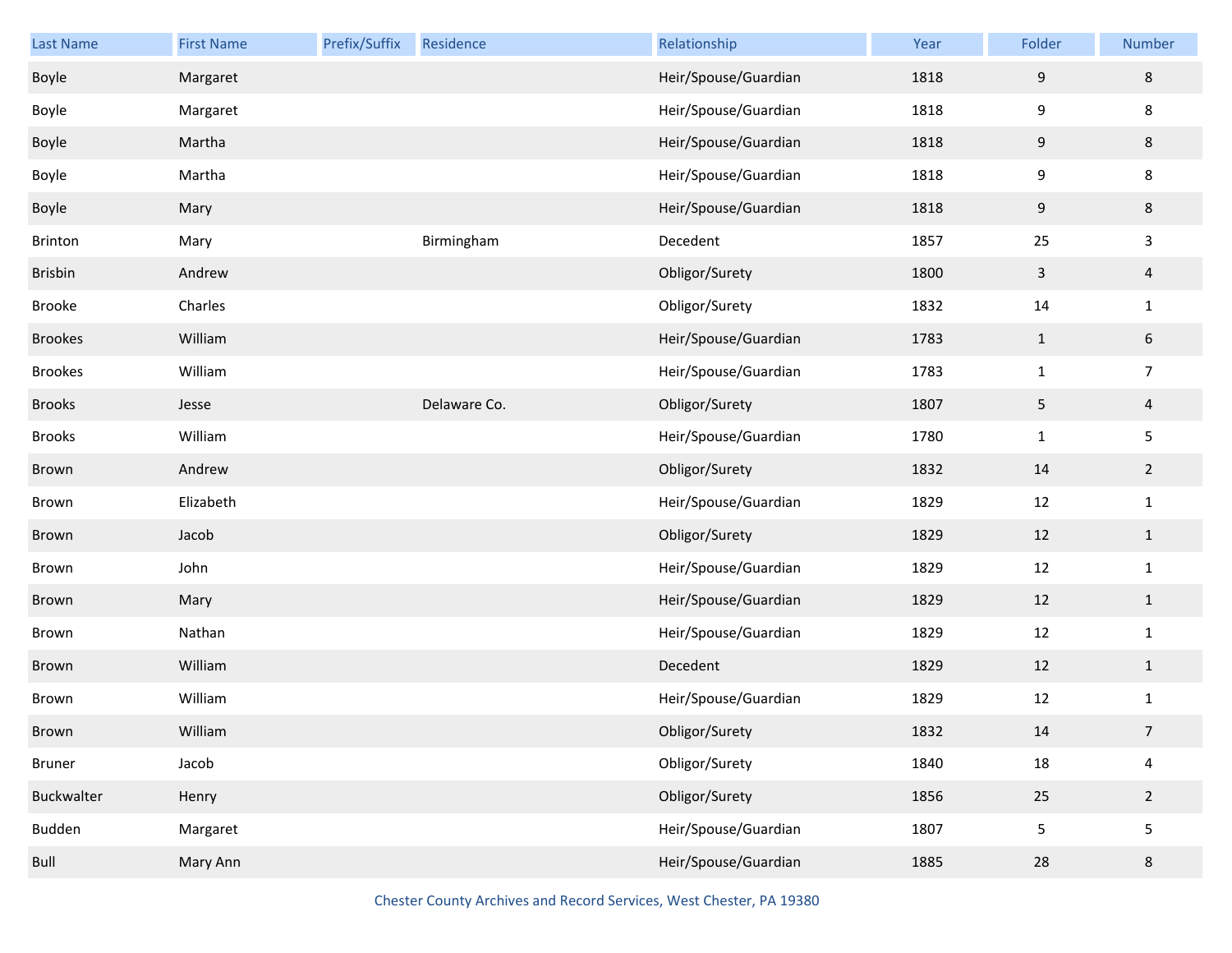| Last Name | First Name | Prefix/Suffix | Residence | Relationship | Year | Folder | Number |
| --- | --- | --- | --- | --- | --- | --- | --- |
| Boyle | Margaret | | | Heir/Spouse/Guardian | 1818 | 9 | 8 |
| Boyle | Margaret | | | Heir/Spouse/Guardian | 1818 | 9 | 8 |
| Boyle | Martha | | | Heir/Spouse/Guardian | 1818 | 9 | 8 |
| Boyle | Martha | | | Heir/Spouse/Guardian | 1818 | 9 | 8 |
| Boyle | Mary | | | Heir/Spouse/Guardian | 1818 | 9 | 8 |
| Brinton | Mary | | Birmingham | Decedent | 1857 | 25 | 3 |
| Brisbin | Andrew | | | Obligor/Surety | 1800 | 3 | 4 |
| Brooke | Charles | | | Obligor/Surety | 1832 | 14 | 1 |
| Brookes | William | | | Heir/Spouse/Guardian | 1783 | 1 | 6 |
| Brookes | William | | | Heir/Spouse/Guardian | 1783 | 1 | 7 |
| Brooks | Jesse | | Delaware Co. | Obligor/Surety | 1807 | 5 | 4 |
| Brooks | William | | | Heir/Spouse/Guardian | 1780 | 1 | 5 |
| Brown | Andrew | | | Obligor/Surety | 1832 | 14 | 2 |
| Brown | Elizabeth | | | Heir/Spouse/Guardian | 1829 | 12 | 1 |
| Brown | Jacob | | | Obligor/Surety | 1829 | 12 | 1 |
| Brown | John | | | Heir/Spouse/Guardian | 1829 | 12 | 1 |
| Brown | Mary | | | Heir/Spouse/Guardian | 1829 | 12 | 1 |
| Brown | Nathan | | | Heir/Spouse/Guardian | 1829 | 12 | 1 |
| Brown | William | | | Decedent | 1829 | 12 | 1 |
| Brown | William | | | Heir/Spouse/Guardian | 1829 | 12 | 1 |
| Brown | William | | | Obligor/Surety | 1832 | 14 | 7 |
| Bruner | Jacob | | | Obligor/Surety | 1840 | 18 | 4 |
| Buckwalter | Henry | | | Obligor/Surety | 1856 | 25 | 2 |
| Budden | Margaret | | | Heir/Spouse/Guardian | 1807 | 5 | 5 |
| Bull | Mary Ann | | | Heir/Spouse/Guardian | 1885 | 28 | 8 |

Chester County Archives and Record Services, West Chester, PA 19380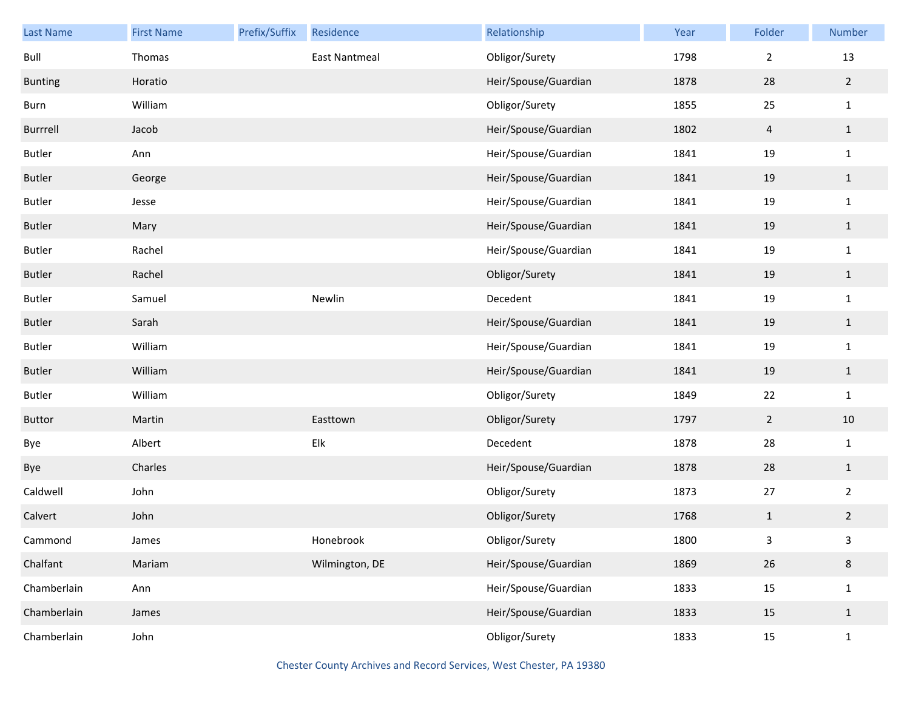| Last Name | First Name | Prefix/Suffix | Residence | Relationship | Year | Folder | Number |
|---|---|---|---|---|---|---|---|
| Bull | Thomas | | East Nantmeal | Obligor/Surety | 1798 | 2 | 13 |
| Bunting | Horatio | | | Heir/Spouse/Guardian | 1878 | 28 | 2 |
| Burn | William | | | Obligor/Surety | 1855 | 25 | 1 |
| Burrell | Jacob | | | Heir/Spouse/Guardian | 1802 | 4 | 1 |
| Butler | Ann | | | Heir/Spouse/Guardian | 1841 | 19 | 1 |
| Butler | George | | | Heir/Spouse/Guardian | 1841 | 19 | 1 |
| Butler | Jesse | | | Heir/Spouse/Guardian | 1841 | 19 | 1 |
| Butler | Mary | | | Heir/Spouse/Guardian | 1841 | 19 | 1 |
| Butler | Rachel | | | Heir/Spouse/Guardian | 1841 | 19 | 1 |
| Butler | Rachel | | | Obligor/Surety | 1841 | 19 | 1 |
| Butler | Samuel | | Newlin | Decedent | 1841 | 19 | 1 |
| Butler | Sarah | | | Heir/Spouse/Guardian | 1841 | 19 | 1 |
| Butler | William | | | Heir/Spouse/Guardian | 1841 | 19 | 1 |
| Butler | William | | | Heir/Spouse/Guardian | 1841 | 19 | 1 |
| Butler | William | | | Obligor/Surety | 1849 | 22 | 1 |
| Buttor | Martin | | Easttown | Obligor/Surety | 1797 | 2 | 10 |
| Bye | Albert | | Elk | Decedent | 1878 | 28 | 1 |
| Bye | Charles | | | Heir/Spouse/Guardian | 1878 | 28 | 1 |
| Caldwell | John | | | Obligor/Surety | 1873 | 27 | 2 |
| Calvert | John | | | Obligor/Surety | 1768 | 1 | 2 |
| Cammond | James | | Honebrook | Obligor/Surety | 1800 | 3 | 3 |
| Chalfant | Mariam | | Wilmington, DE | Heir/Spouse/Guardian | 1869 | 26 | 8 |
| Chamberlain | Ann | | | Heir/Spouse/Guardian | 1833 | 15 | 1 |
| Chamberlain | James | | | Heir/Spouse/Guardian | 1833 | 15 | 1 |
| Chamberlain | John | | | Obligor/Surety | 1833 | 15 | 1 |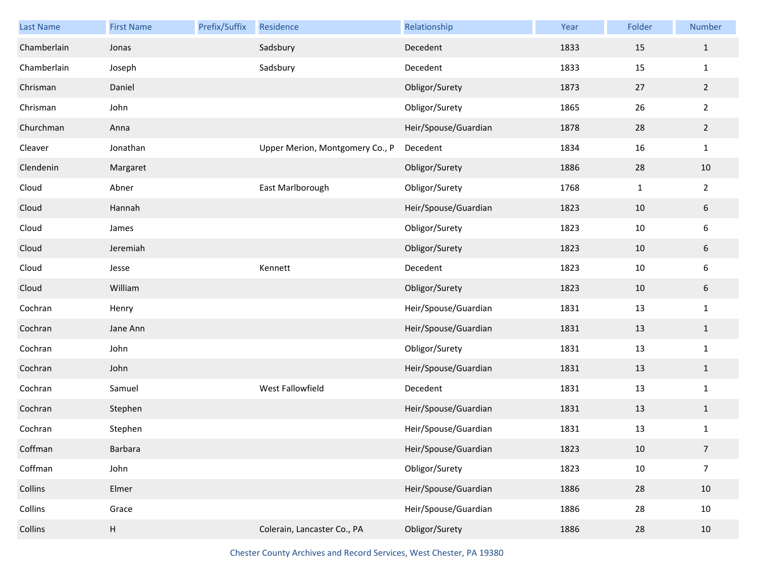| Last Name | First Name | Prefix/Suffix | Residence | Relationship | Year | Folder | Number |
|---|---|---|---|---|---|---|---|
| Chamberlain | Jonas | | Sadsbury | Decedent | 1833 | 15 | 1 |
| Chamberlain | Joseph | | Sadsbury | Decedent | 1833 | 15 | 1 |
| Chrisman | Daniel | | | Obligor/Surety | 1873 | 27 | 2 |
| Chrisman | John | | | Obligor/Surety | 1865 | 26 | 2 |
| Churchman | Anna | | | Heir/Spouse/Guardian | 1878 | 28 | 2 |
| Cleaver | Jonathan | | Upper Merion, Montgomery Co., P | Decedent | 1834 | 16 | 1 |
| Clendenin | Margaret | | | Obligor/Surety | 1886 | 28 | 10 |
| Cloud | Abner | | East Marlborough | Obligor/Surety | 1768 | 1 | 2 |
| Cloud | Hannah | | | Heir/Spouse/Guardian | 1823 | 10 | 6 |
| Cloud | James | | | Obligor/Surety | 1823 | 10 | 6 |
| Cloud | Jeremiah | | | Obligor/Surety | 1823 | 10 | 6 |
| Cloud | Jesse | | Kennett | Decedent | 1823 | 10 | 6 |
| Cloud | William | | | Obligor/Surety | 1823 | 10 | 6 |
| Cochran | Henry | | | Heir/Spouse/Guardian | 1831 | 13 | 1 |
| Cochran | Jane Ann | | | Heir/Spouse/Guardian | 1831 | 13 | 1 |
| Cochran | John | | | Obligor/Surety | 1831 | 13 | 1 |
| Cochran | John | | | Heir/Spouse/Guardian | 1831 | 13 | 1 |
| Cochran | Samuel | | West Fallowfield | Decedent | 1831 | 13 | 1 |
| Cochran | Stephen | | | Heir/Spouse/Guardian | 1831 | 13 | 1 |
| Cochran | Stephen | | | Heir/Spouse/Guardian | 1831 | 13 | 1 |
| Coffman | Barbara | | | Heir/Spouse/Guardian | 1823 | 10 | 7 |
| Coffman | John | | | Obligor/Surety | 1823 | 10 | 7 |
| Collins | Elmer | | | Heir/Spouse/Guardian | 1886 | 28 | 10 |
| Collins | Grace | | | Heir/Spouse/Guardian | 1886 | 28 | 10 |
| Collins | H | | Colerain, Lancaster Co., PA | Obligor/Surety | 1886 | 28 | 10 |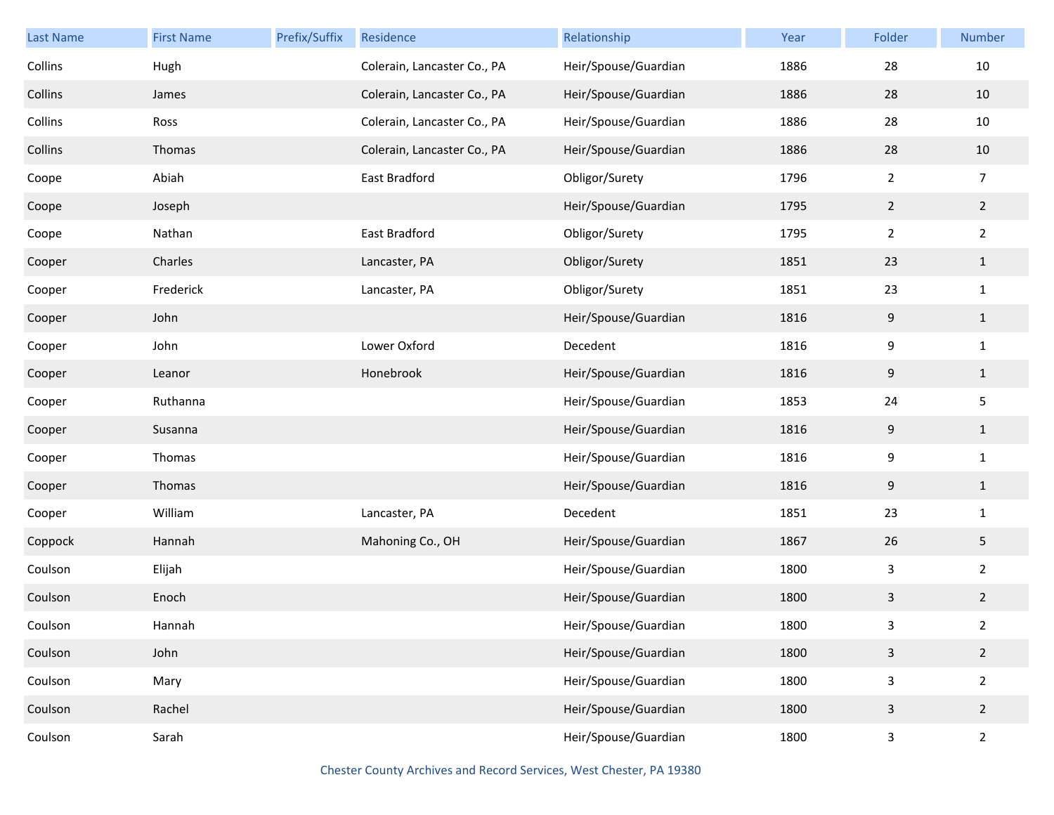| Last Name | First Name | Prefix/Suffix | Residence | Relationship | Year | Folder | Number |
|---|---|---|---|---|---|---|---|
| Collins | Hugh | | Colerain, Lancaster Co., PA | Heir/Spouse/Guardian | 1886 | 28 | 10 |
| Collins | James | | Colerain, Lancaster Co., PA | Heir/Spouse/Guardian | 1886 | 28 | 10 |
| Collins | Ross | | Colerain, Lancaster Co., PA | Heir/Spouse/Guardian | 1886 | 28 | 10 |
| Collins | Thomas | | Colerain, Lancaster Co., PA | Heir/Spouse/Guardian | 1886 | 28 | 10 |
| Coope | Abiah | | East Bradford | Obligor/Surety | 1796 | 2 | 7 |
| Coope | Joseph | | | Heir/Spouse/Guardian | 1795 | 2 | 2 |
| Coope | Nathan | | East Bradford | Obligor/Surety | 1795 | 2 | 2 |
| Cooper | Charles | | Lancaster, PA | Obligor/Surety | 1851 | 23 | 1 |
| Cooper | Frederick | | Lancaster, PA | Obligor/Surety | 1851 | 23 | 1 |
| Cooper | John | | | Heir/Spouse/Guardian | 1816 | 9 | 1 |
| Cooper | John | | Lower Oxford | Decedent | 1816 | 9 | 1 |
| Cooper | Leanor | | Honebrook | Heir/Spouse/Guardian | 1816 | 9 | 1 |
| Cooper | Ruthanna | | | Heir/Spouse/Guardian | 1853 | 24 | 5 |
| Cooper | Susanna | | | Heir/Spouse/Guardian | 1816 | 9 | 1 |
| Cooper | Thomas | | | Heir/Spouse/Guardian | 1816 | 9 | 1 |
| Cooper | Thomas | | | Heir/Spouse/Guardian | 1816 | 9 | 1 |
| Cooper | William | | Lancaster, PA | Decedent | 1851 | 23 | 1 |
| Coppock | Hannah | | Mahoning Co., OH | Heir/Spouse/Guardian | 1867 | 26 | 5 |
| Coulson | Elijah | | | Heir/Spouse/Guardian | 1800 | 3 | 2 |
| Coulson | Enoch | | | Heir/Spouse/Guardian | 1800 | 3 | 2 |
| Coulson | Hannah | | | Heir/Spouse/Guardian | 1800 | 3 | 2 |
| Coulson | John | | | Heir/Spouse/Guardian | 1800 | 3 | 2 |
| Coulson | Mary | | | Heir/Spouse/Guardian | 1800 | 3 | 2 |
| Coulson | Rachel | | | Heir/Spouse/Guardian | 1800 | 3 | 2 |
| Coulson | Sarah | | | Heir/Spouse/Guardian | 1800 | 3 | 2 |

Chester County Archives and Record Services, West Chester, PA 19380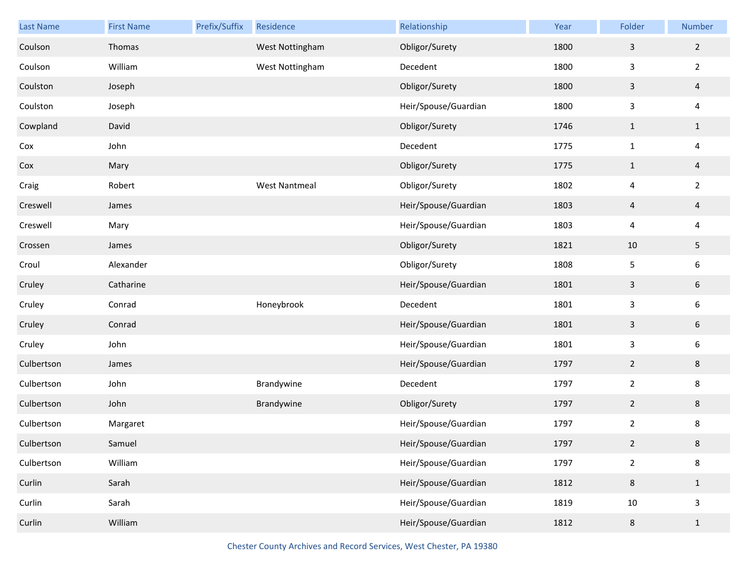| Last Name | First Name | Prefix/Suffix | Residence | Relationship | Year | Folder | Number |
|---|---|---|---|---|---|---|---|
| Coulson | Thomas | | West Nottingham | Obligor/Surety | 1800 | 3 | 2 |
| Coulson | William | | West Nottingham | Decedent | 1800 | 3 | 2 |
| Coulston | Joseph | | | Obligor/Surety | 1800 | 3 | 4 |
| Coulston | Joseph | | | Heir/Spouse/Guardian | 1800 | 3 | 4 |
| Cowpland | David | | | Obligor/Surety | 1746 | 1 | 1 |
| Cox | John | | | Decedent | 1775 | 1 | 4 |
| Cox | Mary | | | Obligor/Surety | 1775 | 1 | 4 |
| Craig | Robert | | West Nantmeal | Obligor/Surety | 1802 | 4 | 2 |
| Creswell | James | | | Heir/Spouse/Guardian | 1803 | 4 | 4 |
| Creswell | Mary | | | Heir/Spouse/Guardian | 1803 | 4 | 4 |
| Crossen | James | | | Obligor/Surety | 1821 | 10 | 5 |
| Croul | Alexander | | | Obligor/Surety | 1808 | 5 | 6 |
| Cruley | Catharine | | | Heir/Spouse/Guardian | 1801 | 3 | 6 |
| Cruley | Conrad | | Honeybrook | Decedent | 1801 | 3 | 6 |
| Cruley | Conrad | | | Heir/Spouse/Guardian | 1801 | 3 | 6 |
| Cruley | John | | | Heir/Spouse/Guardian | 1801 | 3 | 6 |
| Culbertson | James | | | Heir/Spouse/Guardian | 1797 | 2 | 8 |
| Culbertson | John | | Brandywine | Decedent | 1797 | 2 | 8 |
| Culbertson | John | | Brandywine | Obligor/Surety | 1797 | 2 | 8 |
| Culbertson | Margaret | | | Heir/Spouse/Guardian | 1797 | 2 | 8 |
| Culbertson | Samuel | | | Heir/Spouse/Guardian | 1797 | 2 | 8 |
| Culbertson | William | | | Heir/Spouse/Guardian | 1797 | 2 | 8 |
| Curlin | Sarah | | | Heir/Spouse/Guardian | 1812 | 8 | 1 |
| Curlin | Sarah | | | Heir/Spouse/Guardian | 1819 | 10 | 3 |
| Curlin | William | | | Heir/Spouse/Guardian | 1812 | 8 | 1 |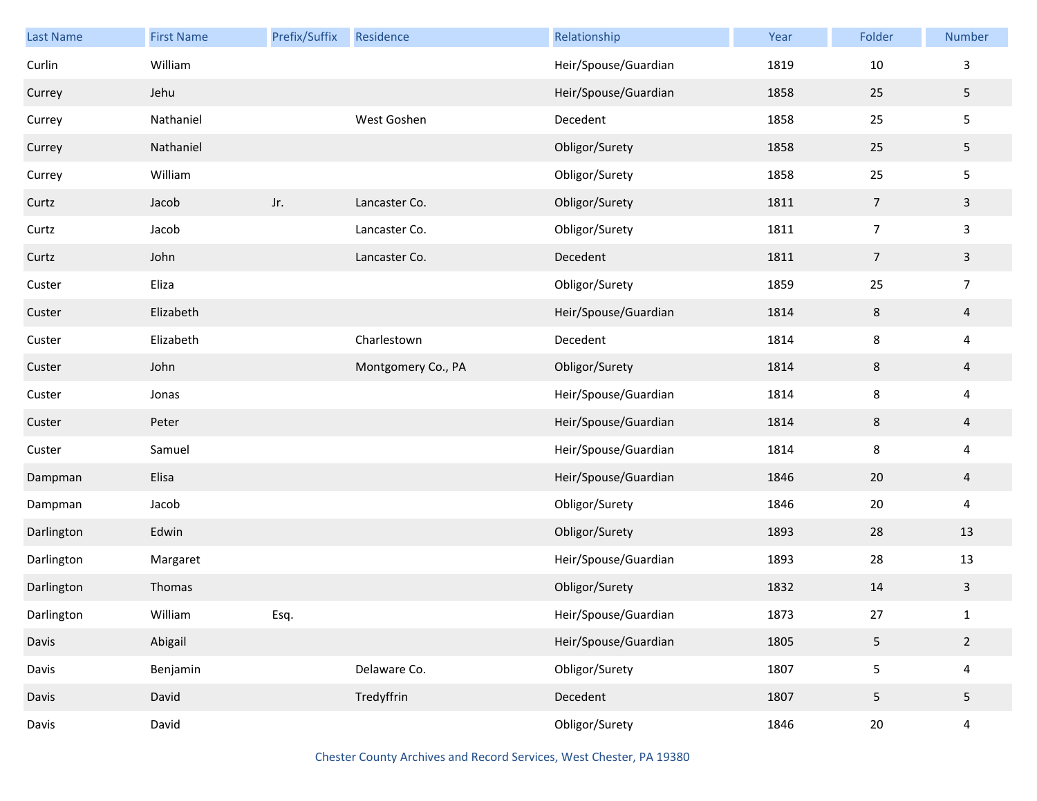| Last Name | First Name | Prefix/Suffix | Residence | Relationship | Year | Folder | Number |
|---|---|---|---|---|---|---|---|
| Curlin | William | | | Heir/Spouse/Guardian | 1819 | 10 | 3 |
| Currey | Jehu | | | Heir/Spouse/Guardian | 1858 | 25 | 5 |
| Currey | Nathaniel | | West Goshen | Decedent | 1858 | 25 | 5 |
| Currey | Nathaniel | | | Obligor/Surety | 1858 | 25 | 5 |
| Currey | William | | | Obligor/Surety | 1858 | 25 | 5 |
| Curtz | Jacob | Jr. | Lancaster Co. | Obligor/Surety | 1811 | 7 | 3 |
| Curtz | Jacob | | Lancaster Co. | Obligor/Surety | 1811 | 7 | 3 |
| Curtz | John | | Lancaster Co. | Decedent | 1811 | 7 | 3 |
| Custer | Eliza | | | Obligor/Surety | 1859 | 25 | 7 |
| Custer | Elizabeth | | | Heir/Spouse/Guardian | 1814 | 8 | 4 |
| Custer | Elizabeth | | Charlestown | Decedent | 1814 | 8 | 4 |
| Custer | John | | Montgomery Co., PA | Obligor/Surety | 1814 | 8 | 4 |
| Custer | Jonas | | | Heir/Spouse/Guardian | 1814 | 8 | 4 |
| Custer | Peter | | | Heir/Spouse/Guardian | 1814 | 8 | 4 |
| Custer | Samuel | | | Heir/Spouse/Guardian | 1814 | 8 | 4 |
| Dampman | Elisa | | | Heir/Spouse/Guardian | 1846 | 20 | 4 |
| Dampman | Jacob | | | Obligor/Surety | 1846 | 20 | 4 |
| Darlington | Edwin | | | Obligor/Surety | 1893 | 28 | 13 |
| Darlington | Margaret | | | Heir/Spouse/Guardian | 1893 | 28 | 13 |
| Darlington | Thomas | | | Obligor/Surety | 1832 | 14 | 3 |
| Darlington | William | Esq. | | Heir/Spouse/Guardian | 1873 | 27 | 1 |
| Davis | Abigail | | | Heir/Spouse/Guardian | 1805 | 5 | 2 |
| Davis | Benjamin | | Delaware Co. | Obligor/Surety | 1807 | 5 | 4 |
| Davis | David | | Tredyffrin | Decedent | 1807 | 5 | 5 |
| Davis | David | | | Obligor/Surety | 1846 | 20 | 4 |

Chester County Archives and Record Services, West Chester, PA 19380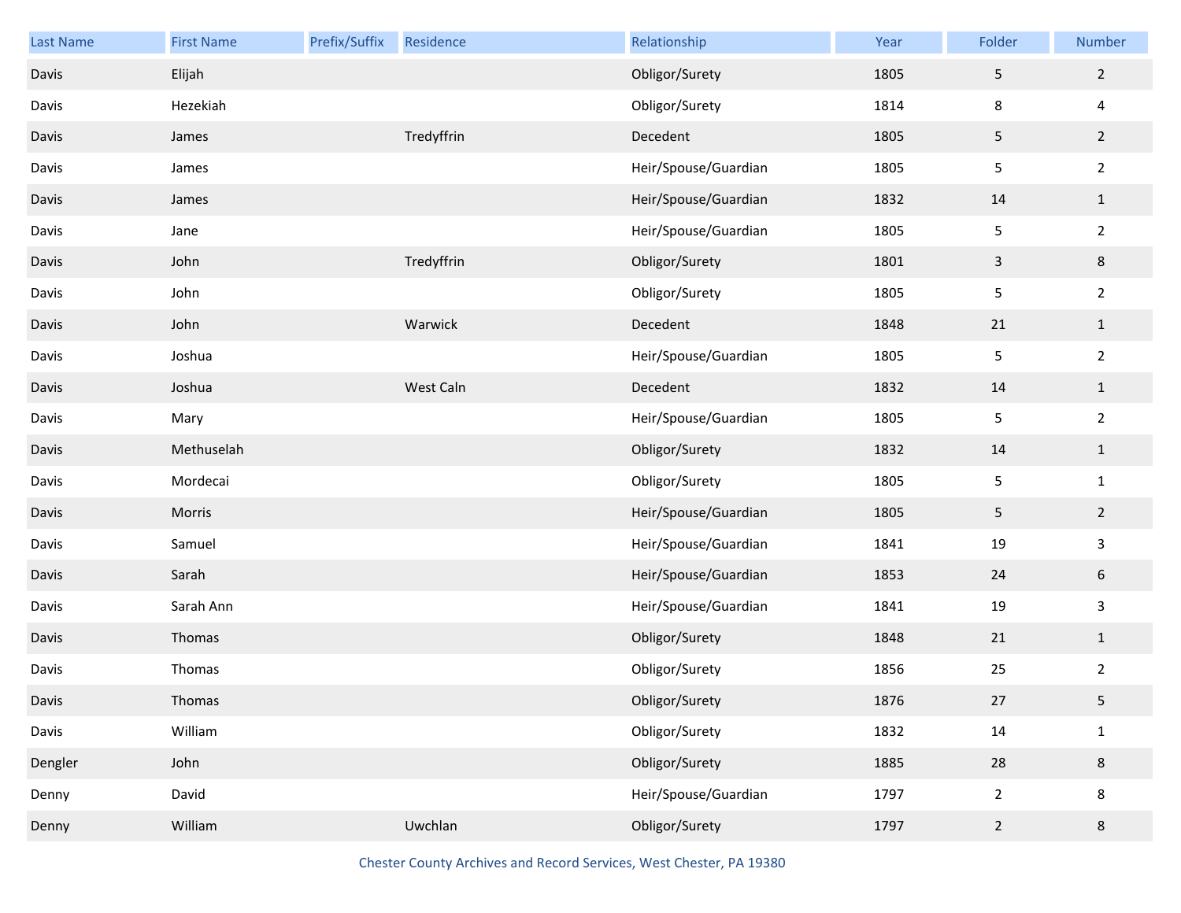| Last Name | First Name | Prefix/Suffix | Residence | Relationship | Year | Folder | Number |
|---|---|---|---|---|---|---|---|
| Davis | Elijah | | | Obligor/Surety | 1805 | 5 | 2 |
| Davis | Hezekiah | | | Obligor/Surety | 1814 | 8 | 4 |
| Davis | James | | Tredyffrin | Decedent | 1805 | 5 | 2 |
| Davis | James | | | Heir/Spouse/Guardian | 1805 | 5 | 2 |
| Davis | James | | | Heir/Spouse/Guardian | 1832 | 14 | 1 |
| Davis | Jane | | | Heir/Spouse/Guardian | 1805 | 5 | 2 |
| Davis | John | | Tredyffrin | Obligor/Surety | 1801 | 3 | 8 |
| Davis | John | | | Obligor/Surety | 1805 | 5 | 2 |
| Davis | John | | Warwick | Decedent | 1848 | 21 | 1 |
| Davis | Joshua | | | Heir/Spouse/Guardian | 1805 | 5 | 2 |
| Davis | Joshua | | West Caln | Decedent | 1832 | 14 | 1 |
| Davis | Mary | | | Heir/Spouse/Guardian | 1805 | 5 | 2 |
| Davis | Methuselah | | | Obligor/Surety | 1832 | 14 | 1 |
| Davis | Mordecai | | | Obligor/Surety | 1805 | 5 | 1 |
| Davis | Morris | | | Heir/Spouse/Guardian | 1805 | 5 | 2 |
| Davis | Samuel | | | Heir/Spouse/Guardian | 1841 | 19 | 3 |
| Davis | Sarah | | | Heir/Spouse/Guardian | 1853 | 24 | 6 |
| Davis | Sarah Ann | | | Heir/Spouse/Guardian | 1841 | 19 | 3 |
| Davis | Thomas | | | Obligor/Surety | 1848 | 21 | 1 |
| Davis | Thomas | | | Obligor/Surety | 1856 | 25 | 2 |
| Davis | Thomas | | | Obligor/Surety | 1876 | 27 | 5 |
| Davis | William | | | Obligor/Surety | 1832 | 14 | 1 |
| Dengler | John | | | Obligor/Surety | 1885 | 28 | 8 |
| Denny | David | | | Heir/Spouse/Guardian | 1797 | 2 | 8 |
| Denny | William | | Uwchlan | Obligor/Surety | 1797 | 2 | 8 |

Chester County Archives and Record Services, West Chester, PA 19380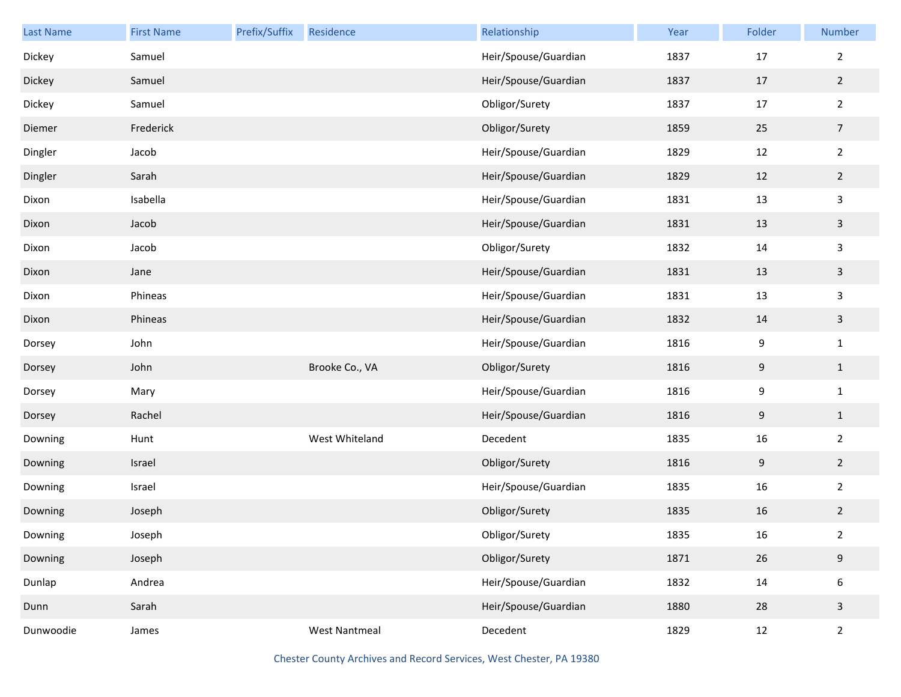| Last Name | First Name | Prefix/Suffix | Residence | Relationship | Year | Folder | Number |
|---|---|---|---|---|---|---|---|
| Dickey | Samuel | | | Heir/Spouse/Guardian | 1837 | 17 | 2 |
| Dickey | Samuel | | | Heir/Spouse/Guardian | 1837 | 17 | 2 |
| Dickey | Samuel | | | Obligor/Surety | 1837 | 17 | 2 |
| Diemer | Frederick | | | Obligor/Surety | 1859 | 25 | 7 |
| Dingler | Jacob | | | Heir/Spouse/Guardian | 1829 | 12 | 2 |
| Dingler | Sarah | | | Heir/Spouse/Guardian | 1829 | 12 | 2 |
| Dixon | Isabella | | | Heir/Spouse/Guardian | 1831 | 13 | 3 |
| Dixon | Jacob | | | Heir/Spouse/Guardian | 1831 | 13 | 3 |
| Dixon | Jacob | | | Obligor/Surety | 1832 | 14 | 3 |
| Dixon | Jane | | | Heir/Spouse/Guardian | 1831 | 13 | 3 |
| Dixon | Phineas | | | Heir/Spouse/Guardian | 1831 | 13 | 3 |
| Dixon | Phineas | | | Heir/Spouse/Guardian | 1832 | 14 | 3 |
| Dorsey | John | | | Heir/Spouse/Guardian | 1816 | 9 | 1 |
| Dorsey | John | | Brooke Co., VA | Obligor/Surety | 1816 | 9 | 1 |
| Dorsey | Mary | | | Heir/Spouse/Guardian | 1816 | 9 | 1 |
| Dorsey | Rachel | | | Heir/Spouse/Guardian | 1816 | 9 | 1 |
| Downing | Hunt | | West Whiteland | Decedent | 1835 | 16 | 2 |
| Downing | Israel | | | Obligor/Surety | 1816 | 9 | 2 |
| Downing | Israel | | | Heir/Spouse/Guardian | 1835 | 16 | 2 |
| Downing | Joseph | | | Obligor/Surety | 1835 | 16 | 2 |
| Downing | Joseph | | | Obligor/Surety | 1835 | 16 | 2 |
| Downing | Joseph | | | Obligor/Surety | 1871 | 26 | 9 |
| Dunlap | Andrea | | | Heir/Spouse/Guardian | 1832 | 14 | 6 |
| Dunn | Sarah | | | Heir/Spouse/Guardian | 1880 | 28 | 3 |
| Dunwoodie | James | | West Nantmeal | Decedent | 1829 | 12 | 2 |

Chester County Archives and Record Services, West Chester, PA 19380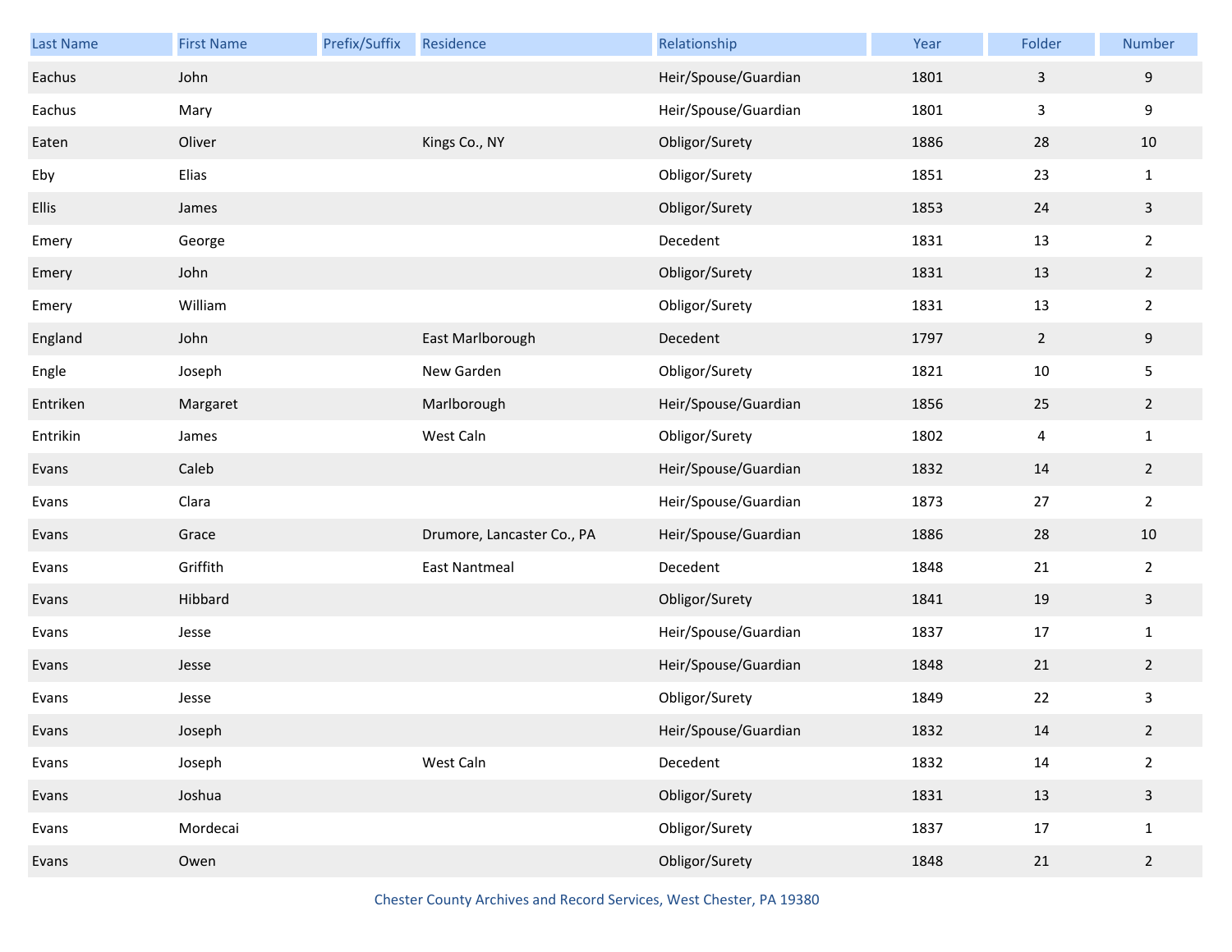| Last Name | First Name | Prefix/Suffix | Residence | Relationship | Year | Folder | Number |
|---|---|---|---|---|---|---|---|
| Eachus | John | | | Heir/Spouse/Guardian | 1801 | 3 | 9 |
| Eachus | Mary | | | Heir/Spouse/Guardian | 1801 | 3 | 9 |
| Eaten | Oliver | | Kings Co., NY | Obligor/Surety | 1886 | 28 | 10 |
| Eby | Elias | | | Obligor/Surety | 1851 | 23 | 1 |
| Ellis | James | | | Obligor/Surety | 1853 | 24 | 3 |
| Emery | George | | | Decedent | 1831 | 13 | 2 |
| Emery | John | | | Obligor/Surety | 1831 | 13 | 2 |
| Emery | William | | | Obligor/Surety | 1831 | 13 | 2 |
| England | John | | East Marlborough | Decedent | 1797 | 2 | 9 |
| Engle | Joseph | | New Garden | Obligor/Surety | 1821 | 10 | 5 |
| Entriken | Margaret | | Marlborough | Heir/Spouse/Guardian | 1856 | 25 | 2 |
| Entrikin | James | | West Caln | Obligor/Surety | 1802 | 4 | 1 |
| Evans | Caleb | | | Heir/Spouse/Guardian | 1832 | 14 | 2 |
| Evans | Clara | | | Heir/Spouse/Guardian | 1873 | 27 | 2 |
| Evans | Grace | | Drumore, Lancaster Co., PA | Heir/Spouse/Guardian | 1886 | 28 | 10 |
| Evans | Griffith | | East Nantmeal | Decedent | 1848 | 21 | 2 |
| Evans | Hibbard | | | Obligor/Surety | 1841 | 19 | 3 |
| Evans | Jesse | | | Heir/Spouse/Guardian | 1837 | 17 | 1 |
| Evans | Jesse | | | Heir/Spouse/Guardian | 1848 | 21 | 2 |
| Evans | Jesse | | | Obligor/Surety | 1849 | 22 | 3 |
| Evans | Joseph | | | Heir/Spouse/Guardian | 1832 | 14 | 2 |
| Evans | Joseph | | West Caln | Decedent | 1832 | 14 | 2 |
| Evans | Joshua | | | Obligor/Surety | 1831 | 13 | 3 |
| Evans | Mordecai | | | Obligor/Surety | 1837 | 17 | 1 |
| Evans | Owen | | | Obligor/Surety | 1848 | 21 | 2 |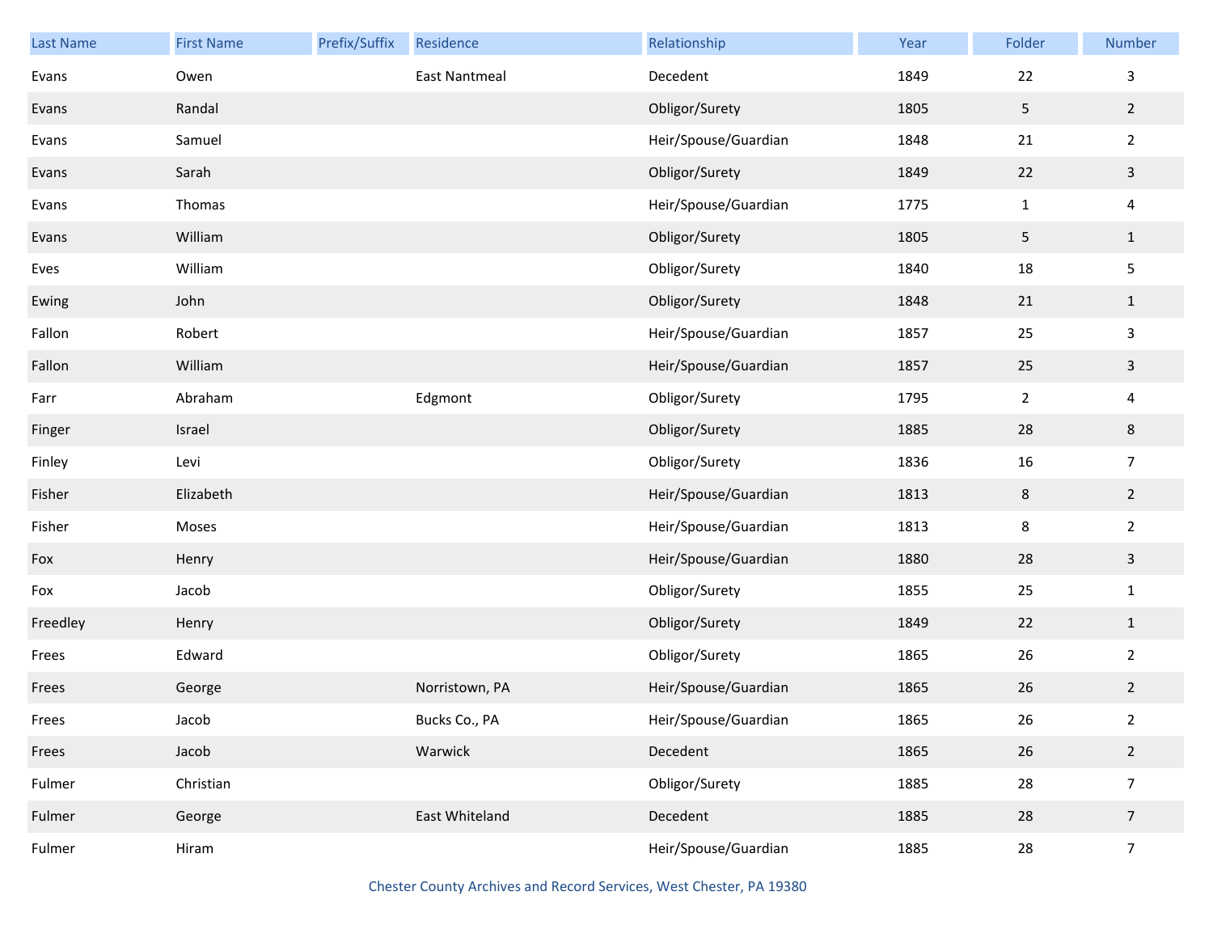| Last Name | First Name | Prefix/Suffix | Residence | Relationship | Year | Folder | Number |
|---|---|---|---|---|---|---|---|
| Evans | Owen | | East Nantmeal | Decedent | 1849 | 22 | 3 |
| Evans | Randal | | | Obligor/Surety | 1805 | 5 | 2 |
| Evans | Samuel | | | Heir/Spouse/Guardian | 1848 | 21 | 2 |
| Evans | Sarah | | | Obligor/Surety | 1849 | 22 | 3 |
| Evans | Thomas | | | Heir/Spouse/Guardian | 1775 | 1 | 4 |
| Evans | William | | | Obligor/Surety | 1805 | 5 | 1 |
| Eves | William | | | Obligor/Surety | 1840 | 18 | 5 |
| Ewing | John | | | Obligor/Surety | 1848 | 21 | 1 |
| Fallon | Robert | | | Heir/Spouse/Guardian | 1857 | 25 | 3 |
| Fallon | William | | | Heir/Spouse/Guardian | 1857 | 25 | 3 |
| Farr | Abraham | | Edgmont | Obligor/Surety | 1795 | 2 | 4 |
| Finger | Israel | | | Obligor/Surety | 1885 | 28 | 8 |
| Finley | Levi | | | Obligor/Surety | 1836 | 16 | 7 |
| Fisher | Elizabeth | | | Heir/Spouse/Guardian | 1813 | 8 | 2 |
| Fisher | Moses | | | Heir/Spouse/Guardian | 1813 | 8 | 2 |
| Fox | Henry | | | Heir/Spouse/Guardian | 1880 | 28 | 3 |
| Fox | Jacob | | | Obligor/Surety | 1855 | 25 | 1 |
| Freedley | Henry | | | Obligor/Surety | 1849 | 22 | 1 |
| Frees | Edward | | | Obligor/Surety | 1865 | 26 | 2 |
| Frees | George | | Norristown, PA | Heir/Spouse/Guardian | 1865 | 26 | 2 |
| Frees | Jacob | | Bucks Co., PA | Heir/Spouse/Guardian | 1865 | 26 | 2 |
| Frees | Jacob | | Warwick | Decedent | 1865 | 26 | 2 |
| Fulmer | Christian | | | Obligor/Surety | 1885 | 28 | 7 |
| Fulmer | George | | East Whiteland | Decedent | 1885 | 28 | 7 |
| Fulmer | Hiram | | | Heir/Spouse/Guardian | 1885 | 28 | 7 |

Chester County Archives and Record Services, West Chester, PA 19380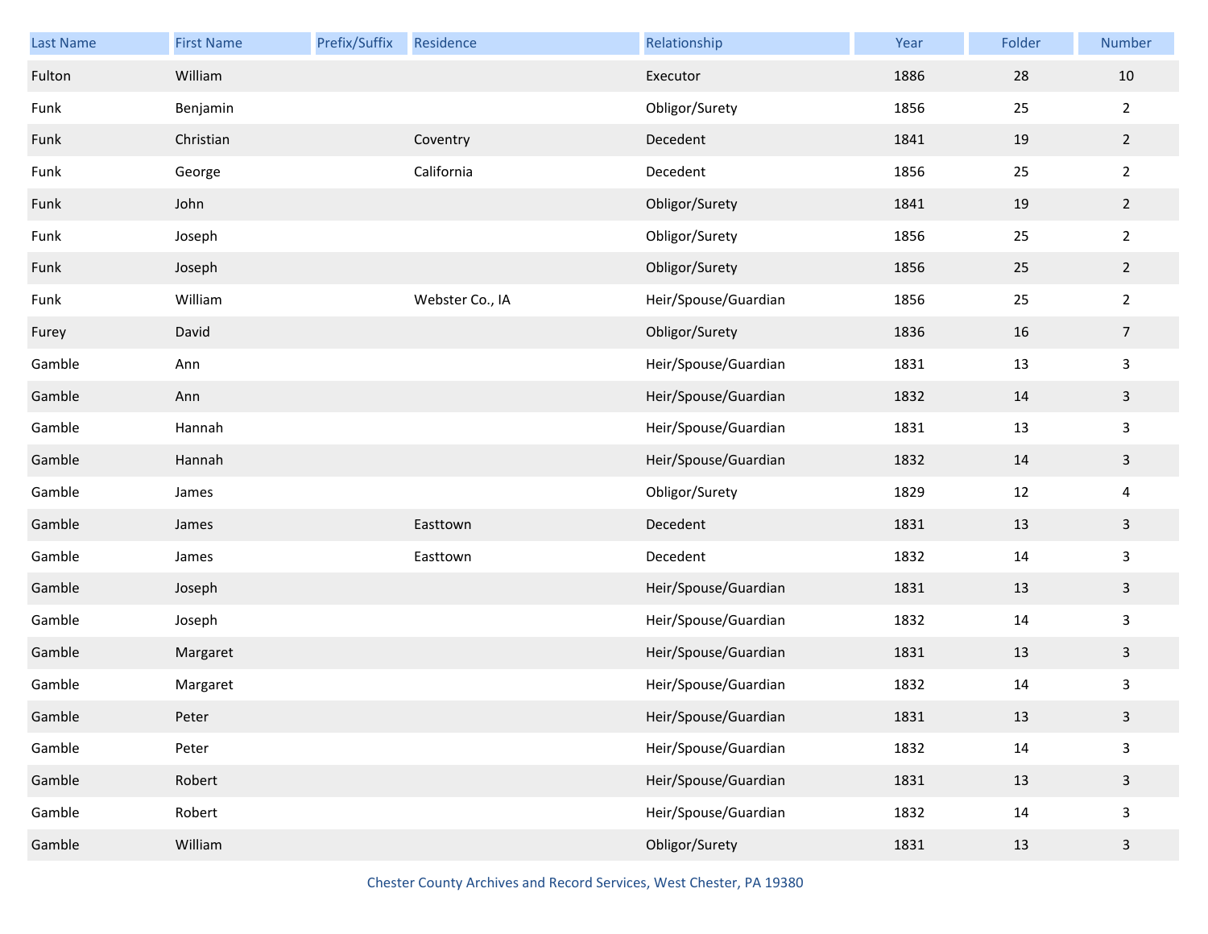| Last Name | First Name | Prefix/Suffix | Residence | Relationship | Year | Folder | Number |
|---|---|---|---|---|---|---|---|
| Fulton | William | | | Executor | 1886 | 28 | 10 |
| Funk | Benjamin | | | Obligor/Surety | 1856 | 25 | 2 |
| Funk | Christian | | Coventry | Decedent | 1841 | 19 | 2 |
| Funk | George | | California | Decedent | 1856 | 25 | 2 |
| Funk | John | | | Obligor/Surety | 1841 | 19 | 2 |
| Funk | Joseph | | | Obligor/Surety | 1856 | 25 | 2 |
| Funk | Joseph | | | Obligor/Surety | 1856 | 25 | 2 |
| Funk | William | | Webster Co., IA | Heir/Spouse/Guardian | 1856 | 25 | 2 |
| Furey | David | | | Obligor/Surety | 1836 | 16 | 7 |
| Gamble | Ann | | | Heir/Spouse/Guardian | 1831 | 13 | 3 |
| Gamble | Ann | | | Heir/Spouse/Guardian | 1832 | 14 | 3 |
| Gamble | Hannah | | | Heir/Spouse/Guardian | 1831 | 13 | 3 |
| Gamble | Hannah | | | Heir/Spouse/Guardian | 1832 | 14 | 3 |
| Gamble | James | | | Obligor/Surety | 1829 | 12 | 4 |
| Gamble | James | | Easttown | Decedent | 1831 | 13 | 3 |
| Gamble | James | | Easttown | Decedent | 1832 | 14 | 3 |
| Gamble | Joseph | | | Heir/Spouse/Guardian | 1831 | 13 | 3 |
| Gamble | Joseph | | | Heir/Spouse/Guardian | 1832 | 14 | 3 |
| Gamble | Margaret | | | Heir/Spouse/Guardian | 1831 | 13 | 3 |
| Gamble | Margaret | | | Heir/Spouse/Guardian | 1832 | 14 | 3 |
| Gamble | Peter | | | Heir/Spouse/Guardian | 1831 | 13 | 3 |
| Gamble | Peter | | | Heir/Spouse/Guardian | 1832 | 14 | 3 |
| Gamble | Robert | | | Heir/Spouse/Guardian | 1831 | 13 | 3 |
| Gamble | Robert | | | Heir/Spouse/Guardian | 1832 | 14 | 3 |
| Gamble | William | | | Obligor/Surety | 1831 | 13 | 3 |

Chester County Archives and Record Services, West Chester, PA 19380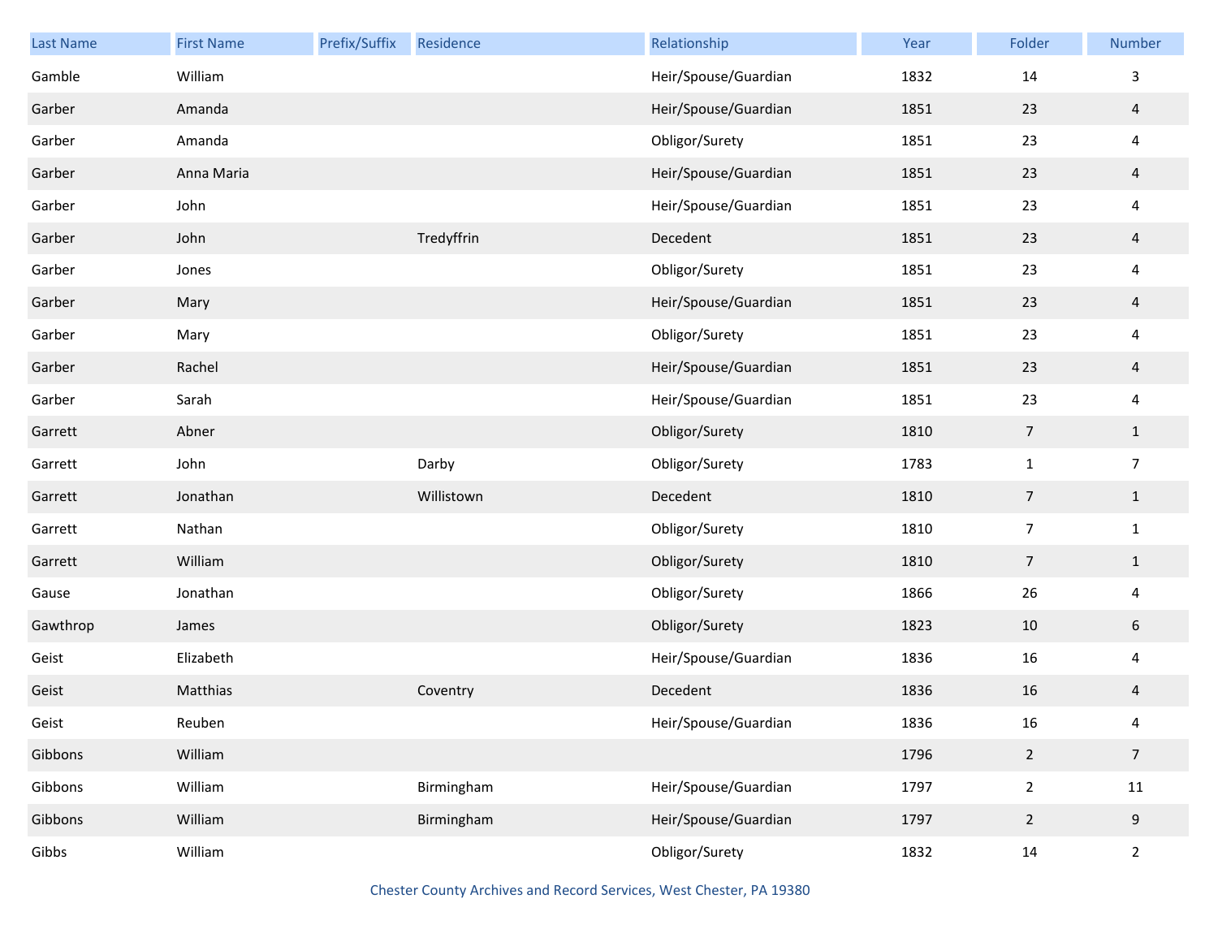| Last Name | First Name | Prefix/Suffix | Residence | Relationship | Year | Folder | Number |
| --- | --- | --- | --- | --- | --- | --- | --- |
| Gamble | William | | | Heir/Spouse/Guardian | 1832 | 14 | 3 |
| Garber | Amanda | | | Heir/Spouse/Guardian | 1851 | 23 | 4 |
| Garber | Amanda | | | Obligor/Surety | 1851 | 23 | 4 |
| Garber | Anna Maria | | | Heir/Spouse/Guardian | 1851 | 23 | 4 |
| Garber | John | | | Heir/Spouse/Guardian | 1851 | 23 | 4 |
| Garber | John | | Tredyffrin | Decedent | 1851 | 23 | 4 |
| Garber | Jones | | | Obligor/Surety | 1851 | 23 | 4 |
| Garber | Mary | | | Heir/Spouse/Guardian | 1851 | 23 | 4 |
| Garber | Mary | | | Obligor/Surety | 1851 | 23 | 4 |
| Garber | Rachel | | | Heir/Spouse/Guardian | 1851 | 23 | 4 |
| Garber | Sarah | | | Heir/Spouse/Guardian | 1851 | 23 | 4 |
| Garrett | Abner | | | Obligor/Surety | 1810 | 7 | 1 |
| Garrett | John | | Darby | Obligor/Surety | 1783 | 1 | 7 |
| Garrett | Jonathan | | Willistown | Decedent | 1810 | 7 | 1 |
| Garrett | Nathan | | | Obligor/Surety | 1810 | 7 | 1 |
| Garrett | William | | | Obligor/Surety | 1810 | 7 | 1 |
| Gause | Jonathan | | | Obligor/Surety | 1866 | 26 | 4 |
| Gawthrop | James | | | Obligor/Surety | 1823 | 10 | 6 |
| Geist | Elizabeth | | | Heir/Spouse/Guardian | 1836 | 16 | 4 |
| Geist | Matthias | | Coventry | Decedent | 1836 | 16 | 4 |
| Geist | Reuben | | | Heir/Spouse/Guardian | 1836 | 16 | 4 |
| Gibbons | William | | | | 1796 | 2 | 7 |
| Gibbons | William | | Birmingham | Heir/Spouse/Guardian | 1797 | 2 | 11 |
| Gibbons | William | | Birmingham | Heir/Spouse/Guardian | 1797 | 2 | 9 |
| Gibbs | William | | | Obligor/Surety | 1832 | 14 | 2 |

Chester County Archives and Record Services, West Chester, PA 19380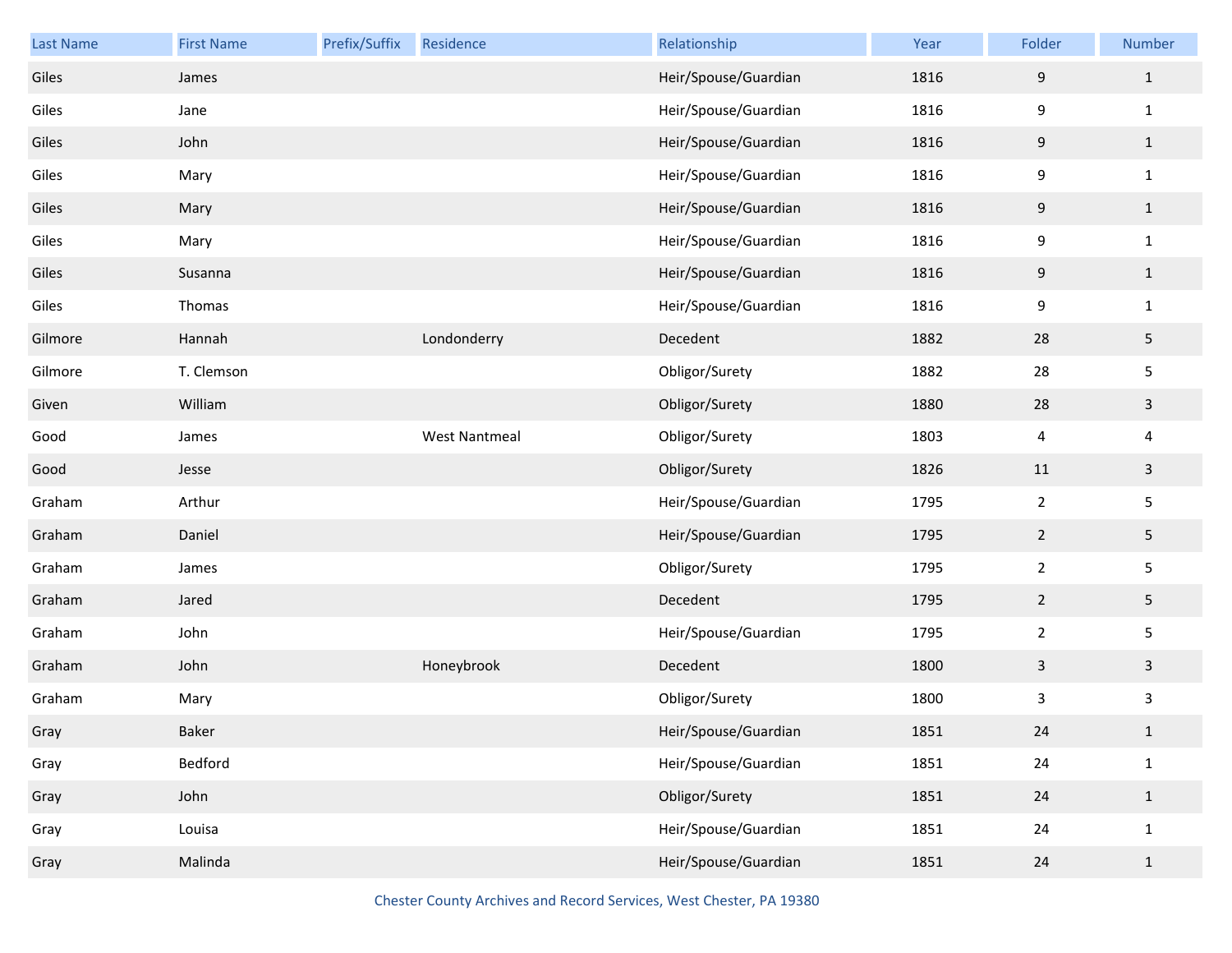| Last Name | First Name | Prefix/Suffix | Residence | Relationship | Year | Folder | Number |
|---|---|---|---|---|---|---|---|
| Giles | James | | | Heir/Spouse/Guardian | 1816 | 9 | 1 |
| Giles | Jane | | | Heir/Spouse/Guardian | 1816 | 9 | 1 |
| Giles | John | | | Heir/Spouse/Guardian | 1816 | 9 | 1 |
| Giles | Mary | | | Heir/Spouse/Guardian | 1816 | 9 | 1 |
| Giles | Mary | | | Heir/Spouse/Guardian | 1816 | 9 | 1 |
| Giles | Mary | | | Heir/Spouse/Guardian | 1816 | 9 | 1 |
| Giles | Susanna | | | Heir/Spouse/Guardian | 1816 | 9 | 1 |
| Giles | Thomas | | | Heir/Spouse/Guardian | 1816 | 9 | 1 |
| Gilmore | Hannah | | Londonderry | Decedent | 1882 | 28 | 5 |
| Gilmore | T. Clemson | | | Obligor/Surety | 1882 | 28 | 5 |
| Given | William | | | Obligor/Surety | 1880 | 28 | 3 |
| Good | James | | West Nantmeal | Obligor/Surety | 1803 | 4 | 4 |
| Good | Jesse | | | Obligor/Surety | 1826 | 11 | 3 |
| Graham | Arthur | | | Heir/Spouse/Guardian | 1795 | 2 | 5 |
| Graham | Daniel | | | Heir/Spouse/Guardian | 1795 | 2 | 5 |
| Graham | James | | | Obligor/Surety | 1795 | 2 | 5 |
| Graham | Jared | | | Decedent | 1795 | 2 | 5 |
| Graham | John | | | Heir/Spouse/Guardian | 1795 | 2 | 5 |
| Graham | John | | Honeybrook | Decedent | 1800 | 3 | 3 |
| Graham | Mary | | | Obligor/Surety | 1800 | 3 | 3 |
| Gray | Baker | | | Heir/Spouse/Guardian | 1851 | 24 | 1 |
| Gray | Bedford | | | Heir/Spouse/Guardian | 1851 | 24 | 1 |
| Gray | John | | | Obligor/Surety | 1851 | 24 | 1 |
| Gray | Louisa | | | Heir/Spouse/Guardian | 1851 | 24 | 1 |
| Gray | Malinda | | | Heir/Spouse/Guardian | 1851 | 24 | 1 |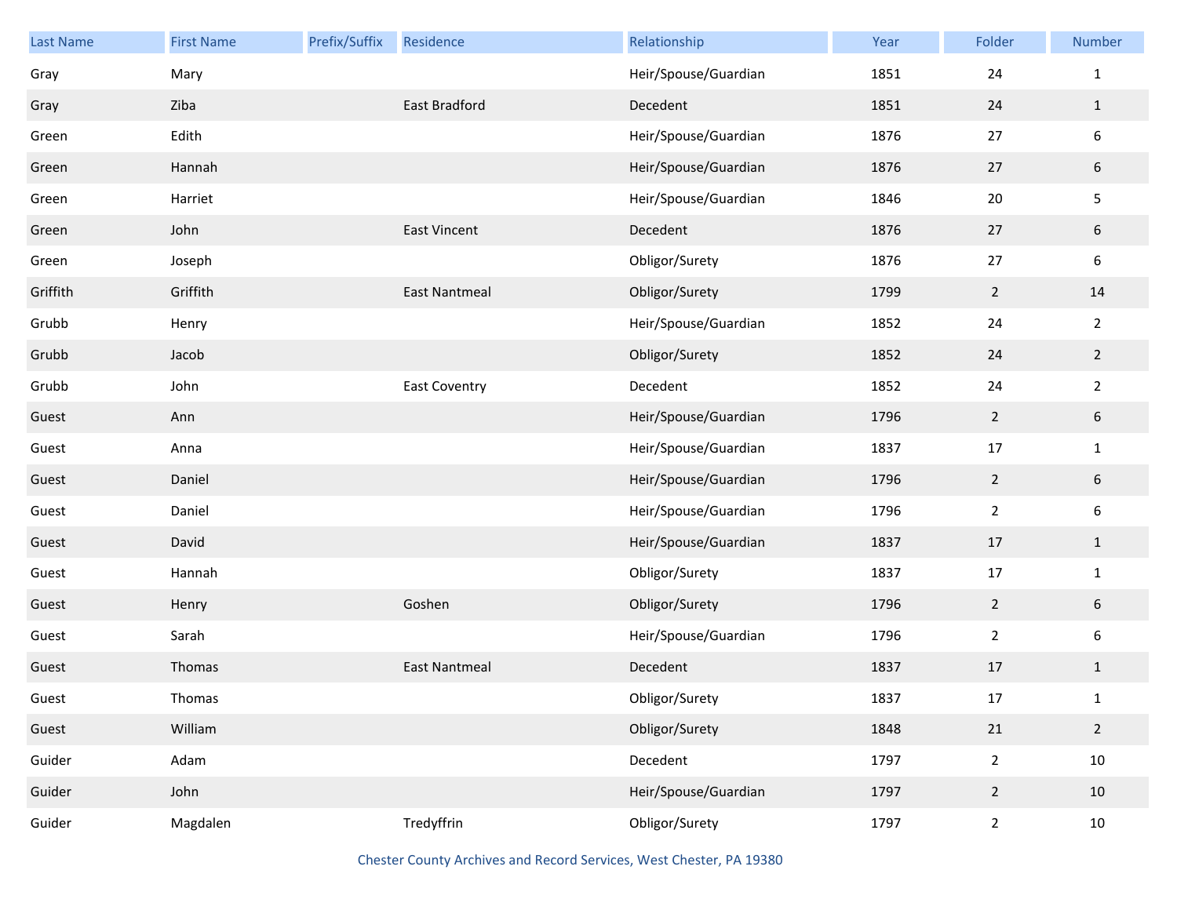| Last Name | First Name | Prefix/Suffix | Residence | Relationship | Year | Folder | Number |
|---|---|---|---|---|---|---|---|
| Gray | Mary | | | Heir/Spouse/Guardian | 1851 | 24 | 1 |
| Gray | Ziba | | East Bradford | Decedent | 1851 | 24 | 1 |
| Green | Edith | | | Heir/Spouse/Guardian | 1876 | 27 | 6 |
| Green | Hannah | | | Heir/Spouse/Guardian | 1876 | 27 | 6 |
| Green | Harriet | | | Heir/Spouse/Guardian | 1846 | 20 | 5 |
| Green | John | | East Vincent | Decedent | 1876 | 27 | 6 |
| Green | Joseph | | | Obligor/Surety | 1876 | 27 | 6 |
| Griffith | Griffith | | East Nantmeal | Obligor/Surety | 1799 | 2 | 14 |
| Grubb | Henry | | | Heir/Spouse/Guardian | 1852 | 24 | 2 |
| Grubb | Jacob | | | Obligor/Surety | 1852 | 24 | 2 |
| Grubb | John | | East Coventry | Decedent | 1852 | 24 | 2 |
| Guest | Ann | | | Heir/Spouse/Guardian | 1796 | 2 | 6 |
| Guest | Anna | | | Heir/Spouse/Guardian | 1837 | 17 | 1 |
| Guest | Daniel | | | Heir/Spouse/Guardian | 1796 | 2 | 6 |
| Guest | Daniel | | | Heir/Spouse/Guardian | 1796 | 2 | 6 |
| Guest | David | | | Heir/Spouse/Guardian | 1837 | 17 | 1 |
| Guest | Hannah | | | Obligor/Surety | 1837 | 17 | 1 |
| Guest | Henry | | Goshen | Obligor/Surety | 1796 | 2 | 6 |
| Guest | Sarah | | | Heir/Spouse/Guardian | 1796 | 2 | 6 |
| Guest | Thomas | | East Nantmeal | Decedent | 1837 | 17 | 1 |
| Guest | Thomas | | | Obligor/Surety | 1837 | 17 | 1 |
| Guest | William | | | Obligor/Surety | 1848 | 21 | 2 |
| Guider | Adam | | | Decedent | 1797 | 2 | 10 |
| Guider | John | | | Heir/Spouse/Guardian | 1797 | 2 | 10 |
| Guider | Magdalen | | Tredyffrin | Obligor/Surety | 1797 | 2 | 10 |

Chester County Archives and Record Services, West Chester, PA 19380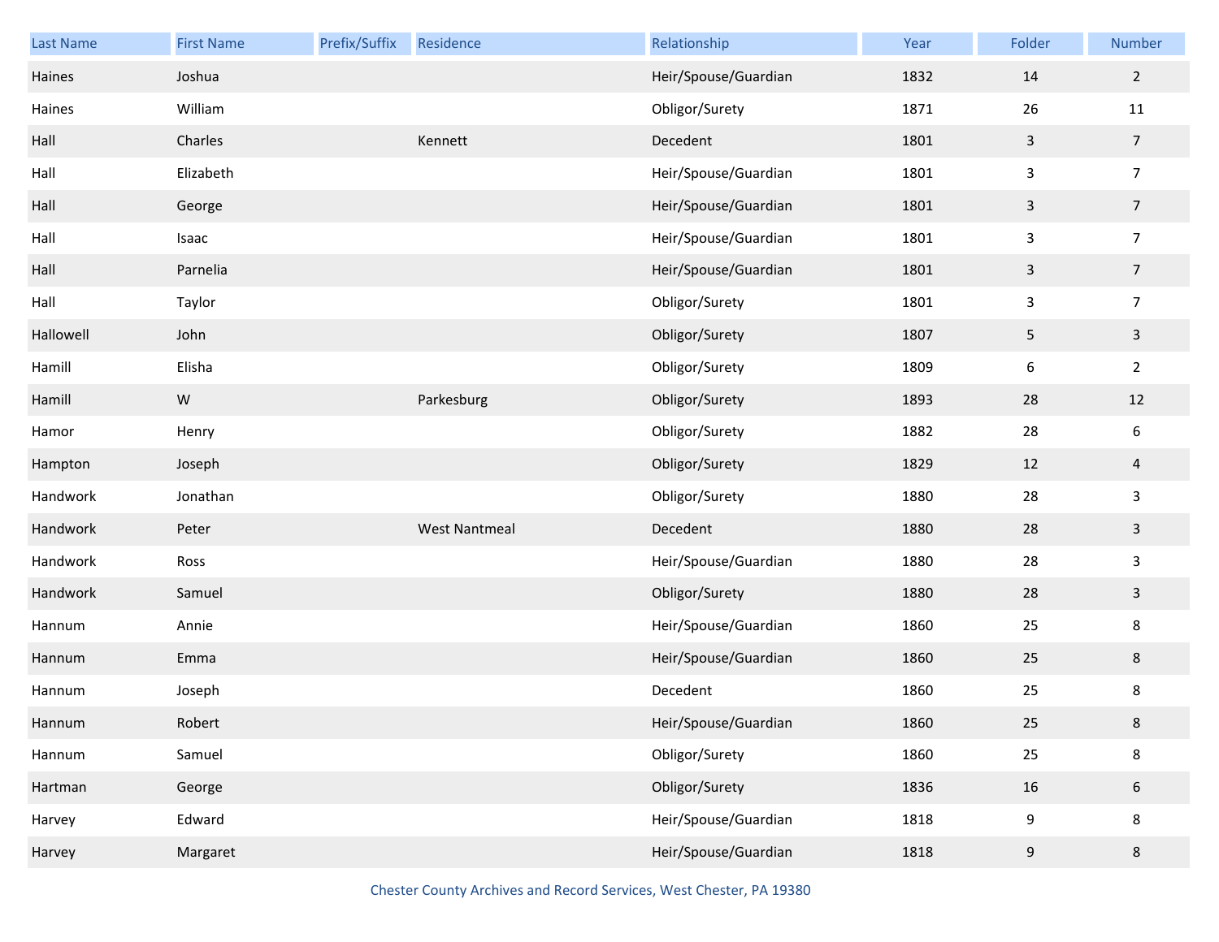| Last Name | First Name | Prefix/Suffix | Residence | Relationship | Year | Folder | Number |
|---|---|---|---|---|---|---|---|
| Haines | Joshua | | | Heir/Spouse/Guardian | 1832 | 14 | 2 |
| Haines | William | | | Obligor/Surety | 1871 | 26 | 11 |
| Hall | Charles | | Kennett | Decedent | 1801 | 3 | 7 |
| Hall | Elizabeth | | | Heir/Spouse/Guardian | 1801 | 3 | 7 |
| Hall | George | | | Heir/Spouse/Guardian | 1801 | 3 | 7 |
| Hall | Isaac | | | Heir/Spouse/Guardian | 1801 | 3 | 7 |
| Hall | Parnelia | | | Heir/Spouse/Guardian | 1801 | 3 | 7 |
| Hall | Taylor | | | Obligor/Surety | 1801 | 3 | 7 |
| Hallowell | John | | | Obligor/Surety | 1807 | 5 | 3 |
| Hamill | Elisha | | | Obligor/Surety | 1809 | 6 | 2 |
| Hamill | W | | Parkesburg | Obligor/Surety | 1893 | 28 | 12 |
| Hamor | Henry | | | Obligor/Surety | 1882 | 28 | 6 |
| Hampton | Joseph | | | Obligor/Surety | 1829 | 12 | 4 |
| Handwork | Jonathan | | | Obligor/Surety | 1880 | 28 | 3 |
| Handwork | Peter | | West Nantmeal | Decedent | 1880 | 28 | 3 |
| Handwork | Ross | | | Heir/Spouse/Guardian | 1880 | 28 | 3 |
| Handwork | Samuel | | | Obligor/Surety | 1880 | 28 | 3 |
| Hannum | Annie | | | Heir/Spouse/Guardian | 1860 | 25 | 8 |
| Hannum | Emma | | | Heir/Spouse/Guardian | 1860 | 25 | 8 |
| Hannum | Joseph | | | Decedent | 1860 | 25 | 8 |
| Hannum | Robert | | | Heir/Spouse/Guardian | 1860 | 25 | 8 |
| Hannum | Samuel | | | Obligor/Surety | 1860 | 25 | 8 |
| Hartman | George | | | Obligor/Surety | 1836 | 16 | 6 |
| Harvey | Edward | | | Heir/Spouse/Guardian | 1818 | 9 | 8 |
| Harvey | Margaret | | | Heir/Spouse/Guardian | 1818 | 9 | 8 |

Chester County Archives and Record Services, West Chester, PA 19380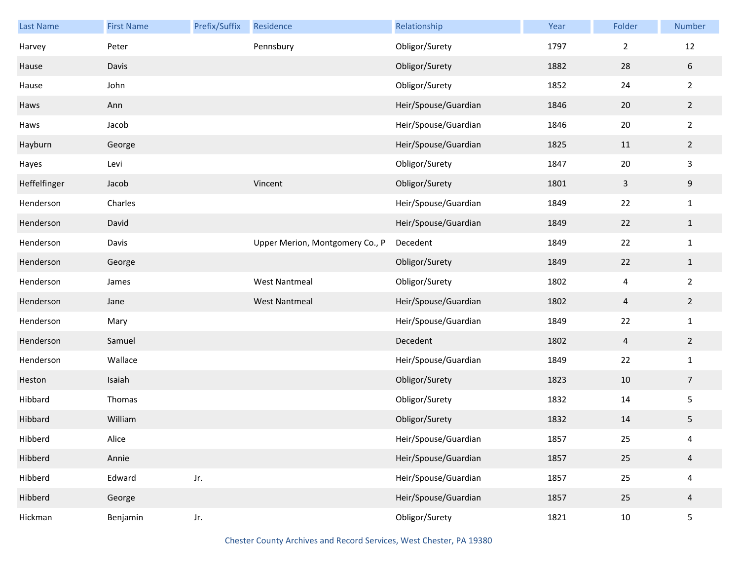| Last Name | First Name | Prefix/Suffix | Residence | Relationship | Year | Folder | Number |
|---|---|---|---|---|---|---|---|
| Harvey | Peter | | Pennsbury | Obligor/Surety | 1797 | 2 | 12 |
| Hause | Davis | | | Obligor/Surety | 1882 | 28 | 6 |
| Hause | John | | | Obligor/Surety | 1852 | 24 | 2 |
| Haws | Ann | | | Heir/Spouse/Guardian | 1846 | 20 | 2 |
| Haws | Jacob | | | Heir/Spouse/Guardian | 1846 | 20 | 2 |
| Hayburn | George | | | Heir/Spouse/Guardian | 1825 | 11 | 2 |
| Hayes | Levi | | | Obligor/Surety | 1847 | 20 | 3 |
| Heffelfinger | Jacob | | Vincent | Obligor/Surety | 1801 | 3 | 9 |
| Henderson | Charles | | | Heir/Spouse/Guardian | 1849 | 22 | 1 |
| Henderson | David | | | Heir/Spouse/Guardian | 1849 | 22 | 1 |
| Henderson | Davis | | Upper Merion, Montgomery Co., P | Decedent | 1849 | 22 | 1 |
| Henderson | George | | | Obligor/Surety | 1849 | 22 | 1 |
| Henderson | James | | West Nantmeal | Obligor/Surety | 1802 | 4 | 2 |
| Henderson | Jane | | West Nantmeal | Heir/Spouse/Guardian | 1802 | 4 | 2 |
| Henderson | Mary | | | Heir/Spouse/Guardian | 1849 | 22 | 1 |
| Henderson | Samuel | | | Decedent | 1802 | 4 | 2 |
| Henderson | Wallace | | | Heir/Spouse/Guardian | 1849 | 22 | 1 |
| Heston | Isaiah | | | Obligor/Surety | 1823 | 10 | 7 |
| Hibbard | Thomas | | | Obligor/Surety | 1832 | 14 | 5 |
| Hibbard | William | | | Obligor/Surety | 1832 | 14 | 5 |
| Hibberd | Alice | | | Heir/Spouse/Guardian | 1857 | 25 | 4 |
| Hibberd | Annie | | | Heir/Spouse/Guardian | 1857 | 25 | 4 |
| Hibberd | Edward | Jr. | | Heir/Spouse/Guardian | 1857 | 25 | 4 |
| Hibberd | George | | | Heir/Spouse/Guardian | 1857 | 25 | 4 |
| Hickman | Benjamin | Jr. | | Obligor/Surety | 1821 | 10 | 5 |

Chester County Archives and Record Services, West Chester, PA 19380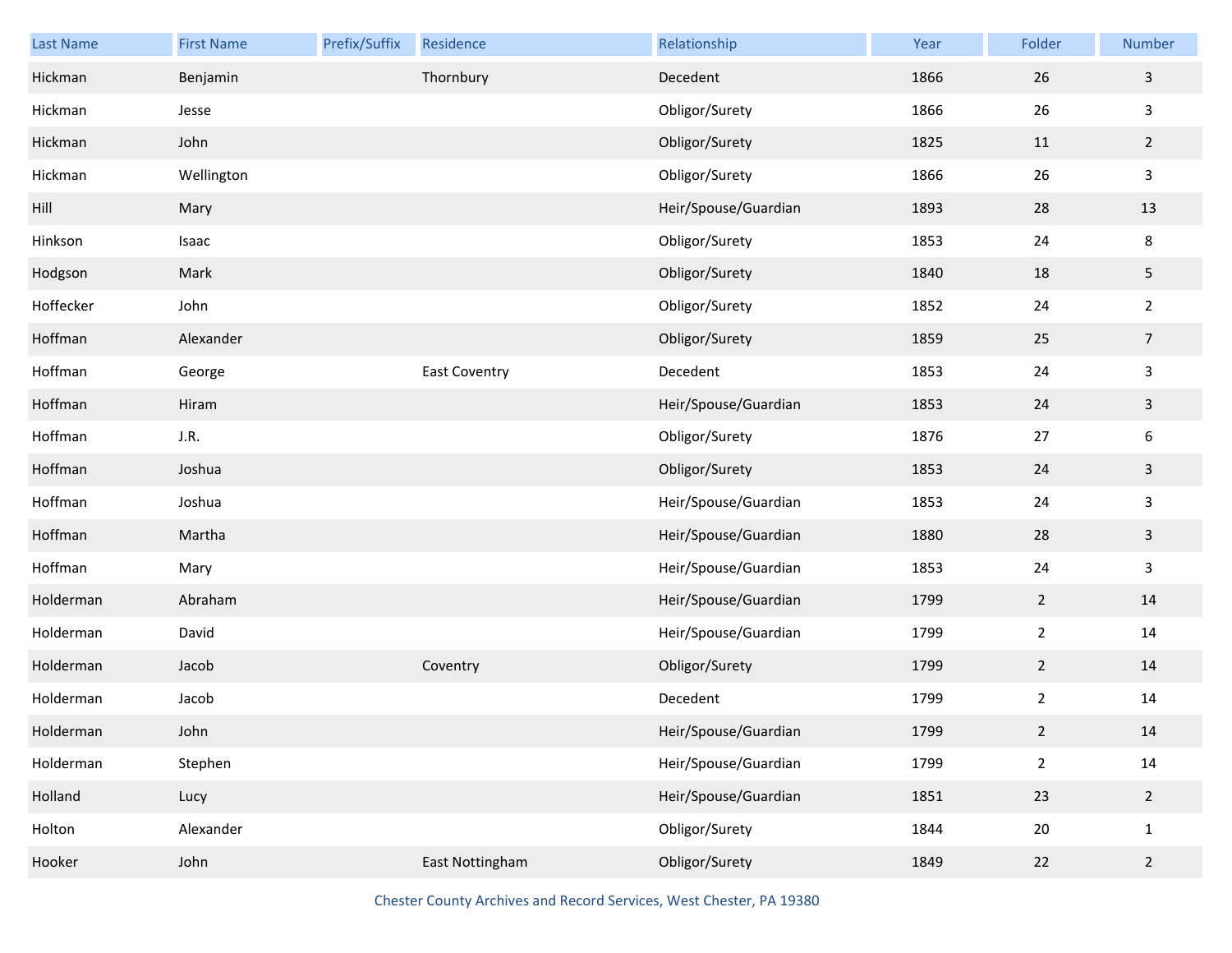| Last Name | First Name | Prefix/Suffix | Residence | Relationship | Year | Folder | Number |
|---|---|---|---|---|---|---|---|
| Hickman | Benjamin | | Thornbury | Decedent | 1866 | 26 | 3 |
| Hickman | Jesse | | | Obligor/Surety | 1866 | 26 | 3 |
| Hickman | John | | | Obligor/Surety | 1825 | 11 | 2 |
| Hickman | Wellington | | | Obligor/Surety | 1866 | 26 | 3 |
| Hill | Mary | | | Heir/Spouse/Guardian | 1893 | 28 | 13 |
| Hinkson | Isaac | | | Obligor/Surety | 1853 | 24 | 8 |
| Hodgson | Mark | | | Obligor/Surety | 1840 | 18 | 5 |
| Hoffecker | John | | | Obligor/Surety | 1852 | 24 | 2 |
| Hoffman | Alexander | | | Obligor/Surety | 1859 | 25 | 7 |
| Hoffman | George | | East Coventry | Decedent | 1853 | 24 | 3 |
| Hoffman | Hiram | | | Heir/Spouse/Guardian | 1853 | 24 | 3 |
| Hoffman | J.R. | | | Obligor/Surety | 1876 | 27 | 6 |
| Hoffman | Joshua | | | Obligor/Surety | 1853 | 24 | 3 |
| Hoffman | Joshua | | | Heir/Spouse/Guardian | 1853 | 24 | 3 |
| Hoffman | Martha | | | Heir/Spouse/Guardian | 1880 | 28 | 3 |
| Hoffman | Mary | | | Heir/Spouse/Guardian | 1853 | 24 | 3 |
| Holderman | Abraham | | | Heir/Spouse/Guardian | 1799 | 2 | 14 |
| Holderman | David | | | Heir/Spouse/Guardian | 1799 | 2 | 14 |
| Holderman | Jacob | | Coventry | Obligor/Surety | 1799 | 2 | 14 |
| Holderman | Jacob | | | Decedent | 1799 | 2 | 14 |
| Holderman | John | | | Heir/Spouse/Guardian | 1799 | 2 | 14 |
| Holderman | Stephen | | | Heir/Spouse/Guardian | 1799 | 2 | 14 |
| Holland | Lucy | | | Heir/Spouse/Guardian | 1851 | 23 | 2 |
| Holton | Alexander | | | Obligor/Surety | 1844 | 20 | 1 |
| Hooker | John | | East Nottingham | Obligor/Surety | 1849 | 22 | 2 |

Chester County Archives and Record Services, West Chester, PA 19380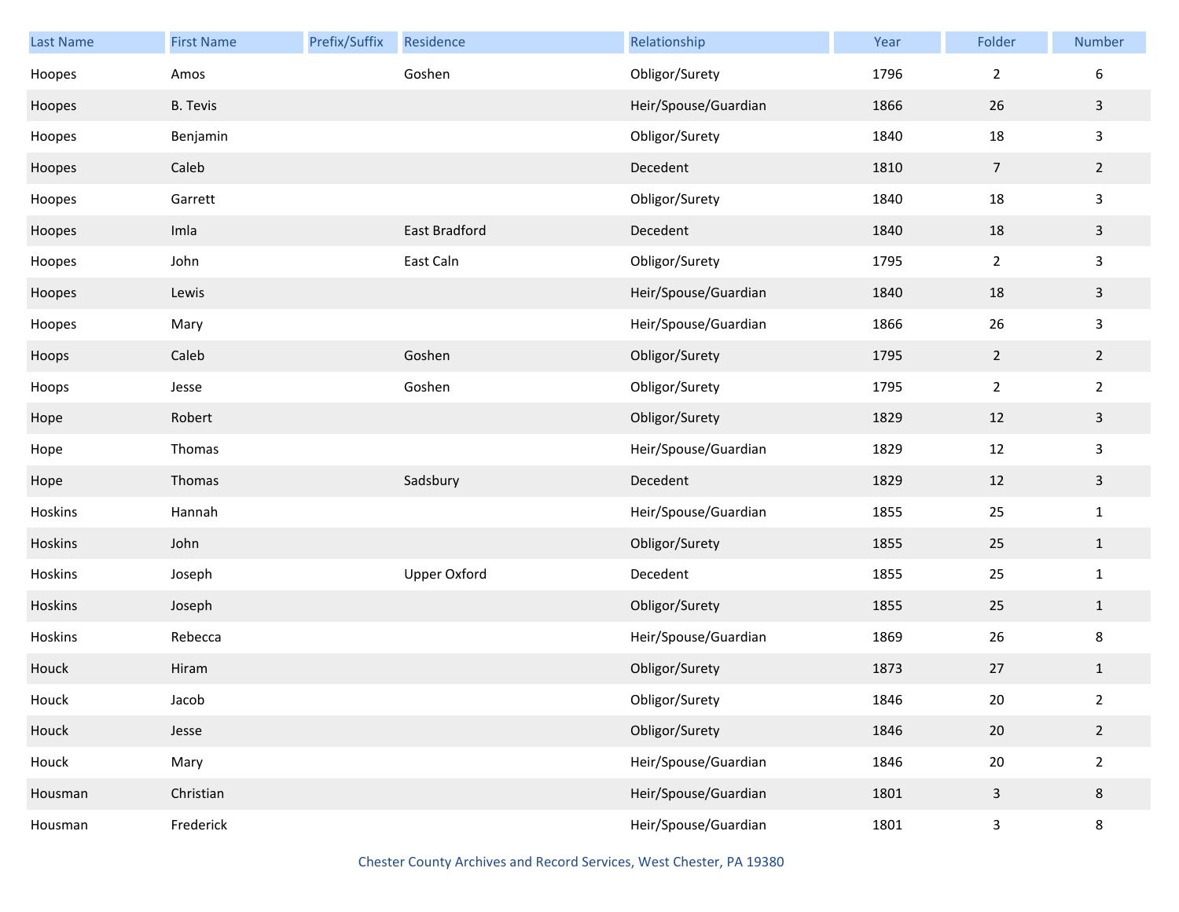| Last Name | First Name | Prefix/Suffix | Residence | Relationship | Year | Folder | Number |
|---|---|---|---|---|---|---|---|
| Hoopes | Amos | | Goshen | Obligor/Surety | 1796 | 2 | 6 |
| Hoopes | B. Tevis | | | Heir/Spouse/Guardian | 1866 | 26 | 3 |
| Hoopes | Benjamin | | | Obligor/Surety | 1840 | 18 | 3 |
| Hoopes | Caleb | | | Decedent | 1810 | 7 | 2 |
| Hoopes | Garrett | | | Obligor/Surety | 1840 | 18 | 3 |
| Hoopes | Imla | | East Bradford | Decedent | 1840 | 18 | 3 |
| Hoopes | John | | East Caln | Obligor/Surety | 1795 | 2 | 3 |
| Hoopes | Lewis | | | Heir/Spouse/Guardian | 1840 | 18 | 3 |
| Hoopes | Mary | | | Heir/Spouse/Guardian | 1866 | 26 | 3 |
| Hoops | Caleb | | Goshen | Obligor/Surety | 1795 | 2 | 2 |
| Hoops | Jesse | | Goshen | Obligor/Surety | 1795 | 2 | 2 |
| Hope | Robert | | | Obligor/Surety | 1829 | 12 | 3 |
| Hope | Thomas | | | Heir/Spouse/Guardian | 1829 | 12 | 3 |
| Hope | Thomas | | Sadsbury | Decedent | 1829 | 12 | 3 |
| Hoskins | Hannah | | | Heir/Spouse/Guardian | 1855 | 25 | 1 |
| Hoskins | John | | | Obligor/Surety | 1855 | 25 | 1 |
| Hoskins | Joseph | | Upper Oxford | Decedent | 1855 | 25 | 1 |
| Hoskins | Joseph | | | Obligor/Surety | 1855 | 25 | 1 |
| Hoskins | Rebecca | | | Heir/Spouse/Guardian | 1869 | 26 | 8 |
| Houck | Hiram | | | Obligor/Surety | 1873 | 27 | 1 |
| Houck | Jacob | | | Obligor/Surety | 1846 | 20 | 2 |
| Houck | Jesse | | | Obligor/Surety | 1846 | 20 | 2 |
| Houck | Mary | | | Heir/Spouse/Guardian | 1846 | 20 | 2 |
| Housman | Christian | | | Heir/Spouse/Guardian | 1801 | 3 | 8 |
| Housman | Frederick | | | Heir/Spouse/Guardian | 1801 | 3 | 8 |

Chester County Archives and Record Services, West Chester, PA 19380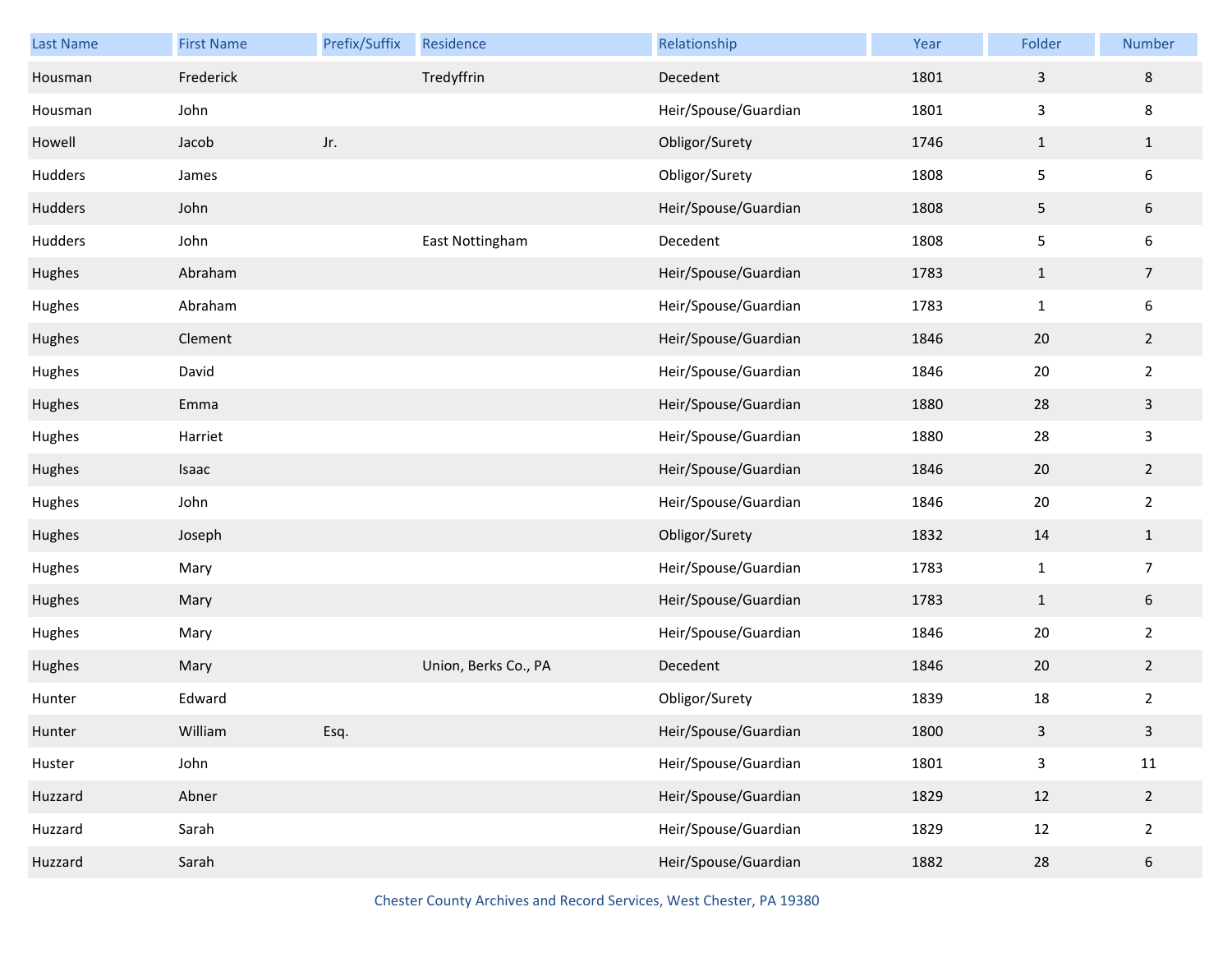| Last Name | First Name | Prefix/Suffix | Residence | Relationship | Year | Folder | Number |
|---|---|---|---|---|---|---|---|
| Housman | Frederick | | Tredyffrin | Decedent | 1801 | 3 | 8 |
| Housman | John | | | Heir/Spouse/Guardian | 1801 | 3 | 8 |
| Howell | Jacob | Jr. | | Obligor/Surety | 1746 | 1 | 1 |
| Hudders | James | | | Obligor/Surety | 1808 | 5 | 6 |
| Hudders | John | | | Heir/Spouse/Guardian | 1808 | 5 | 6 |
| Hudders | John | | East Nottingham | Decedent | 1808 | 5 | 6 |
| Hughes | Abraham | | | Heir/Spouse/Guardian | 1783 | 1 | 7 |
| Hughes | Abraham | | | Heir/Spouse/Guardian | 1783 | 1 | 6 |
| Hughes | Clement | | | Heir/Spouse/Guardian | 1846 | 20 | 2 |
| Hughes | David | | | Heir/Spouse/Guardian | 1846 | 20 | 2 |
| Hughes | Emma | | | Heir/Spouse/Guardian | 1880 | 28 | 3 |
| Hughes | Harriet | | | Heir/Spouse/Guardian | 1880 | 28 | 3 |
| Hughes | Isaac | | | Heir/Spouse/Guardian | 1846 | 20 | 2 |
| Hughes | John | | | Heir/Spouse/Guardian | 1846 | 20 | 2 |
| Hughes | Joseph | | | Obligor/Surety | 1832 | 14 | 1 |
| Hughes | Mary | | | Heir/Spouse/Guardian | 1783 | 1 | 7 |
| Hughes | Mary | | | Heir/Spouse/Guardian | 1783 | 1 | 6 |
| Hughes | Mary | | | Heir/Spouse/Guardian | 1846 | 20 | 2 |
| Hughes | Mary | | Union, Berks Co., PA | Decedent | 1846 | 20 | 2 |
| Hunter | Edward | | | Obligor/Surety | 1839 | 18 | 2 |
| Hunter | William | Esq. | | Heir/Spouse/Guardian | 1800 | 3 | 3 |
| Huster | John | | | Heir/Spouse/Guardian | 1801 | 3 | 11 |
| Huzzard | Abner | | | Heir/Spouse/Guardian | 1829 | 12 | 2 |
| Huzzard | Sarah | | | Heir/Spouse/Guardian | 1829 | 12 | 2 |
| Huzzard | Sarah | | | Heir/Spouse/Guardian | 1882 | 28 | 6 |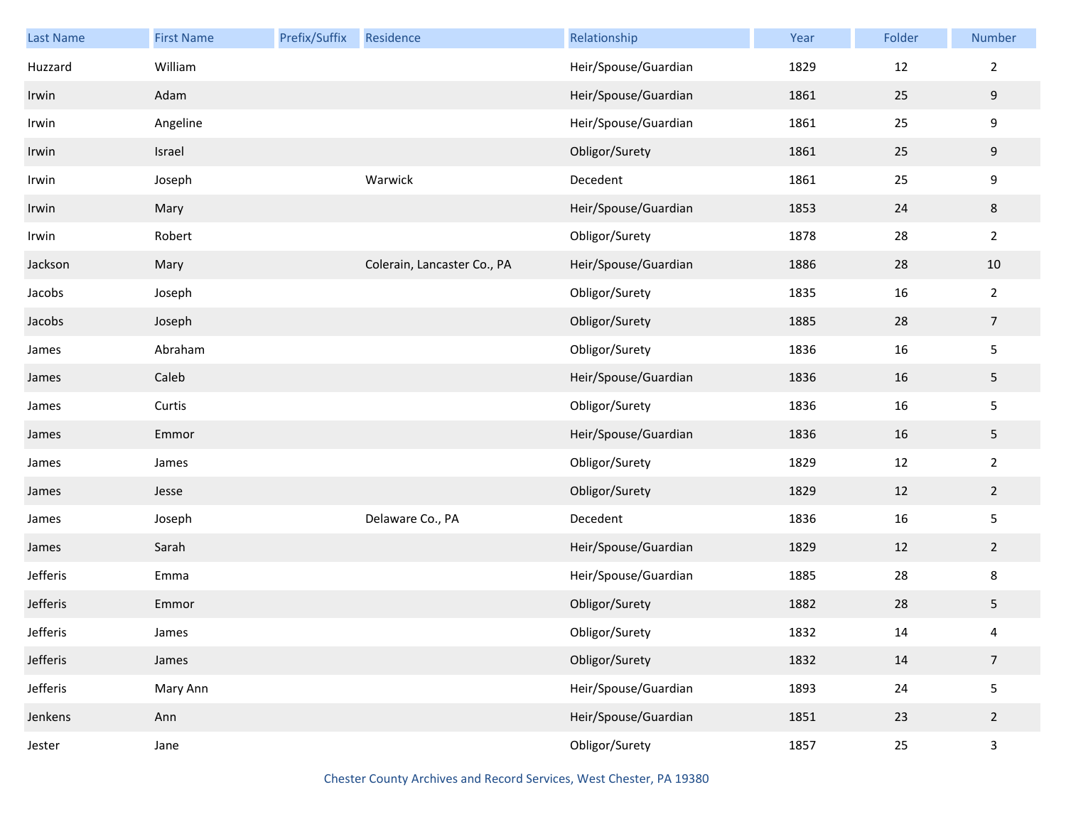| Last Name | First Name | Prefix/Suffix | Residence | Relationship | Year | Folder | Number |
| --- | --- | --- | --- | --- | --- | --- | --- |
| Huzzard | William | | | Heir/Spouse/Guardian | 1829 | 12 | 2 |
| Irwin | Adam | | | Heir/Spouse/Guardian | 1861 | 25 | 9 |
| Irwin | Angeline | | | Heir/Spouse/Guardian | 1861 | 25 | 9 |
| Irwin | Israel | | | Obligor/Surety | 1861 | 25 | 9 |
| Irwin | Joseph | | Warwick | Decedent | 1861 | 25 | 9 |
| Irwin | Mary | | | Heir/Spouse/Guardian | 1853 | 24 | 8 |
| Irwin | Robert | | | Obligor/Surety | 1878 | 28 | 2 |
| Jackson | Mary | | Colerain, Lancaster Co., PA | Heir/Spouse/Guardian | 1886 | 28 | 10 |
| Jacobs | Joseph | | | Obligor/Surety | 1835 | 16 | 2 |
| Jacobs | Joseph | | | Obligor/Surety | 1885 | 28 | 7 |
| James | Abraham | | | Obligor/Surety | 1836 | 16 | 5 |
| James | Caleb | | | Heir/Spouse/Guardian | 1836 | 16 | 5 |
| James | Curtis | | | Obligor/Surety | 1836 | 16 | 5 |
| James | Emmor | | | Heir/Spouse/Guardian | 1836 | 16 | 5 |
| James | James | | | Obligor/Surety | 1829 | 12 | 2 |
| James | Jesse | | | Obligor/Surety | 1829 | 12 | 2 |
| James | Joseph | | Delaware Co., PA | Decedent | 1836 | 16 | 5 |
| James | Sarah | | | Heir/Spouse/Guardian | 1829 | 12 | 2 |
| Jefferis | Emma | | | Heir/Spouse/Guardian | 1885 | 28 | 8 |
| Jefferis | Emmor | | | Obligor/Surety | 1882 | 28 | 5 |
| Jefferis | James | | | Obligor/Surety | 1832 | 14 | 4 |
| Jefferis | James | | | Obligor/Surety | 1832 | 14 | 7 |
| Jefferis | Mary Ann | | | Heir/Spouse/Guardian | 1893 | 24 | 5 |
| Jenkens | Ann | | | Heir/Spouse/Guardian | 1851 | 23 | 2 |
| Jester | Jane | | | Obligor/Surety | 1857 | 25 | 3 |

Chester County Archives and Record Services, West Chester, PA 19380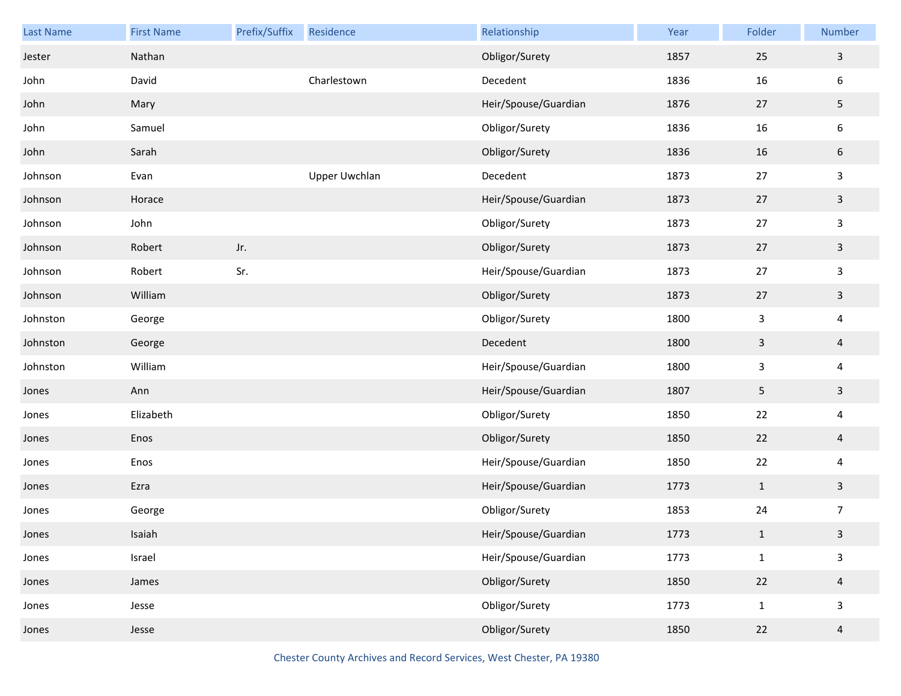| Last Name | First Name | Prefix/Suffix | Residence | Relationship | Year | Folder | Number |
|---|---|---|---|---|---|---|---|
| Jester | Nathan | | | Obligor/Surety | 1857 | 25 | 3 |
| John | David | | Charlestown | Decedent | 1836 | 16 | 6 |
| John | Mary | | | Heir/Spouse/Guardian | 1876 | 27 | 5 |
| John | Samuel | | | Obligor/Surety | 1836 | 16 | 6 |
| John | Sarah | | | Obligor/Surety | 1836 | 16 | 6 |
| Johnson | Evan | | Upper Uwchlan | Decedent | 1873 | 27 | 3 |
| Johnson | Horace | | | Heir/Spouse/Guardian | 1873 | 27 | 3 |
| Johnson | John | | | Obligor/Surety | 1873 | 27 | 3 |
| Johnson | Robert | Jr. | | Obligor/Surety | 1873 | 27 | 3 |
| Johnson | Robert | Sr. | | Heir/Spouse/Guardian | 1873 | 27 | 3 |
| Johnson | William | | | Obligor/Surety | 1873 | 27 | 3 |
| Johnston | George | | | Obligor/Surety | 1800 | 3 | 4 |
| Johnston | George | | | Decedent | 1800 | 3 | 4 |
| Johnston | William | | | Heir/Spouse/Guardian | 1800 | 3 | 4 |
| Jones | Ann | | | Heir/Spouse/Guardian | 1807 | 5 | 3 |
| Jones | Elizabeth | | | Obligor/Surety | 1850 | 22 | 4 |
| Jones | Enos | | | Obligor/Surety | 1850 | 22 | 4 |
| Jones | Enos | | | Heir/Spouse/Guardian | 1850 | 22 | 4 |
| Jones | Ezra | | | Heir/Spouse/Guardian | 1773 | 1 | 3 |
| Jones | George | | | Obligor/Surety | 1853 | 24 | 7 |
| Jones | Isaiah | | | Heir/Spouse/Guardian | 1773 | 1 | 3 |
| Jones | Israel | | | Heir/Spouse/Guardian | 1773 | 1 | 3 |
| Jones | James | | | Obligor/Surety | 1850 | 22 | 4 |
| Jones | Jesse | | | Obligor/Surety | 1773 | 1 | 3 |
| Jones | Jesse | | | Obligor/Surety | 1850 | 22 | 4 |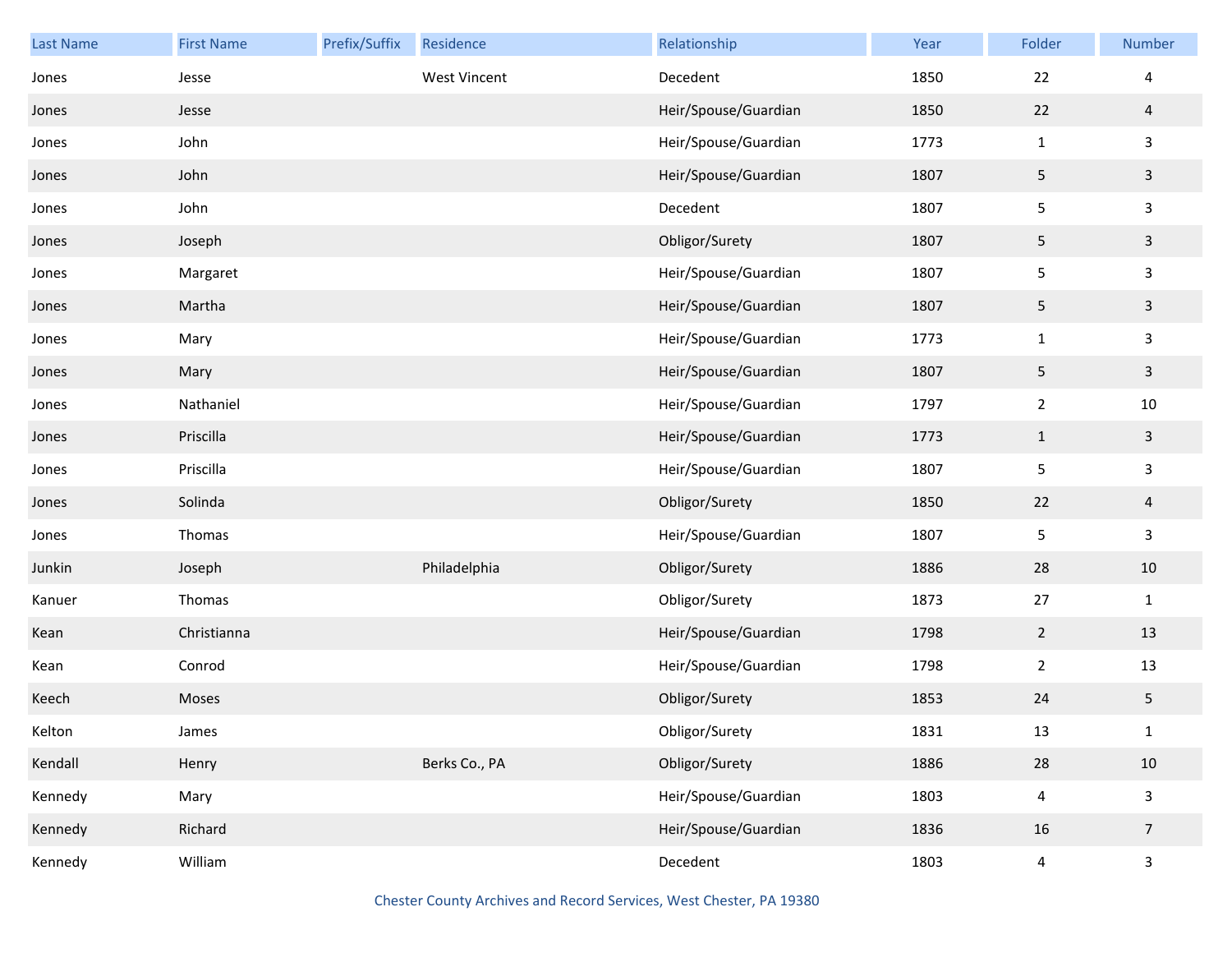| Last Name | First Name | Prefix/Suffix | Residence | Relationship | Year | Folder | Number |
|---|---|---|---|---|---|---|---|
| Jones | Jesse | | West Vincent | Decedent | 1850 | 22 | 4 |
| Jones | Jesse | | | Heir/Spouse/Guardian | 1850 | 22 | 4 |
| Jones | John | | | Heir/Spouse/Guardian | 1773 | 1 | 3 |
| Jones | John | | | Heir/Spouse/Guardian | 1807 | 5 | 3 |
| Jones | John | | | Decedent | 1807 | 5 | 3 |
| Jones | Joseph | | | Obligor/Surety | 1807 | 5 | 3 |
| Jones | Margaret | | | Heir/Spouse/Guardian | 1807 | 5 | 3 |
| Jones | Martha | | | Heir/Spouse/Guardian | 1807 | 5 | 3 |
| Jones | Mary | | | Heir/Spouse/Guardian | 1773 | 1 | 3 |
| Jones | Mary | | | Heir/Spouse/Guardian | 1807 | 5 | 3 |
| Jones | Nathaniel | | | Heir/Spouse/Guardian | 1797 | 2 | 10 |
| Jones | Priscilla | | | Heir/Spouse/Guardian | 1773 | 1 | 3 |
| Jones | Priscilla | | | Heir/Spouse/Guardian | 1807 | 5 | 3 |
| Jones | Solinda | | | Obligor/Surety | 1850 | 22 | 4 |
| Jones | Thomas | | | Heir/Spouse/Guardian | 1807 | 5 | 3 |
| Junkin | Joseph | | Philadelphia | Obligor/Surety | 1886 | 28 | 10 |
| Kanuer | Thomas | | | Obligor/Surety | 1873 | 27 | 1 |
| Kean | Christianna | | | Heir/Spouse/Guardian | 1798 | 2 | 13 |
| Kean | Conrod | | | Heir/Spouse/Guardian | 1798 | 2 | 13 |
| Keech | Moses | | | Obligor/Surety | 1853 | 24 | 5 |
| Kelton | James | | | Obligor/Surety | 1831 | 13 | 1 |
| Kendall | Henry | | Berks Co., PA | Obligor/Surety | 1886 | 28 | 10 |
| Kennedy | Mary | | | Heir/Spouse/Guardian | 1803 | 4 | 3 |
| Kennedy | Richard | | | Heir/Spouse/Guardian | 1836 | 16 | 7 |
| Kennedy | William | | | Decedent | 1803 | 4 | 3 |

Chester County Archives and Record Services, West Chester, PA 19380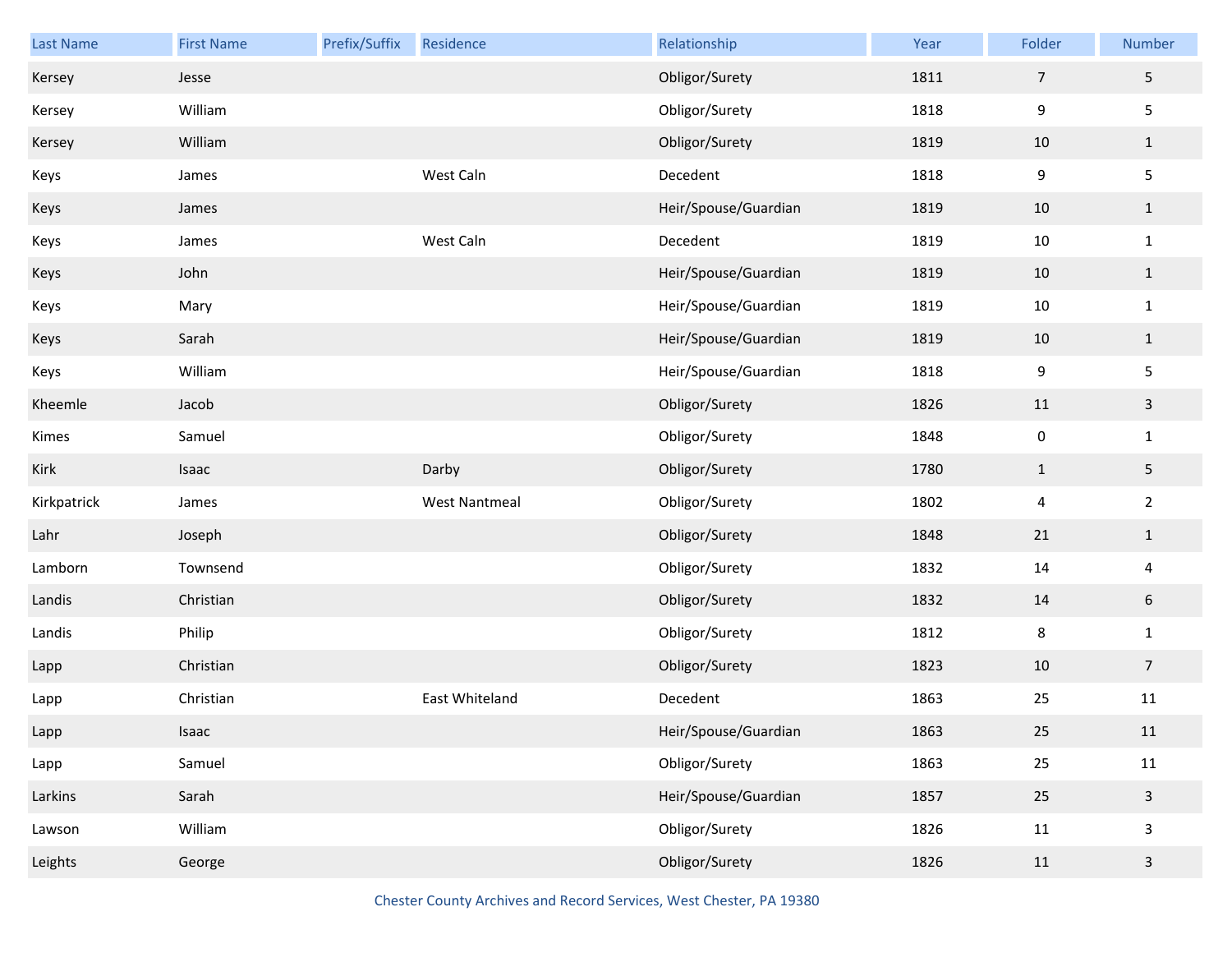| Last Name | First Name | Prefix/Suffix | Residence | Relationship | Year | Folder | Number |
|---|---|---|---|---|---|---|---|
| Kersey | Jesse | | | Obligor/Surety | 1811 | 7 | 5 |
| Kersey | William | | | Obligor/Surety | 1818 | 9 | 5 |
| Kersey | William | | | Obligor/Surety | 1819 | 10 | 1 |
| Keys | James | | West Caln | Decedent | 1818 | 9 | 5 |
| Keys | James | | | Heir/Spouse/Guardian | 1819 | 10 | 1 |
| Keys | James | | West Caln | Decedent | 1819 | 10 | 1 |
| Keys | John | | | Heir/Spouse/Guardian | 1819 | 10 | 1 |
| Keys | Mary | | | Heir/Spouse/Guardian | 1819 | 10 | 1 |
| Keys | Sarah | | | Heir/Spouse/Guardian | 1819 | 10 | 1 |
| Keys | William | | | Heir/Spouse/Guardian | 1818 | 9 | 5 |
| Kheemle | Jacob | | | Obligor/Surety | 1826 | 11 | 3 |
| Kimes | Samuel | | | Obligor/Surety | 1848 | 0 | 1 |
| Kirk | Isaac | | Darby | Obligor/Surety | 1780 | 1 | 5 |
| Kirkpatrick | James | | West Nantmeal | Obligor/Surety | 1802 | 4 | 2 |
| Lahr | Joseph | | | Obligor/Surety | 1848 | 21 | 1 |
| Lamborn | Townsend | | | Obligor/Surety | 1832 | 14 | 4 |
| Landis | Christian | | | Obligor/Surety | 1832 | 14 | 6 |
| Landis | Philip | | | Obligor/Surety | 1812 | 8 | 1 |
| Lapp | Christian | | | Obligor/Surety | 1823 | 10 | 7 |
| Lapp | Christian | | East Whiteland | Decedent | 1863 | 25 | 11 |
| Lapp | Isaac | | | Heir/Spouse/Guardian | 1863 | 25 | 11 |
| Lapp | Samuel | | | Obligor/Surety | 1863 | 25 | 11 |
| Larkins | Sarah | | | Heir/Spouse/Guardian | 1857 | 25 | 3 |
| Lawson | William | | | Obligor/Surety | 1826 | 11 | 3 |
| Leights | George | | | Obligor/Surety | 1826 | 11 | 3 |

Chester County Archives and Record Services, West Chester, PA 19380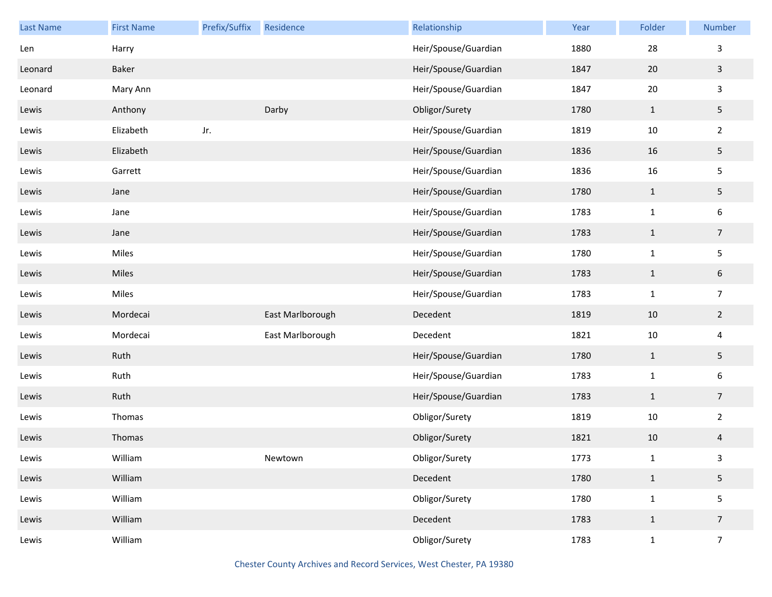| Last Name | First Name | Prefix/Suffix | Residence | Relationship | Year | Folder | Number |
|---|---|---|---|---|---|---|---|
| Len | Harry | | | Heir/Spouse/Guardian | 1880 | 28 | 3 |
| Leonard | Baker | | | Heir/Spouse/Guardian | 1847 | 20 | 3 |
| Leonard | Mary Ann | | | Heir/Spouse/Guardian | 1847 | 20 | 3 |
| Lewis | Anthony | | Darby | Obligor/Surety | 1780 | 1 | 5 |
| Lewis | Elizabeth | Jr. | | Heir/Spouse/Guardian | 1819 | 10 | 2 |
| Lewis | Elizabeth | | | Heir/Spouse/Guardian | 1836 | 16 | 5 |
| Lewis | Garrett | | | Heir/Spouse/Guardian | 1836 | 16 | 5 |
| Lewis | Jane | | | Heir/Spouse/Guardian | 1780 | 1 | 5 |
| Lewis | Jane | | | Heir/Spouse/Guardian | 1783 | 1 | 6 |
| Lewis | Jane | | | Heir/Spouse/Guardian | 1783 | 1 | 7 |
| Lewis | Miles | | | Heir/Spouse/Guardian | 1780 | 1 | 5 |
| Lewis | Miles | | | Heir/Spouse/Guardian | 1783 | 1 | 6 |
| Lewis | Miles | | | Heir/Spouse/Guardian | 1783 | 1 | 7 |
| Lewis | Mordecai | | East Marlborough | Decedent | 1819 | 10 | 2 |
| Lewis | Mordecai | | East Marlborough | Decedent | 1821 | 10 | 4 |
| Lewis | Ruth | | | Heir/Spouse/Guardian | 1780 | 1 | 5 |
| Lewis | Ruth | | | Heir/Spouse/Guardian | 1783 | 1 | 6 |
| Lewis | Ruth | | | Heir/Spouse/Guardian | 1783 | 1 | 7 |
| Lewis | Thomas | | | Obligor/Surety | 1819 | 10 | 2 |
| Lewis | Thomas | | | Obligor/Surety | 1821 | 10 | 4 |
| Lewis | William | | Newtown | Obligor/Surety | 1773 | 1 | 3 |
| Lewis | William | | | Decedent | 1780 | 1 | 5 |
| Lewis | William | | | Obligor/Surety | 1780 | 1 | 5 |
| Lewis | William | | | Decedent | 1783 | 1 | 7 |
| Lewis | William | | | Obligor/Surety | 1783 | 1 | 7 |

Chester County Archives and Record Services, West Chester, PA 19380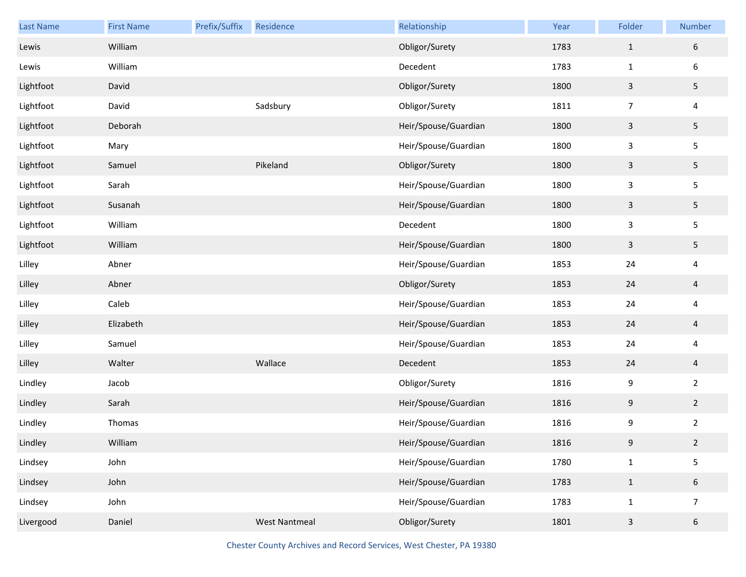| Last Name | First Name | Prefix/Suffix | Residence | Relationship | Year | Folder | Number |
|---|---|---|---|---|---|---|---|
| Lewis | William | | | Obligor/Surety | 1783 | 1 | 6 |
| Lewis | William | | | Decedent | 1783 | 1 | 6 |
| Lightfoot | David | | | Obligor/Surety | 1800 | 3 | 5 |
| Lightfoot | David | | Sadsbury | Obligor/Surety | 1811 | 7 | 4 |
| Lightfoot | Deborah | | | Heir/Spouse/Guardian | 1800 | 3 | 5 |
| Lightfoot | Mary | | | Heir/Spouse/Guardian | 1800 | 3 | 5 |
| Lightfoot | Samuel | | Pikeland | Obligor/Surety | 1800 | 3 | 5 |
| Lightfoot | Sarah | | | Heir/Spouse/Guardian | 1800 | 3 | 5 |
| Lightfoot | Susanah | | | Heir/Spouse/Guardian | 1800 | 3 | 5 |
| Lightfoot | William | | | Decedent | 1800 | 3 | 5 |
| Lightfoot | William | | | Heir/Spouse/Guardian | 1800 | 3 | 5 |
| Lilley | Abner | | | Heir/Spouse/Guardian | 1853 | 24 | 4 |
| Lilley | Abner | | | Obligor/Surety | 1853 | 24 | 4 |
| Lilley | Caleb | | | Heir/Spouse/Guardian | 1853 | 24 | 4 |
| Lilley | Elizabeth | | | Heir/Spouse/Guardian | 1853 | 24 | 4 |
| Lilley | Samuel | | | Heir/Spouse/Guardian | 1853 | 24 | 4 |
| Lilley | Walter | | Wallace | Decedent | 1853 | 24 | 4 |
| Lindley | Jacob | | | Obligor/Surety | 1816 | 9 | 2 |
| Lindley | Sarah | | | Heir/Spouse/Guardian | 1816 | 9 | 2 |
| Lindley | Thomas | | | Heir/Spouse/Guardian | 1816 | 9 | 2 |
| Lindley | William | | | Heir/Spouse/Guardian | 1816 | 9 | 2 |
| Lindsey | John | | | Heir/Spouse/Guardian | 1780 | 1 | 5 |
| Lindsey | John | | | Heir/Spouse/Guardian | 1783 | 1 | 6 |
| Lindsey | John | | | Heir/Spouse/Guardian | 1783 | 1 | 7 |
| Livergood | Daniel | | West Nantmeal | Obligor/Surety | 1801 | 3 | 6 |

Chester County Archives and Record Services, West Chester, PA 19380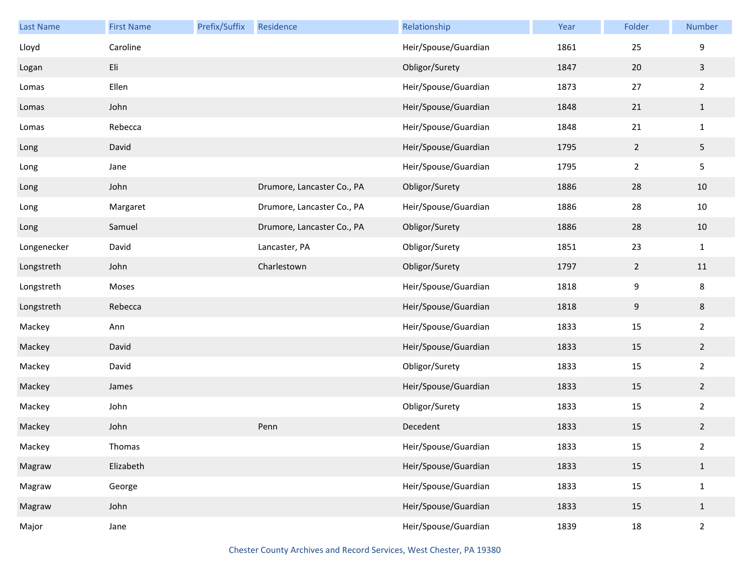| Last Name | First Name | Prefix/Suffix | Residence | Relationship | Year | Folder | Number |
|---|---|---|---|---|---|---|---|
| Lloyd | Caroline | | | Heir/Spouse/Guardian | 1861 | 25 | 9 |
| Logan | Eli | | | Obligor/Surety | 1847 | 20 | 3 |
| Lomas | Ellen | | | Heir/Spouse/Guardian | 1873 | 27 | 2 |
| Lomas | John | | | Heir/Spouse/Guardian | 1848 | 21 | 1 |
| Lomas | Rebecca | | | Heir/Spouse/Guardian | 1848 | 21 | 1 |
| Long | David | | | Heir/Spouse/Guardian | 1795 | 2 | 5 |
| Long | Jane | | | Heir/Spouse/Guardian | 1795 | 2 | 5 |
| Long | John | | Drumore, Lancaster Co., PA | Obligor/Surety | 1886 | 28 | 10 |
| Long | Margaret | | Drumore, Lancaster Co., PA | Heir/Spouse/Guardian | 1886 | 28 | 10 |
| Long | Samuel | | Drumore, Lancaster Co., PA | Obligor/Surety | 1886 | 28 | 10 |
| Longenecker | David | | Lancaster, PA | Obligor/Surety | 1851 | 23 | 1 |
| Longstreth | John | | Charlestown | Obligor/Surety | 1797 | 2 | 11 |
| Longstreth | Moses | | | Heir/Spouse/Guardian | 1818 | 9 | 8 |
| Longstreth | Rebecca | | | Heir/Spouse/Guardian | 1818 | 9 | 8 |
| Mackey | Ann | | | Heir/Spouse/Guardian | 1833 | 15 | 2 |
| Mackey | David | | | Heir/Spouse/Guardian | 1833 | 15 | 2 |
| Mackey | David | | | Obligor/Surety | 1833 | 15 | 2 |
| Mackey | James | | | Heir/Spouse/Guardian | 1833 | 15 | 2 |
| Mackey | John | | | Obligor/Surety | 1833 | 15 | 2 |
| Mackey | John | | Penn | Decedent | 1833 | 15 | 2 |
| Mackey | Thomas | | | Heir/Spouse/Guardian | 1833 | 15 | 2 |
| Magraw | Elizabeth | | | Heir/Spouse/Guardian | 1833 | 15 | 1 |
| Magraw | George | | | Heir/Spouse/Guardian | 1833 | 15 | 1 |
| Magraw | John | | | Heir/Spouse/Guardian | 1833 | 15 | 1 |
| Major | Jane | | | Heir/Spouse/Guardian | 1839 | 18 | 2 |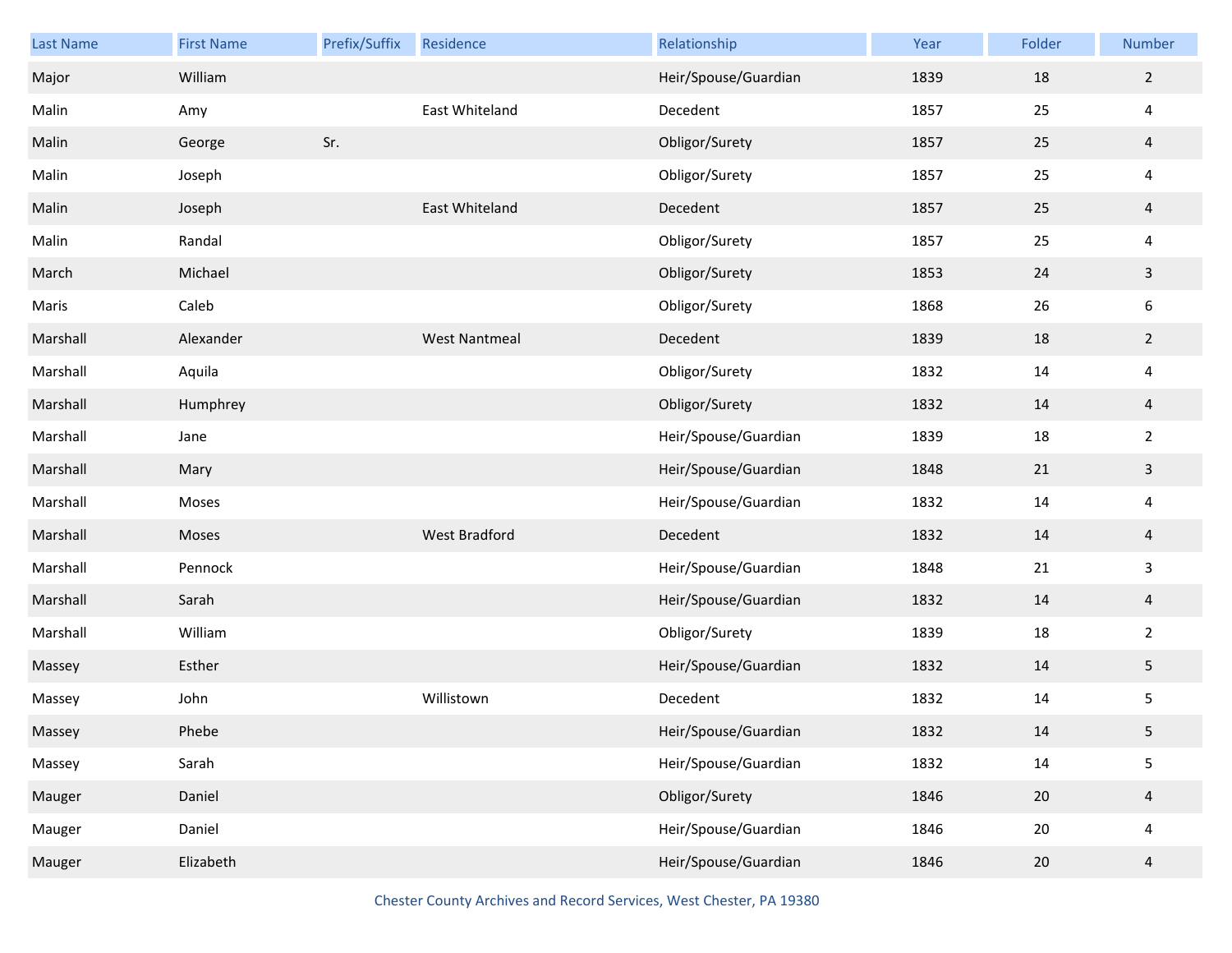| Last Name | First Name | Prefix/Suffix | Residence | Relationship | Year | Folder | Number |
| --- | --- | --- | --- | --- | --- | --- | --- |
| Major | William | | | Heir/Spouse/Guardian | 1839 | 18 | 2 |
| Malin | Amy | | East Whiteland | Decedent | 1857 | 25 | 4 |
| Malin | George | Sr. | | Obligor/Surety | 1857 | 25 | 4 |
| Malin | Joseph | | | Obligor/Surety | 1857 | 25 | 4 |
| Malin | Joseph | | East Whiteland | Decedent | 1857 | 25 | 4 |
| Malin | Randal | | | Obligor/Surety | 1857 | 25 | 4 |
| March | Michael | | | Obligor/Surety | 1853 | 24 | 3 |
| Maris | Caleb | | | Obligor/Surety | 1868 | 26 | 6 |
| Marshall | Alexander | | West Nantmeal | Decedent | 1839 | 18 | 2 |
| Marshall | Aquila | | | Obligor/Surety | 1832 | 14 | 4 |
| Marshall | Humphrey | | | Obligor/Surety | 1832 | 14 | 4 |
| Marshall | Jane | | | Heir/Spouse/Guardian | 1839 | 18 | 2 |
| Marshall | Mary | | | Heir/Spouse/Guardian | 1848 | 21 | 3 |
| Marshall | Moses | | | Heir/Spouse/Guardian | 1832 | 14 | 4 |
| Marshall | Moses | | West Bradford | Decedent | 1832 | 14 | 4 |
| Marshall | Pennock | | | Heir/Spouse/Guardian | 1848 | 21 | 3 |
| Marshall | Sarah | | | Heir/Spouse/Guardian | 1832 | 14 | 4 |
| Marshall | William | | | Obligor/Surety | 1839 | 18 | 2 |
| Massey | Esther | | | Heir/Spouse/Guardian | 1832 | 14 | 5 |
| Massey | John | | Willistown | Decedent | 1832 | 14 | 5 |
| Massey | Phebe | | | Heir/Spouse/Guardian | 1832 | 14 | 5 |
| Massey | Sarah | | | Heir/Spouse/Guardian | 1832 | 14 | 5 |
| Mauger | Daniel | | | Obligor/Surety | 1846 | 20 | 4 |
| Mauger | Daniel | | | Heir/Spouse/Guardian | 1846 | 20 | 4 |
| Mauger | Elizabeth | | | Heir/Spouse/Guardian | 1846 | 20 | 4 |

Chester County Archives and Record Services, West Chester, PA 19380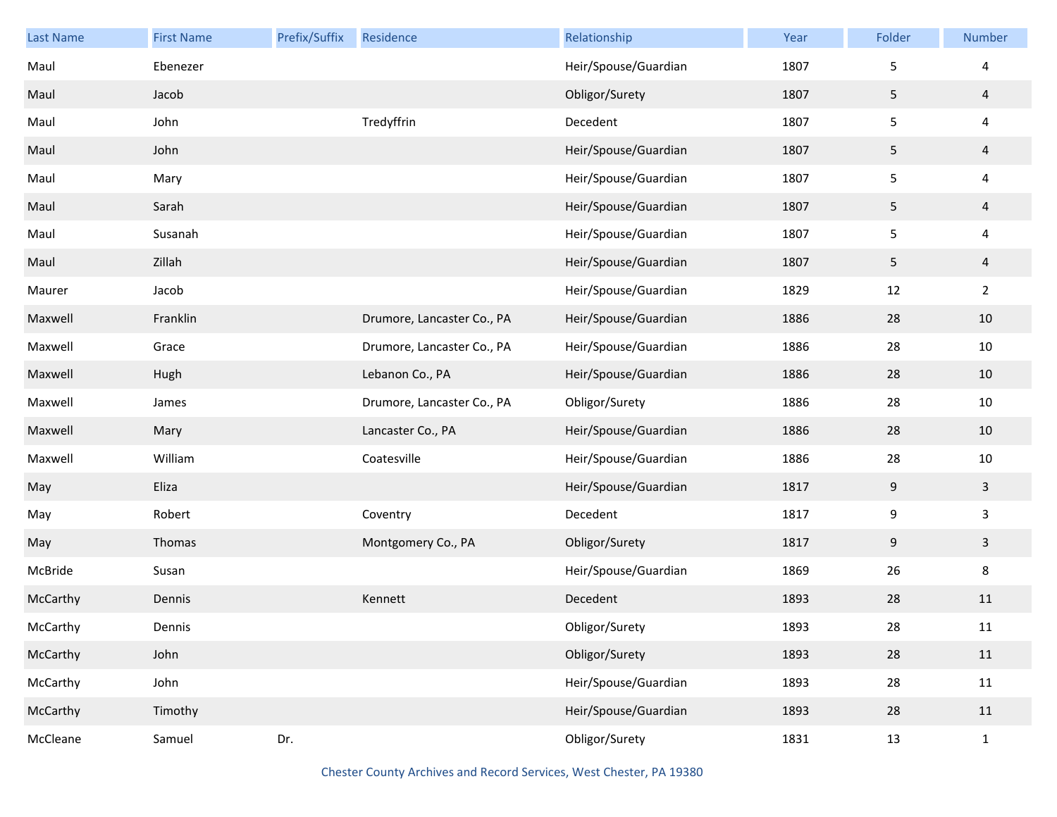| Last Name | First Name | Prefix/Suffix | Residence | Relationship | Year | Folder | Number |
|---|---|---|---|---|---|---|---|
| Maul | Ebenezer | | | Heir/Spouse/Guardian | 1807 | 5 | 4 |
| Maul | Jacob | | | Obligor/Surety | 1807 | 5 | 4 |
| Maul | John | | Tredyffrin | Decedent | 1807 | 5 | 4 |
| Maul | John | | | Heir/Spouse/Guardian | 1807 | 5 | 4 |
| Maul | Mary | | | Heir/Spouse/Guardian | 1807 | 5 | 4 |
| Maul | Sarah | | | Heir/Spouse/Guardian | 1807 | 5 | 4 |
| Maul | Susanah | | | Heir/Spouse/Guardian | 1807 | 5 | 4 |
| Maul | Zillah | | | Heir/Spouse/Guardian | 1807 | 5 | 4 |
| Maurer | Jacob | | | Heir/Spouse/Guardian | 1829 | 12 | 2 |
| Maxwell | Franklin | | Drumore, Lancaster Co., PA | Heir/Spouse/Guardian | 1886 | 28 | 10 |
| Maxwell | Grace | | Drumore, Lancaster Co., PA | Heir/Spouse/Guardian | 1886 | 28 | 10 |
| Maxwell | Hugh | | Lebanon Co., PA | Heir/Spouse/Guardian | 1886 | 28 | 10 |
| Maxwell | James | | Drumore, Lancaster Co., PA | Obligor/Surety | 1886 | 28 | 10 |
| Maxwell | Mary | | Lancaster Co., PA | Heir/Spouse/Guardian | 1886 | 28 | 10 |
| Maxwell | William | | Coatesville | Heir/Spouse/Guardian | 1886 | 28 | 10 |
| May | Eliza | | | Heir/Spouse/Guardian | 1817 | 9 | 3 |
| May | Robert | | Coventry | Decedent | 1817 | 9 | 3 |
| May | Thomas | | Montgomery Co., PA | Obligor/Surety | 1817 | 9 | 3 |
| McBride | Susan | | | Heir/Spouse/Guardian | 1869 | 26 | 8 |
| McCarthy | Dennis | | Kennett | Decedent | 1893 | 28 | 11 |
| McCarthy | Dennis | | | Obligor/Surety | 1893 | 28 | 11 |
| McCarthy | John | | | Obligor/Surety | 1893 | 28 | 11 |
| McCarthy | John | | | Heir/Spouse/Guardian | 1893 | 28 | 11 |
| McCarthy | Timothy | | | Heir/Spouse/Guardian | 1893 | 28 | 11 |
| McCleane | Samuel | Dr. | | Obligor/Surety | 1831 | 13 | 1 |

Chester County Archives and Record Services, West Chester, PA 19380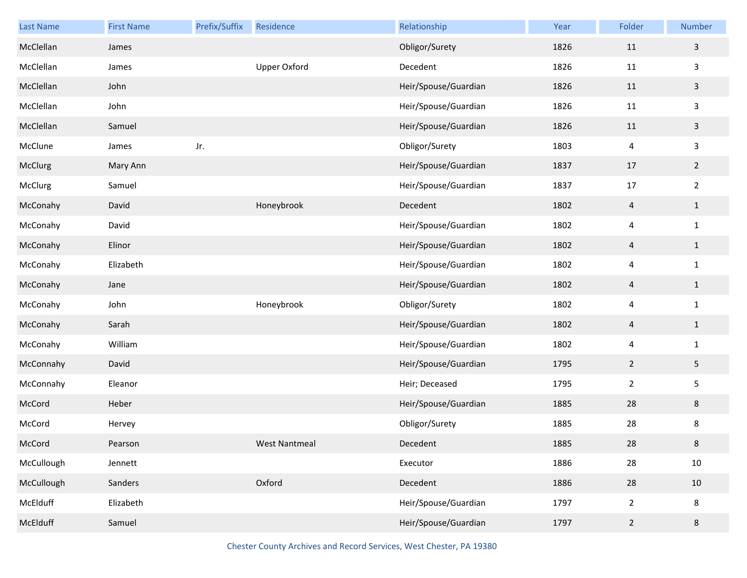| Last Name | First Name | Prefix/Suffix | Residence | Relationship | Year | Folder | Number |
|---|---|---|---|---|---|---|---|
| McClellan | James | | | Obligor/Surety | 1826 | 11 | 3 |
| McClellan | James | | Upper Oxford | Decedent | 1826 | 11 | 3 |
| McClellan | John | | | Heir/Spouse/Guardian | 1826 | 11 | 3 |
| McClellan | John | | | Heir/Spouse/Guardian | 1826 | 11 | 3 |
| McClellan | Samuel | | | Heir/Spouse/Guardian | 1826 | 11 | 3 |
| McClune | James | Jr. | | Obligor/Surety | 1803 | 4 | 3 |
| McClurg | Mary Ann | | | Heir/Spouse/Guardian | 1837 | 17 | 2 |
| McClurg | Samuel | | | Heir/Spouse/Guardian | 1837 | 17 | 2 |
| McConahy | David | | Honeybrook | Decedent | 1802 | 4 | 1 |
| McConahy | David | | | Heir/Spouse/Guardian | 1802 | 4 | 1 |
| McConahy | Elinor | | | Heir/Spouse/Guardian | 1802 | 4 | 1 |
| McConahy | Elizabeth | | | Heir/Spouse/Guardian | 1802 | 4 | 1 |
| McConahy | Jane | | | Heir/Spouse/Guardian | 1802 | 4 | 1 |
| McConahy | John | | Honeybrook | Obligor/Surety | 1802 | 4 | 1 |
| McConahy | Sarah | | | Heir/Spouse/Guardian | 1802 | 4 | 1 |
| McConahy | William | | | Heir/Spouse/Guardian | 1802 | 4 | 1 |
| McConnahy | David | | | Heir/Spouse/Guardian | 1795 | 2 | 5 |
| McConnahy | Eleanor | | | Heir; Deceased | 1795 | 2 | 5 |
| McCord | Heber | | | Heir/Spouse/Guardian | 1885 | 28 | 8 |
| McCord | Hervey | | | Obligor/Surety | 1885 | 28 | 8 |
| McCord | Pearson | | West Nantmeal | Decedent | 1885 | 28 | 8 |
| McCullough | Jennett | | | Executor | 1886 | 28 | 10 |
| McCullough | Sanders | | Oxford | Decedent | 1886 | 28 | 10 |
| McElduff | Elizabeth | | | Heir/Spouse/Guardian | 1797 | 2 | 8 |
| McElduff | Samuel | | | Heir/Spouse/Guardian | 1797 | 2 | 8 |

Chester County Archives and Record Services, West Chester, PA 19380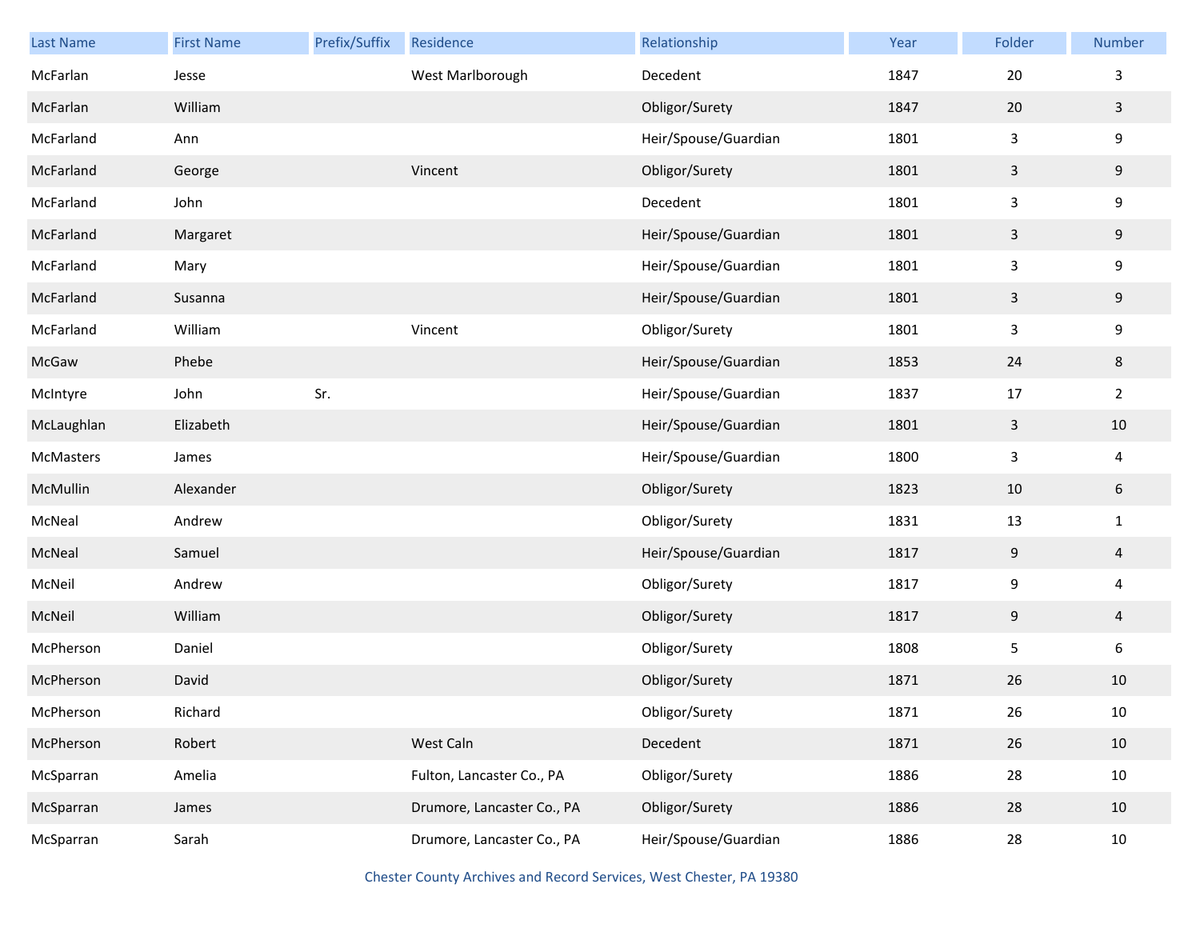| Last Name | First Name | Prefix/Suffix | Residence | Relationship | Year | Folder | Number |
|---|---|---|---|---|---|---|---|
| McFarlan | Jesse | | West Marlborough | Decedent | 1847 | 20 | 3 |
| McFarlan | William | | | Obligor/Surety | 1847 | 20 | 3 |
| McFarland | Ann | | | Heir/Spouse/Guardian | 1801 | 3 | 9 |
| McFarland | George | | Vincent | Obligor/Surety | 1801 | 3 | 9 |
| McFarland | John | | | Decedent | 1801 | 3 | 9 |
| McFarland | Margaret | | | Heir/Spouse/Guardian | 1801 | 3 | 9 |
| McFarland | Mary | | | Heir/Spouse/Guardian | 1801 | 3 | 9 |
| McFarland | Susanna | | | Heir/Spouse/Guardian | 1801 | 3 | 9 |
| McFarland | William | | Vincent | Obligor/Surety | 1801 | 3 | 9 |
| McGaw | Phebe | | | Heir/Spouse/Guardian | 1853 | 24 | 8 |
| McIntyre | John | Sr. | | Heir/Spouse/Guardian | 1837 | 17 | 2 |
| McLaughlan | Elizabeth | | | Heir/Spouse/Guardian | 1801 | 3 | 10 |
| McMasters | James | | | Heir/Spouse/Guardian | 1800 | 3 | 4 |
| McMullin | Alexander | | | Obligor/Surety | 1823 | 10 | 6 |
| McNeal | Andrew | | | Obligor/Surety | 1831 | 13 | 1 |
| McNeal | Samuel | | | Heir/Spouse/Guardian | 1817 | 9 | 4 |
| McNeil | Andrew | | | Obligor/Surety | 1817 | 9 | 4 |
| McNeil | William | | | Obligor/Surety | 1817 | 9 | 4 |
| McPherson | Daniel | | | Obligor/Surety | 1808 | 5 | 6 |
| McPherson | David | | | Obligor/Surety | 1871 | 26 | 10 |
| McPherson | Richard | | | Obligor/Surety | 1871 | 26 | 10 |
| McPherson | Robert | | West Caln | Decedent | 1871 | 26 | 10 |
| McSparran | Amelia | | Fulton, Lancaster Co., PA | Obligor/Surety | 1886 | 28 | 10 |
| McSparran | James | | Drumore, Lancaster Co., PA | Obligor/Surety | 1886 | 28 | 10 |
| McSparran | Sarah | | Drumore, Lancaster Co., PA | Heir/Spouse/Guardian | 1886 | 28 | 10 |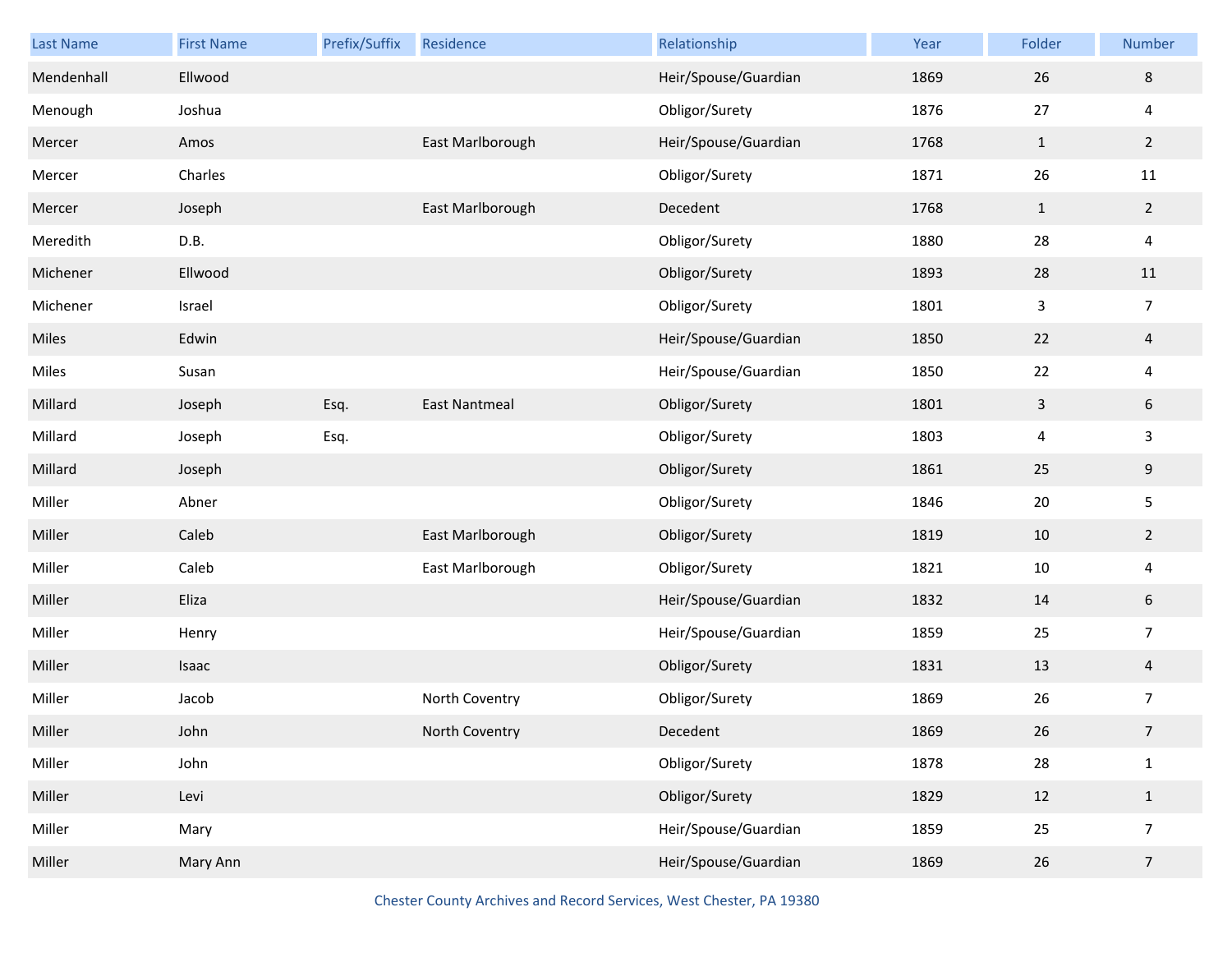| Last Name | First Name | Prefix/Suffix | Residence | Relationship | Year | Folder | Number |
|---|---|---|---|---|---|---|---|
| Mendenhall | Ellwood | | | Heir/Spouse/Guardian | 1869 | 26 | 8 |
| Menough | Joshua | | | Obligor/Surety | 1876 | 27 | 4 |
| Mercer | Amos | | East Marlborough | Heir/Spouse/Guardian | 1768 | 1 | 2 |
| Mercer | Charles | | | Obligor/Surety | 1871 | 26 | 11 |
| Mercer | Joseph | | East Marlborough | Decedent | 1768 | 1 | 2 |
| Meredith | D.B. | | | Obligor/Surety | 1880 | 28 | 4 |
| Michener | Ellwood | | | Obligor/Surety | 1893 | 28 | 11 |
| Michener | Israel | | | Obligor/Surety | 1801 | 3 | 7 |
| Miles | Edwin | | | Heir/Spouse/Guardian | 1850 | 22 | 4 |
| Miles | Susan | | | Heir/Spouse/Guardian | 1850 | 22 | 4 |
| Millard | Joseph | Esq. | East Nantmeal | Obligor/Surety | 1801 | 3 | 6 |
| Millard | Joseph | Esq. | | Obligor/Surety | 1803 | 4 | 3 |
| Millard | Joseph | | | Obligor/Surety | 1861 | 25 | 9 |
| Miller | Abner | | | Obligor/Surety | 1846 | 20 | 5 |
| Miller | Caleb | | East Marlborough | Obligor/Surety | 1819 | 10 | 2 |
| Miller | Caleb | | East Marlborough | Obligor/Surety | 1821 | 10 | 4 |
| Miller | Eliza | | | Heir/Spouse/Guardian | 1832 | 14 | 6 |
| Miller | Henry | | | Heir/Spouse/Guardian | 1859 | 25 | 7 |
| Miller | Isaac | | | Obligor/Surety | 1831 | 13 | 4 |
| Miller | Jacob | | North Coventry | Obligor/Surety | 1869 | 26 | 7 |
| Miller | John | | North Coventry | Decedent | 1869 | 26 | 7 |
| Miller | John | | | Obligor/Surety | 1878 | 28 | 1 |
| Miller | Levi | | | Obligor/Surety | 1829 | 12 | 1 |
| Miller | Mary | | | Heir/Spouse/Guardian | 1859 | 25 | 7 |
| Miller | Mary Ann | | | Heir/Spouse/Guardian | 1869 | 26 | 7 |

Chester County Archives and Record Services, West Chester, PA 19380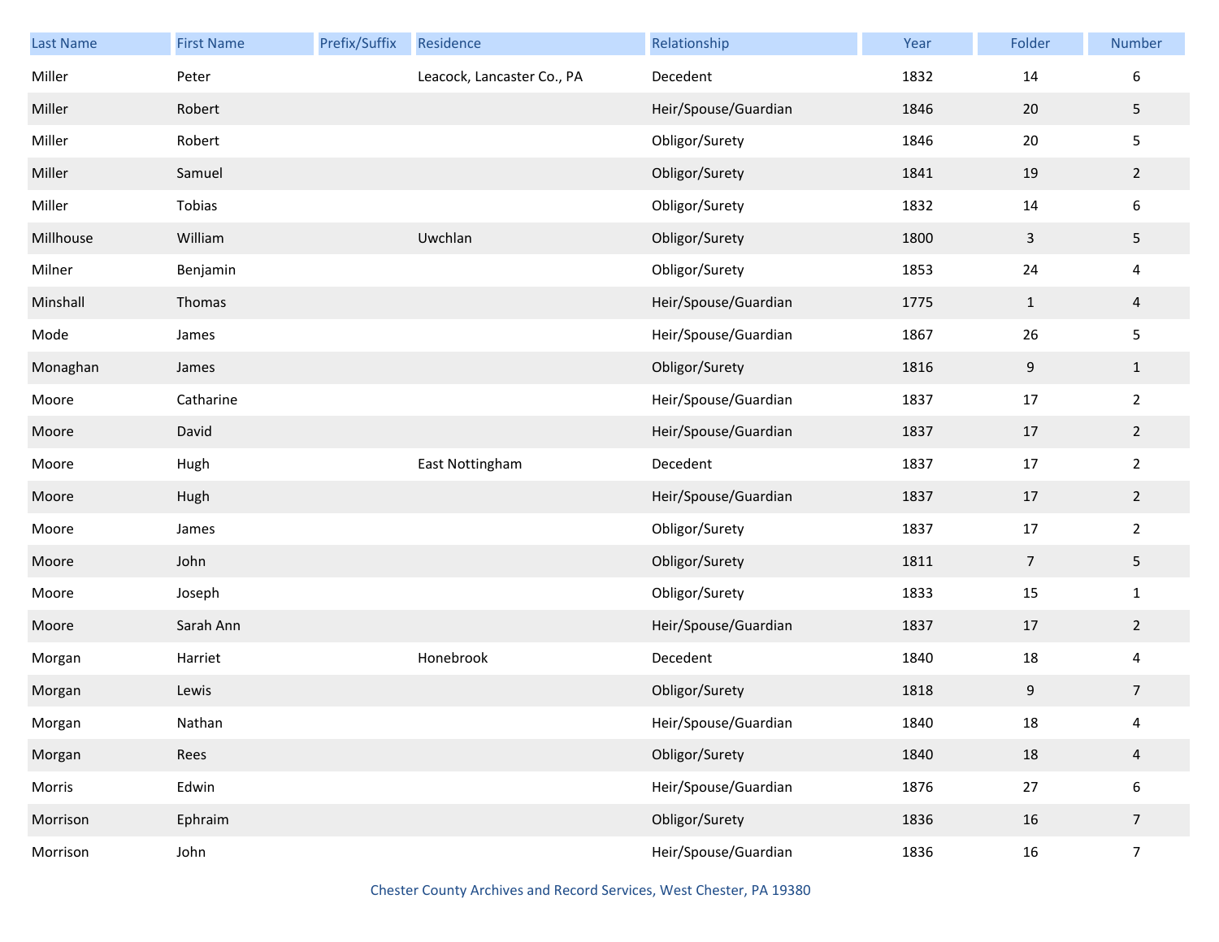| Last Name | First Name | Prefix/Suffix | Residence | Relationship | Year | Folder | Number |
|---|---|---|---|---|---|---|---|
| Miller | Peter | | Leacock, Lancaster Co., PA | Decedent | 1832 | 14 | 6 |
| Miller | Robert | | | Heir/Spouse/Guardian | 1846 | 20 | 5 |
| Miller | Robert | | | Obligor/Surety | 1846 | 20 | 5 |
| Miller | Samuel | | | Obligor/Surety | 1841 | 19 | 2 |
| Miller | Tobias | | | Obligor/Surety | 1832 | 14 | 6 |
| Millhouse | William | | Uwchlan | Obligor/Surety | 1800 | 3 | 5 |
| Milner | Benjamin | | | Obligor/Surety | 1853 | 24 | 4 |
| Minshall | Thomas | | | Heir/Spouse/Guardian | 1775 | 1 | 4 |
| Mode | James | | | Heir/Spouse/Guardian | 1867 | 26 | 5 |
| Monaghan | James | | | Obligor/Surety | 1816 | 9 | 1 |
| Moore | Catharine | | | Heir/Spouse/Guardian | 1837 | 17 | 2 |
| Moore | David | | | Heir/Spouse/Guardian | 1837 | 17 | 2 |
| Moore | Hugh | | East Nottingham | Decedent | 1837 | 17 | 2 |
| Moore | Hugh | | | Heir/Spouse/Guardian | 1837 | 17 | 2 |
| Moore | James | | | Obligor/Surety | 1837 | 17 | 2 |
| Moore | John | | | Obligor/Surety | 1811 | 7 | 5 |
| Moore | Joseph | | | Obligor/Surety | 1833 | 15 | 1 |
| Moore | Sarah Ann | | | Heir/Spouse/Guardian | 1837 | 17 | 2 |
| Morgan | Harriet | | Honebrook | Decedent | 1840 | 18 | 4 |
| Morgan | Lewis | | | Obligor/Surety | 1818 | 9 | 7 |
| Morgan | Nathan | | | Heir/Spouse/Guardian | 1840 | 18 | 4 |
| Morgan | Rees | | | Obligor/Surety | 1840 | 18 | 4 |
| Morris | Edwin | | | Heir/Spouse/Guardian | 1876 | 27 | 6 |
| Morrison | Ephraim | | | Obligor/Surety | 1836 | 16 | 7 |
| Morrison | John | | | Heir/Spouse/Guardian | 1836 | 16 | 7 |

Chester County Archives and Record Services, West Chester, PA 19380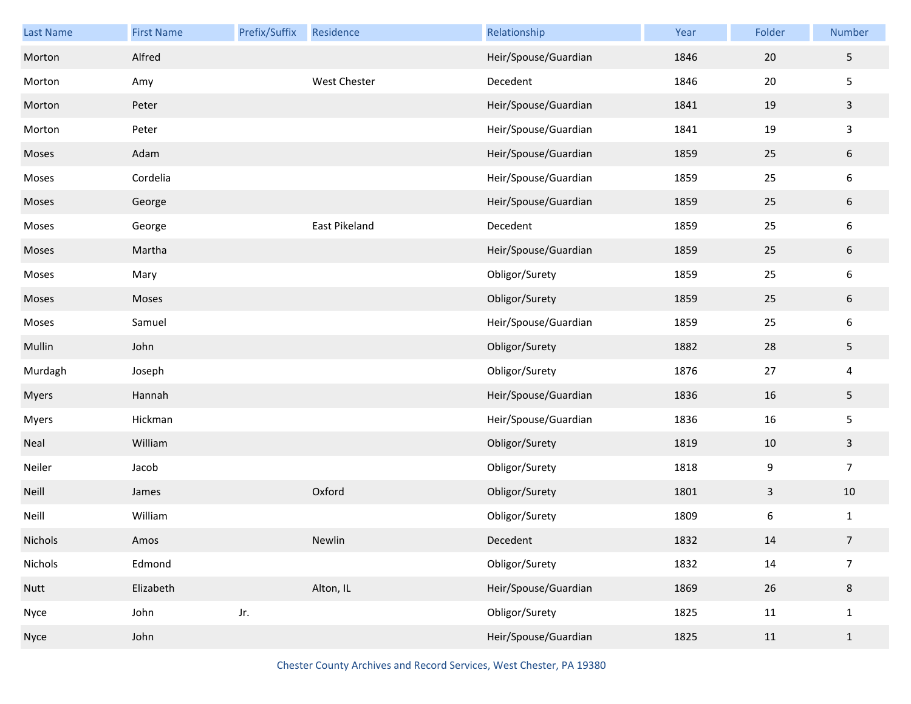| Last Name | First Name | Prefix/Suffix | Residence | Relationship | Year | Folder | Number |
|---|---|---|---|---|---|---|---|
| Morton | Alfred | | | Heir/Spouse/Guardian | 1846 | 20 | 5 |
| Morton | Amy | | West Chester | Decedent | 1846 | 20 | 5 |
| Morton | Peter | | | Heir/Spouse/Guardian | 1841 | 19 | 3 |
| Morton | Peter | | | Heir/Spouse/Guardian | 1841 | 19 | 3 |
| Moses | Adam | | | Heir/Spouse/Guardian | 1859 | 25 | 6 |
| Moses | Cordelia | | | Heir/Spouse/Guardian | 1859 | 25 | 6 |
| Moses | George | | | Heir/Spouse/Guardian | 1859 | 25 | 6 |
| Moses | George | | East Pikeland | Decedent | 1859 | 25 | 6 |
| Moses | Martha | | | Heir/Spouse/Guardian | 1859 | 25 | 6 |
| Moses | Mary | | | Obligor/Surety | 1859 | 25 | 6 |
| Moses | Moses | | | Obligor/Surety | 1859 | 25 | 6 |
| Moses | Samuel | | | Heir/Spouse/Guardian | 1859 | 25 | 6 |
| Mullin | John | | | Obligor/Surety | 1882 | 28 | 5 |
| Murdagh | Joseph | | | Obligor/Surety | 1876 | 27 | 4 |
| Myers | Hannah | | | Heir/Spouse/Guardian | 1836 | 16 | 5 |
| Myers | Hickman | | | Heir/Spouse/Guardian | 1836 | 16 | 5 |
| Neal | William | | | Obligor/Surety | 1819 | 10 | 3 |
| Neiler | Jacob | | | Obligor/Surety | 1818 | 9 | 7 |
| Neill | James | | Oxford | Obligor/Surety | 1801 | 3 | 10 |
| Neill | William | | | Obligor/Surety | 1809 | 6 | 1 |
| Nichols | Amos | | Newlin | Decedent | 1832 | 14 | 7 |
| Nichols | Edmond | | | Obligor/Surety | 1832 | 14 | 7 |
| Nutt | Elizabeth | | Alton, IL | Heir/Spouse/Guardian | 1869 | 26 | 8 |
| Nyce | John | Jr. | | Obligor/Surety | 1825 | 11 | 1 |
| Nyce | John | | | Heir/Spouse/Guardian | 1825 | 11 | 1 |

Chester County Archives and Record Services, West Chester, PA 19380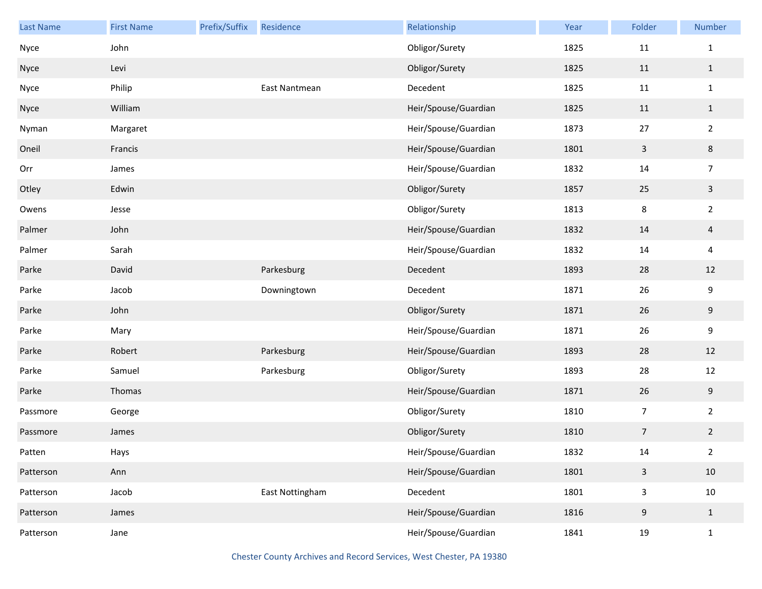| Last Name | First Name | Prefix/Suffix | Residence | Relationship | Year | Folder | Number |
|---|---|---|---|---|---|---|---|
| Nyce | John | | | Obligor/Surety | 1825 | 11 | 1 |
| Nyce | Levi | | | Obligor/Surety | 1825 | 11 | 1 |
| Nyce | Philip | | East Nantmean | Decedent | 1825 | 11 | 1 |
| Nyce | William | | | Heir/Spouse/Guardian | 1825 | 11 | 1 |
| Nyman | Margaret | | | Heir/Spouse/Guardian | 1873 | 27 | 2 |
| Oneil | Francis | | | Heir/Spouse/Guardian | 1801 | 3 | 8 |
| Orr | James | | | Heir/Spouse/Guardian | 1832 | 14 | 7 |
| Otley | Edwin | | | Obligor/Surety | 1857 | 25 | 3 |
| Owens | Jesse | | | Obligor/Surety | 1813 | 8 | 2 |
| Palmer | John | | | Heir/Spouse/Guardian | 1832 | 14 | 4 |
| Palmer | Sarah | | | Heir/Spouse/Guardian | 1832 | 14 | 4 |
| Parke | David | | Parkesburg | Decedent | 1893 | 28 | 12 |
| Parke | Jacob | | Downingtown | Decedent | 1871 | 26 | 9 |
| Parke | John | | | Obligor/Surety | 1871 | 26 | 9 |
| Parke | Mary | | | Heir/Spouse/Guardian | 1871 | 26 | 9 |
| Parke | Robert | | Parkesburg | Heir/Spouse/Guardian | 1893 | 28 | 12 |
| Parke | Samuel | | Parkesburg | Obligor/Surety | 1893 | 28 | 12 |
| Parke | Thomas | | | Heir/Spouse/Guardian | 1871 | 26 | 9 |
| Passmore | George | | | Obligor/Surety | 1810 | 7 | 2 |
| Passmore | James | | | Obligor/Surety | 1810 | 7 | 2 |
| Patten | Hays | | | Heir/Spouse/Guardian | 1832 | 14 | 2 |
| Patterson | Ann | | | Heir/Spouse/Guardian | 1801 | 3 | 10 |
| Patterson | Jacob | | East Nottingham | Decedent | 1801 | 3 | 10 |
| Patterson | James | | | Heir/Spouse/Guardian | 1816 | 9 | 1 |
| Patterson | Jane | | | Heir/Spouse/Guardian | 1841 | 19 | 1 |

Chester County Archives and Record Services, West Chester, PA 19380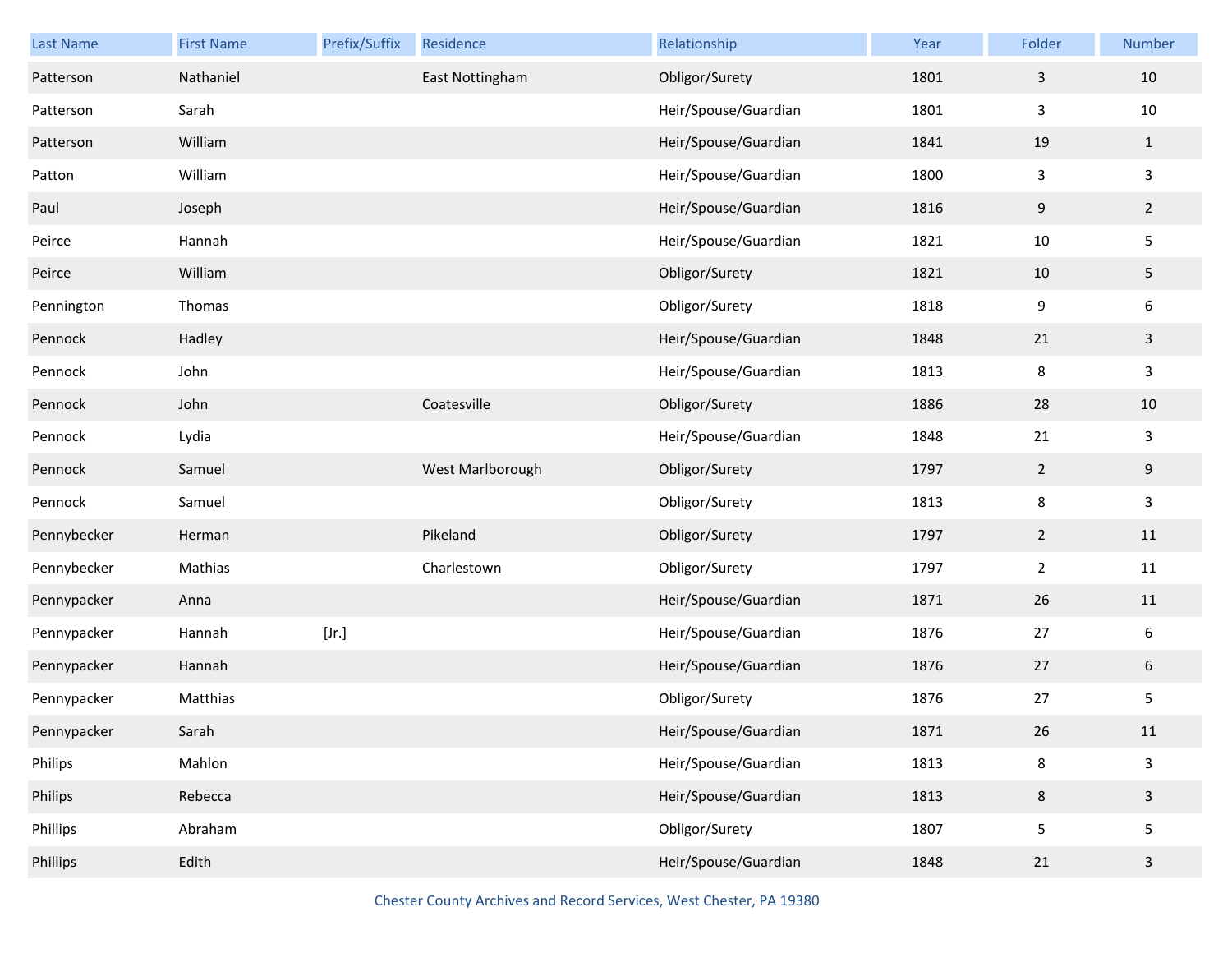| Last Name | First Name | Prefix/Suffix | Residence | Relationship | Year | Folder | Number |
|---|---|---|---|---|---|---|---|
| Patterson | Nathaniel | | East Nottingham | Obligor/Surety | 1801 | 3 | 10 |
| Patterson | Sarah | | | Heir/Spouse/Guardian | 1801 | 3 | 10 |
| Patterson | William | | | Heir/Spouse/Guardian | 1841 | 19 | 1 |
| Patton | William | | | Heir/Spouse/Guardian | 1800 | 3 | 3 |
| Paul | Joseph | | | Heir/Spouse/Guardian | 1816 | 9 | 2 |
| Peirce | Hannah | | | Heir/Spouse/Guardian | 1821 | 10 | 5 |
| Peirce | William | | | Obligor/Surety | 1821 | 10 | 5 |
| Pennington | Thomas | | | Obligor/Surety | 1818 | 9 | 6 |
| Pennock | Hadley | | | Heir/Spouse/Guardian | 1848 | 21 | 3 |
| Pennock | John | | | Heir/Spouse/Guardian | 1813 | 8 | 3 |
| Pennock | John | | Coatesville | Obligor/Surety | 1886 | 28 | 10 |
| Pennock | Lydia | | | Heir/Spouse/Guardian | 1848 | 21 | 3 |
| Pennock | Samuel | | West Marlborough | Obligor/Surety | 1797 | 2 | 9 |
| Pennock | Samuel | | | Obligor/Surety | 1813 | 8 | 3 |
| Pennybecker | Herman | | Pikeland | Obligor/Surety | 1797 | 2 | 11 |
| Pennybecker | Mathias | | Charlestown | Obligor/Surety | 1797 | 2 | 11 |
| Pennypacker | Anna | | | Heir/Spouse/Guardian | 1871 | 26 | 11 |
| Pennypacker | Hannah | [Jr.] | | Heir/Spouse/Guardian | 1876 | 27 | 6 |
| Pennypacker | Hannah | | | Heir/Spouse/Guardian | 1876 | 27 | 6 |
| Pennypacker | Matthias | | | Obligor/Surety | 1876 | 27 | 5 |
| Pennypacker | Sarah | | | Heir/Spouse/Guardian | 1871 | 26 | 11 |
| Philips | Mahlon | | | Heir/Spouse/Guardian | 1813 | 8 | 3 |
| Philips | Rebecca | | | Heir/Spouse/Guardian | 1813 | 8 | 3 |
| Phillips | Abraham | | | Obligor/Surety | 1807 | 5 | 5 |
| Phillips | Edith | | | Heir/Spouse/Guardian | 1848 | 21 | 3 |

Chester County Archives and Record Services, West Chester, PA 19380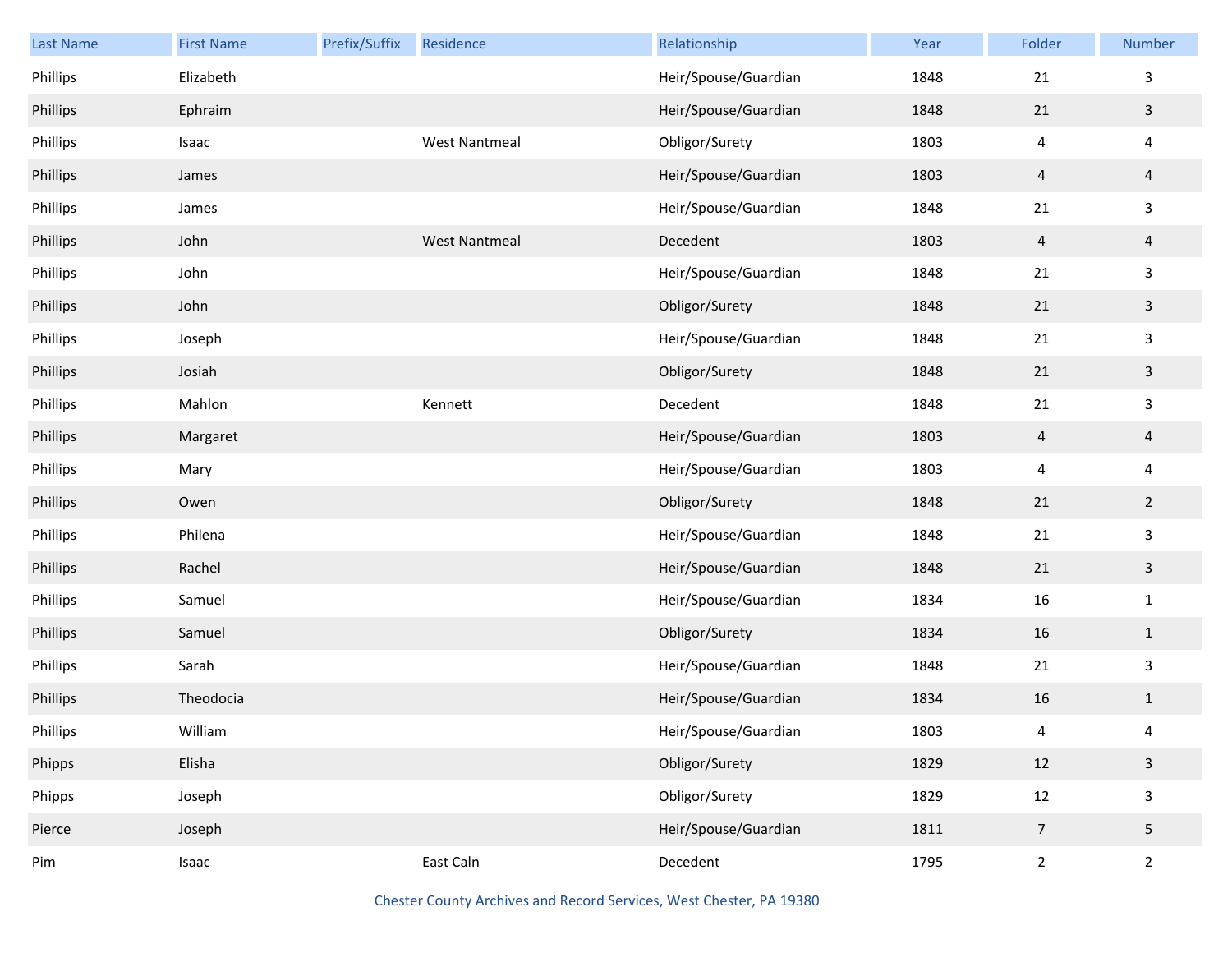| Last Name | First Name | Prefix/Suffix | Residence | Relationship | Year | Folder | Number |
|---|---|---|---|---|---|---|---|
| Phillips | Elizabeth | | | Heir/Spouse/Guardian | 1848 | 21 | 3 |
| Phillips | Ephraim | | | Heir/Spouse/Guardian | 1848 | 21 | 3 |
| Phillips | Isaac | | West Nantmeal | Obligor/Surety | 1803 | 4 | 4 |
| Phillips | James | | | Heir/Spouse/Guardian | 1803 | 4 | 4 |
| Phillips | James | | | Heir/Spouse/Guardian | 1848 | 21 | 3 |
| Phillips | John | | West Nantmeal | Decedent | 1803 | 4 | 4 |
| Phillips | John | | | Heir/Spouse/Guardian | 1848 | 21 | 3 |
| Phillips | John | | | Obligor/Surety | 1848 | 21 | 3 |
| Phillips | Joseph | | | Heir/Spouse/Guardian | 1848 | 21 | 3 |
| Phillips | Josiah | | | Obligor/Surety | 1848 | 21 | 3 |
| Phillips | Mahlon | | Kennett | Decedent | 1848 | 21 | 3 |
| Phillips | Margaret | | | Heir/Spouse/Guardian | 1803 | 4 | 4 |
| Phillips | Mary | | | Heir/Spouse/Guardian | 1803 | 4 | 4 |
| Phillips | Owen | | | Obligor/Surety | 1848 | 21 | 2 |
| Phillips | Philena | | | Heir/Spouse/Guardian | 1848 | 21 | 3 |
| Phillips | Rachel | | | Heir/Spouse/Guardian | 1848 | 21 | 3 |
| Phillips | Samuel | | | Heir/Spouse/Guardian | 1834 | 16 | 1 |
| Phillips | Samuel | | | Obligor/Surety | 1834 | 16 | 1 |
| Phillips | Sarah | | | Heir/Spouse/Guardian | 1848 | 21 | 3 |
| Phillips | Theodocia | | | Heir/Spouse/Guardian | 1834 | 16 | 1 |
| Phillips | William | | | Heir/Spouse/Guardian | 1803 | 4 | 4 |
| Phipps | Elisha | | | Obligor/Surety | 1829 | 12 | 3 |
| Phipps | Joseph | | | Obligor/Surety | 1829 | 12 | 3 |
| Pierce | Joseph | | | Heir/Spouse/Guardian | 1811 | 7 | 5 |
| Pim | Isaac | | East Caln | Decedent | 1795 | 2 | 2 |

Chester County Archives and Record Services, West Chester, PA 19380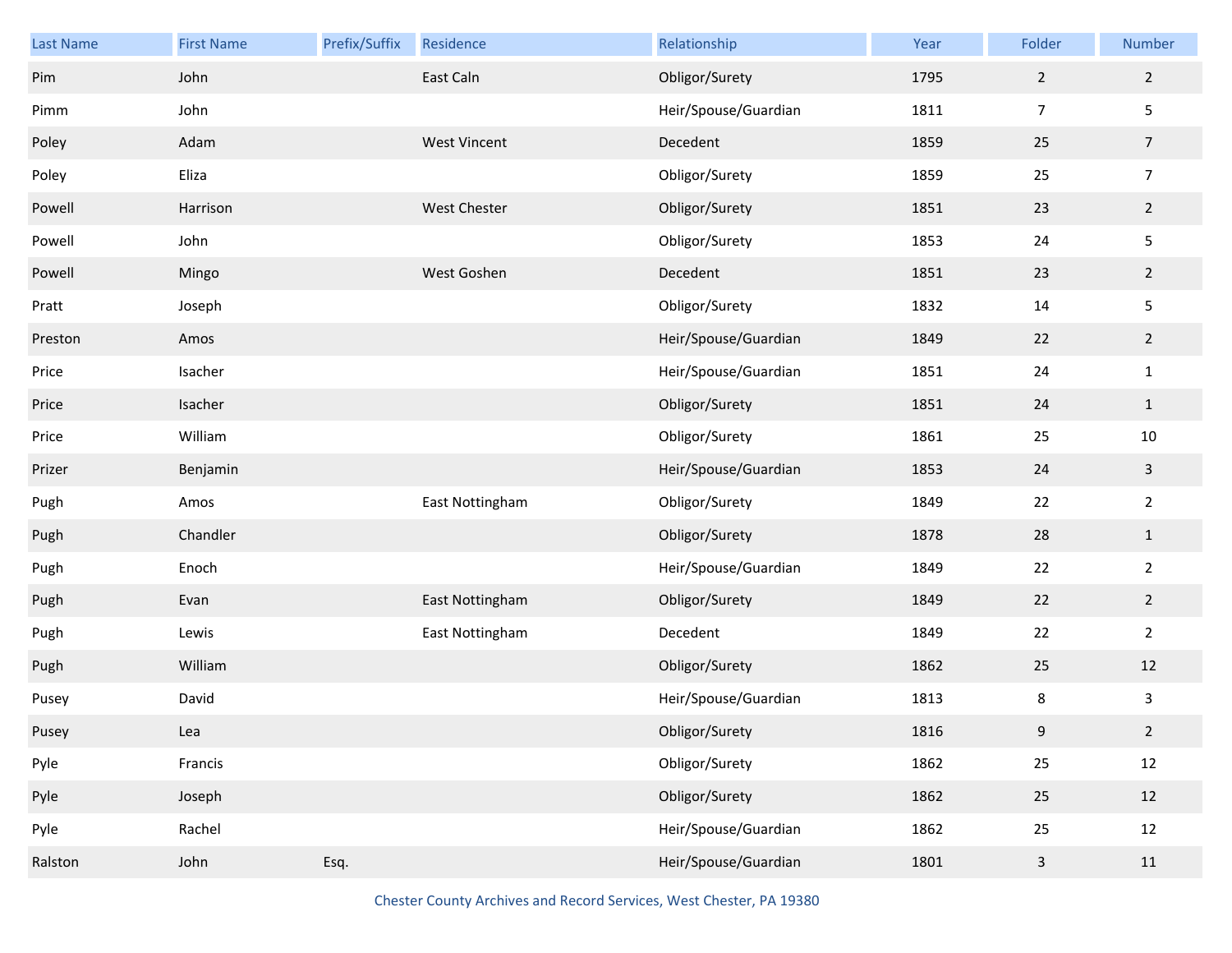| Last Name | First Name | Prefix/Suffix | Residence | Relationship | Year | Folder | Number |
|---|---|---|---|---|---|---|---|
| Pim | John | | East Caln | Obligor/Surety | 1795 | 2 | 2 |
| Pimm | John | | | Heir/Spouse/Guardian | 1811 | 7 | 5 |
| Poley | Adam | | West Vincent | Decedent | 1859 | 25 | 7 |
| Poley | Eliza | | | Obligor/Surety | 1859 | 25 | 7 |
| Powell | Harrison | | West Chester | Obligor/Surety | 1851 | 23 | 2 |
| Powell | John | | | Obligor/Surety | 1853 | 24 | 5 |
| Powell | Mingo | | West Goshen | Decedent | 1851 | 23 | 2 |
| Pratt | Joseph | | | Obligor/Surety | 1832 | 14 | 5 |
| Preston | Amos | | | Heir/Spouse/Guardian | 1849 | 22 | 2 |
| Price | Isacher | | | Heir/Spouse/Guardian | 1851 | 24 | 1 |
| Price | Isacher | | | Obligor/Surety | 1851 | 24 | 1 |
| Price | William | | | Obligor/Surety | 1861 | 25 | 10 |
| Prizer | Benjamin | | | Heir/Spouse/Guardian | 1853 | 24 | 3 |
| Pugh | Amos | | East Nottingham | Obligor/Surety | 1849 | 22 | 2 |
| Pugh | Chandler | | | Obligor/Surety | 1878 | 28 | 1 |
| Pugh | Enoch | | | Heir/Spouse/Guardian | 1849 | 22 | 2 |
| Pugh | Evan | | East Nottingham | Obligor/Surety | 1849 | 22 | 2 |
| Pugh | Lewis | | East Nottingham | Decedent | 1849 | 22 | 2 |
| Pugh | William | | | Obligor/Surety | 1862 | 25 | 12 |
| Pusey | David | | | Heir/Spouse/Guardian | 1813 | 8 | 3 |
| Pusey | Lea | | | Obligor/Surety | 1816 | 9 | 2 |
| Pyle | Francis | | | Obligor/Surety | 1862 | 25 | 12 |
| Pyle | Joseph | | | Obligor/Surety | 1862 | 25 | 12 |
| Pyle | Rachel | | | Heir/Spouse/Guardian | 1862 | 25 | 12 |
| Ralston | John | Esq. | | Heir/Spouse/Guardian | 1801 | 3 | 11 |

Chester County Archives and Record Services, West Chester, PA 19380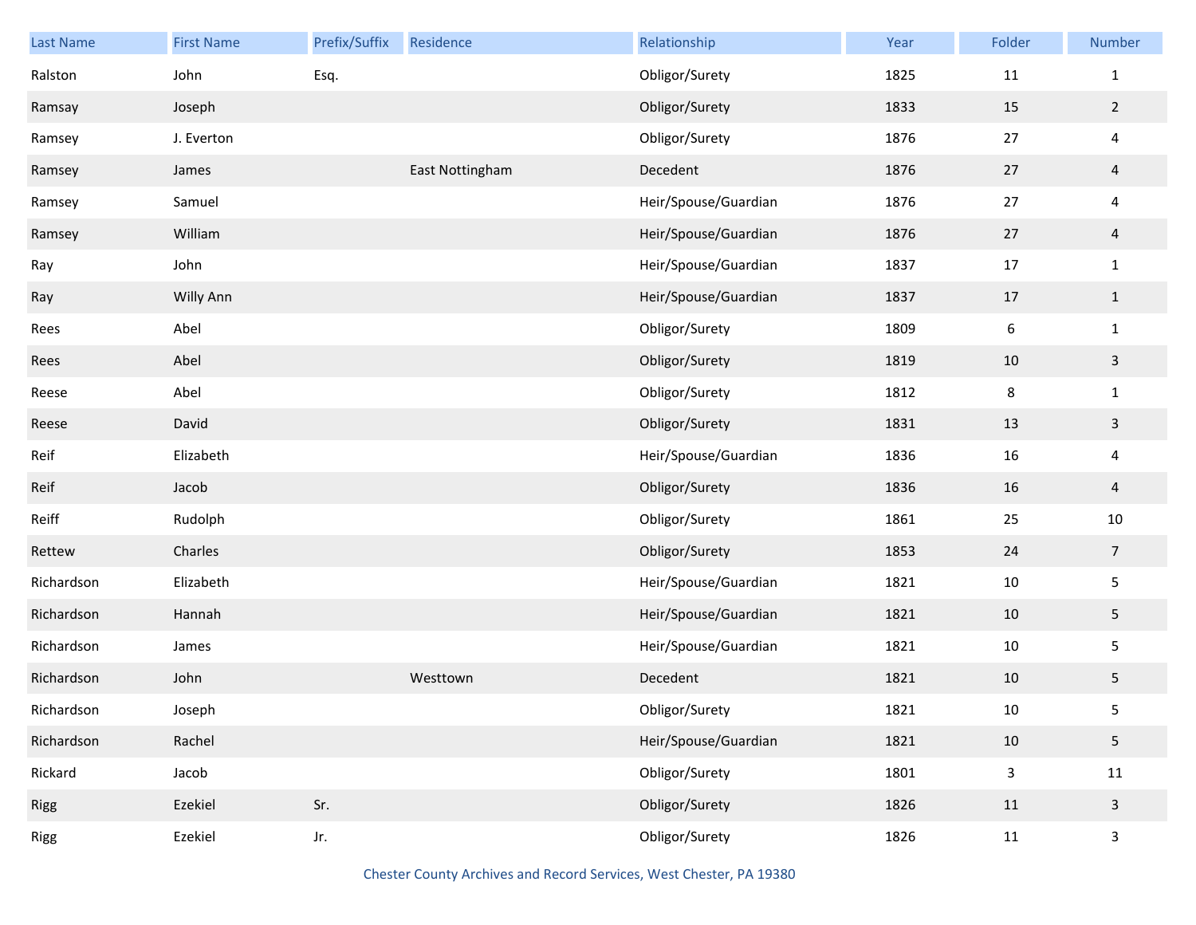| Last Name | First Name | Prefix/Suffix | Residence | Relationship | Year | Folder | Number |
|---|---|---|---|---|---|---|---|
| Ralston | John | Esq. | | Obligor/Surety | 1825 | 11 | 1 |
| Ramsay | Joseph | | | Obligor/Surety | 1833 | 15 | 2 |
| Ramsey | J. Everton | | | Obligor/Surety | 1876 | 27 | 4 |
| Ramsey | James | | East Nottingham | Decedent | 1876 | 27 | 4 |
| Ramsey | Samuel | | | Heir/Spouse/Guardian | 1876 | 27 | 4 |
| Ramsey | William | | | Heir/Spouse/Guardian | 1876 | 27 | 4 |
| Ray | John | | | Heir/Spouse/Guardian | 1837 | 17 | 1 |
| Ray | Willy Ann | | | Heir/Spouse/Guardian | 1837 | 17 | 1 |
| Rees | Abel | | | Obligor/Surety | 1809 | 6 | 1 |
| Rees | Abel | | | Obligor/Surety | 1819 | 10 | 3 |
| Reese | Abel | | | Obligor/Surety | 1812 | 8 | 1 |
| Reese | David | | | Obligor/Surety | 1831 | 13 | 3 |
| Reif | Elizabeth | | | Heir/Spouse/Guardian | 1836 | 16 | 4 |
| Reif | Jacob | | | Obligor/Surety | 1836 | 16 | 4 |
| Reiff | Rudolph | | | Obligor/Surety | 1861 | 25 | 10 |
| Rettew | Charles | | | Obligor/Surety | 1853 | 24 | 7 |
| Richardson | Elizabeth | | | Heir/Spouse/Guardian | 1821 | 10 | 5 |
| Richardson | Hannah | | | Heir/Spouse/Guardian | 1821 | 10 | 5 |
| Richardson | James | | | Heir/Spouse/Guardian | 1821 | 10 | 5 |
| Richardson | John | | Westtown | Decedent | 1821 | 10 | 5 |
| Richardson | Joseph | | | Obligor/Surety | 1821 | 10 | 5 |
| Richardson | Rachel | | | Heir/Spouse/Guardian | 1821 | 10 | 5 |
| Rickard | Jacob | | | Obligor/Surety | 1801 | 3 | 11 |
| Rigg | Ezekiel | Sr. | | Obligor/Surety | 1826 | 11 | 3 |
| Rigg | Ezekiel | Jr. | | Obligor/Surety | 1826 | 11 | 3 |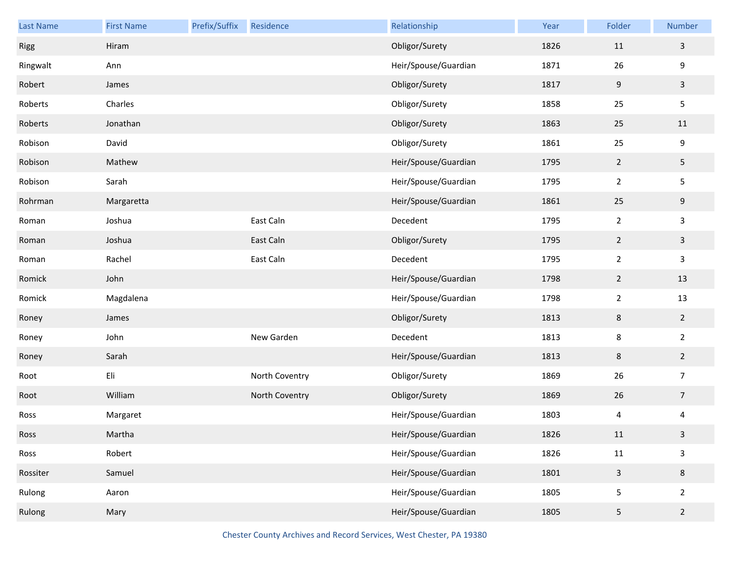| Last Name | First Name | Prefix/Suffix | Residence | Relationship | Year | Folder | Number |
| --- | --- | --- | --- | --- | --- | --- | --- |
| Rigg | Hiram | | | Obligor/Surety | 1826 | 11 | 3 |
| Ringwalt | Ann | | | Heir/Spouse/Guardian | 1871 | 26 | 9 |
| Robert | James | | | Obligor/Surety | 1817 | 9 | 3 |
| Roberts | Charles | | | Obligor/Surety | 1858 | 25 | 5 |
| Roberts | Jonathan | | | Obligor/Surety | 1863 | 25 | 11 |
| Robison | David | | | Obligor/Surety | 1861 | 25 | 9 |
| Robison | Mathew | | | Heir/Spouse/Guardian | 1795 | 2 | 5 |
| Robison | Sarah | | | Heir/Spouse/Guardian | 1795 | 2 | 5 |
| Rohrman | Margaretta | | | Heir/Spouse/Guardian | 1861 | 25 | 9 |
| Roman | Joshua | | East Caln | Decedent | 1795 | 2 | 3 |
| Roman | Joshua | | East Caln | Obligor/Surety | 1795 | 2 | 3 |
| Roman | Rachel | | East Caln | Decedent | 1795 | 2 | 3 |
| Romick | John | | | Heir/Spouse/Guardian | 1798 | 2 | 13 |
| Romick | Magdalena | | | Heir/Spouse/Guardian | 1798 | 2 | 13 |
| Roney | James | | | Obligor/Surety | 1813 | 8 | 2 |
| Roney | John | | New Garden | Decedent | 1813 | 8 | 2 |
| Roney | Sarah | | | Heir/Spouse/Guardian | 1813 | 8 | 2 |
| Root | Eli | | North Coventry | Obligor/Surety | 1869 | 26 | 7 |
| Root | William | | North Coventry | Obligor/Surety | 1869 | 26 | 7 |
| Ross | Margaret | | | Heir/Spouse/Guardian | 1803 | 4 | 4 |
| Ross | Martha | | | Heir/Spouse/Guardian | 1826 | 11 | 3 |
| Ross | Robert | | | Heir/Spouse/Guardian | 1826 | 11 | 3 |
| Rossiter | Samuel | | | Heir/Spouse/Guardian | 1801 | 3 | 8 |
| Rulong | Aaron | | | Heir/Spouse/Guardian | 1805 | 5 | 2 |
| Rulong | Mary | | | Heir/Spouse/Guardian | 1805 | 5 | 2 |

Chester County Archives and Record Services, West Chester, PA 19380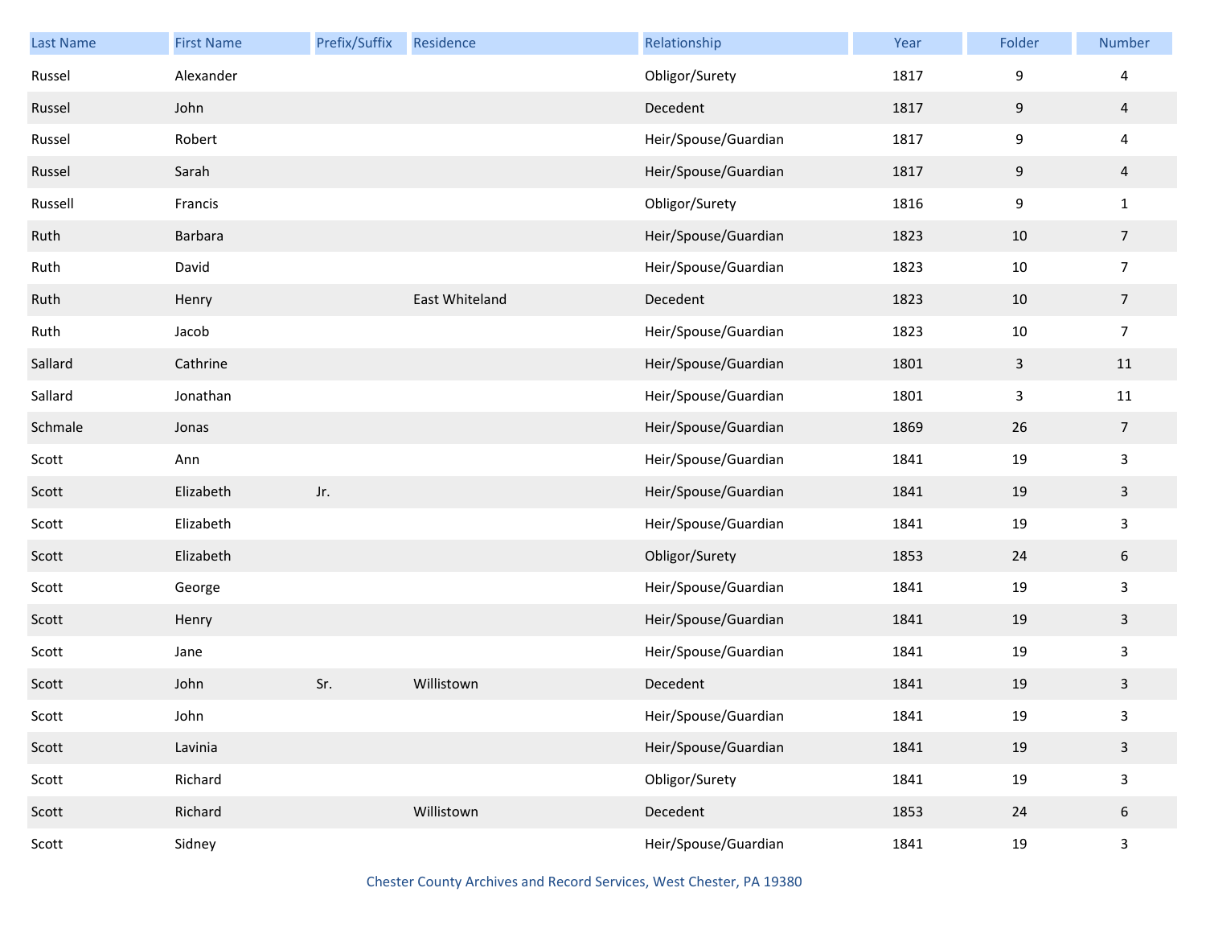| Last Name | First Name | Prefix/Suffix | Residence | Relationship | Year | Folder | Number |
|---|---|---|---|---|---|---|---|
| Russel | Alexander | | | Obligor/Surety | 1817 | 9 | 4 |
| Russel | John | | | Decedent | 1817 | 9 | 4 |
| Russel | Robert | | | Heir/Spouse/Guardian | 1817 | 9 | 4 |
| Russel | Sarah | | | Heir/Spouse/Guardian | 1817 | 9 | 4 |
| Russell | Francis | | | Obligor/Surety | 1816 | 9 | 1 |
| Ruth | Barbara | | | Heir/Spouse/Guardian | 1823 | 10 | 7 |
| Ruth | David | | | Heir/Spouse/Guardian | 1823 | 10 | 7 |
| Ruth | Henry | | East Whiteland | Decedent | 1823 | 10 | 7 |
| Ruth | Jacob | | | Heir/Spouse/Guardian | 1823 | 10 | 7 |
| Sallard | Cathrine | | | Heir/Spouse/Guardian | 1801 | 3 | 11 |
| Sallard | Jonathan | | | Heir/Spouse/Guardian | 1801 | 3 | 11 |
| Schmale | Jonas | | | Heir/Spouse/Guardian | 1869 | 26 | 7 |
| Scott | Ann | | | Heir/Spouse/Guardian | 1841 | 19 | 3 |
| Scott | Elizabeth | Jr. | | Heir/Spouse/Guardian | 1841 | 19 | 3 |
| Scott | Elizabeth | | | Heir/Spouse/Guardian | 1841 | 19 | 3 |
| Scott | Elizabeth | | | Obligor/Surety | 1853 | 24 | 6 |
| Scott | George | | | Heir/Spouse/Guardian | 1841 | 19 | 3 |
| Scott | Henry | | | Heir/Spouse/Guardian | 1841 | 19 | 3 |
| Scott | Jane | | | Heir/Spouse/Guardian | 1841 | 19 | 3 |
| Scott | John | Sr. | Willistown | Decedent | 1841 | 19 | 3 |
| Scott | John | | | Heir/Spouse/Guardian | 1841 | 19 | 3 |
| Scott | Lavinia | | | Heir/Spouse/Guardian | 1841 | 19 | 3 |
| Scott | Richard | | | Obligor/Surety | 1841 | 19 | 3 |
| Scott | Richard | | Willistown | Decedent | 1853 | 24 | 6 |
| Scott | Sidney | | | Heir/Spouse/Guardian | 1841 | 19 | 3 |

Chester County Archives and Record Services, West Chester, PA 19380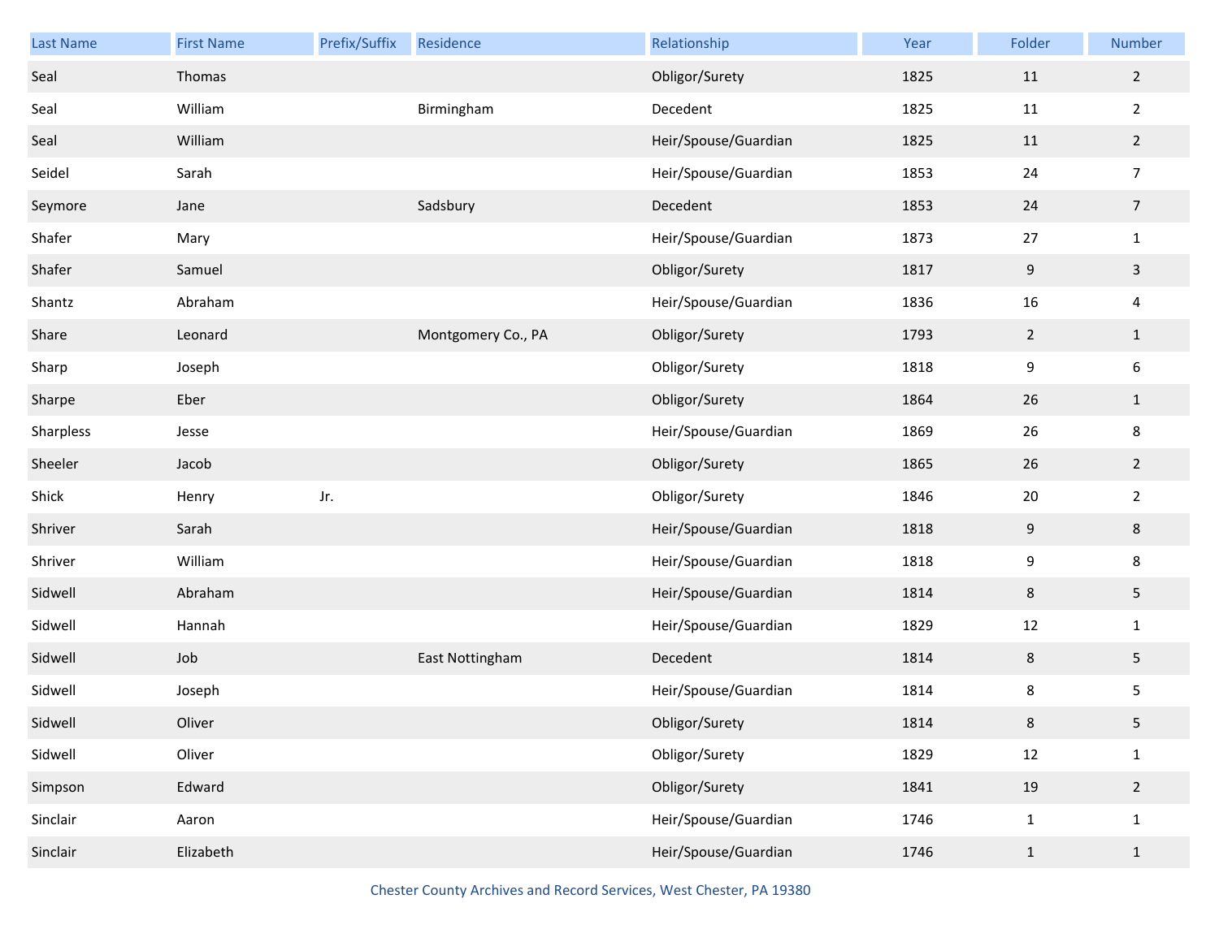| Last Name | First Name | Prefix/Suffix | Residence | Relationship | Year | Folder | Number |
|---|---|---|---|---|---|---|---|
| Seal | Thomas | | | Obligor/Surety | 1825 | 11 | 2 |
| Seal | William | | Birmingham | Decedent | 1825 | 11 | 2 |
| Seal | William | | | Heir/Spouse/Guardian | 1825 | 11 | 2 |
| Seidel | Sarah | | | Heir/Spouse/Guardian | 1853 | 24 | 7 |
| Seymore | Jane | | Sadsbury | Decedent | 1853 | 24 | 7 |
| Shafer | Mary | | | Heir/Spouse/Guardian | 1873 | 27 | 1 |
| Shafer | Samuel | | | Obligor/Surety | 1817 | 9 | 3 |
| Shantz | Abraham | | | Heir/Spouse/Guardian | 1836 | 16 | 4 |
| Share | Leonard | | Montgomery Co., PA | Obligor/Surety | 1793 | 2 | 1 |
| Sharp | Joseph | | | Obligor/Surety | 1818 | 9 | 6 |
| Sharpe | Eber | | | Obligor/Surety | 1864 | 26 | 1 |
| Sharpless | Jesse | | | Heir/Spouse/Guardian | 1869 | 26 | 8 |
| Sheeler | Jacob | | | Obligor/Surety | 1865 | 26 | 2 |
| Shick | Henry | Jr. | | Obligor/Surety | 1846 | 20 | 2 |
| Shriver | Sarah | | | Heir/Spouse/Guardian | 1818 | 9 | 8 |
| Shriver | William | | | Heir/Spouse/Guardian | 1818 | 9 | 8 |
| Sidwell | Abraham | | | Heir/Spouse/Guardian | 1814 | 8 | 5 |
| Sidwell | Hannah | | | Heir/Spouse/Guardian | 1829 | 12 | 1 |
| Sidwell | Job | | East Nottingham | Decedent | 1814 | 8 | 5 |
| Sidwell | Joseph | | | Heir/Spouse/Guardian | 1814 | 8 | 5 |
| Sidwell | Oliver | | | Obligor/Surety | 1814 | 8 | 5 |
| Sidwell | Oliver | | | Obligor/Surety | 1829 | 12 | 1 |
| Simpson | Edward | | | Obligor/Surety | 1841 | 19 | 2 |
| Sinclair | Aaron | | | Heir/Spouse/Guardian | 1746 | 1 | 1 |
| Sinclair | Elizabeth | | | Heir/Spouse/Guardian | 1746 | 1 | 1 |

Chester County Archives and Record Services, West Chester, PA 19380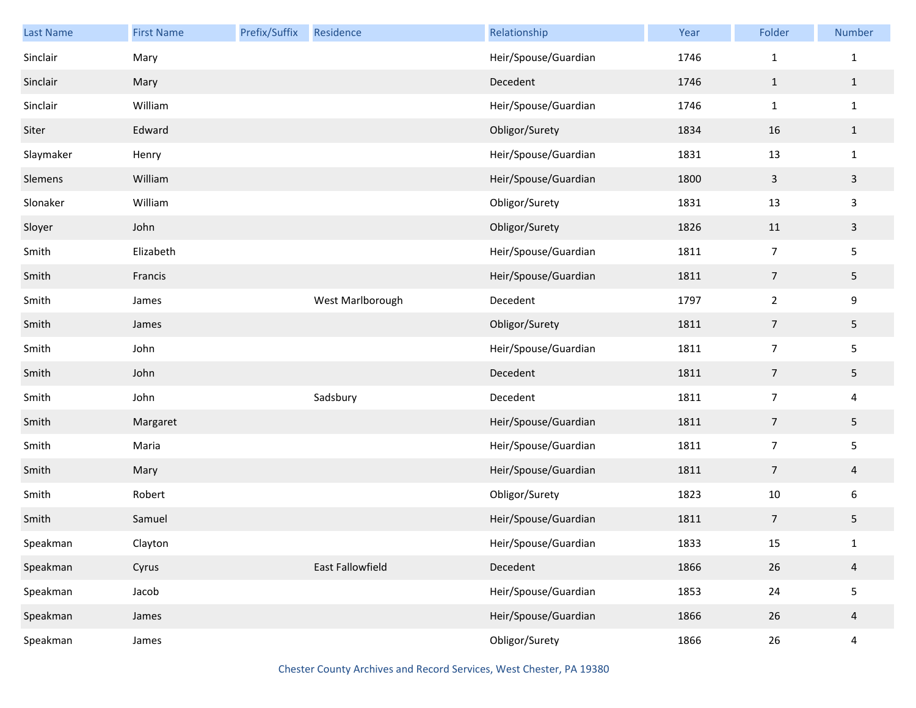| Last Name | First Name | Prefix/Suffix | Residence | Relationship | Year | Folder | Number |
|---|---|---|---|---|---|---|---|
| Sinclair | Mary | | | Heir/Spouse/Guardian | 1746 | 1 | 1 |
| Sinclair | Mary | | | Decedent | 1746 | 1 | 1 |
| Sinclair | William | | | Heir/Spouse/Guardian | 1746 | 1 | 1 |
| Siter | Edward | | | Obligor/Surety | 1834 | 16 | 1 |
| Slaymaker | Henry | | | Heir/Spouse/Guardian | 1831 | 13 | 1 |
| Slemens | William | | | Heir/Spouse/Guardian | 1800 | 3 | 3 |
| Slonaker | William | | | Obligor/Surety | 1831 | 13 | 3 |
| Sloyer | John | | | Obligor/Surety | 1826 | 11 | 3 |
| Smith | Elizabeth | | | Heir/Spouse/Guardian | 1811 | 7 | 5 |
| Smith | Francis | | | Heir/Spouse/Guardian | 1811 | 7 | 5 |
| Smith | James | | West Marlborough | Decedent | 1797 | 2 | 9 |
| Smith | James | | | Obligor/Surety | 1811 | 7 | 5 |
| Smith | John | | | Heir/Spouse/Guardian | 1811 | 7 | 5 |
| Smith | John | | | Decedent | 1811 | 7 | 5 |
| Smith | John | | Sadsbury | Decedent | 1811 | 7 | 4 |
| Smith | Margaret | | | Heir/Spouse/Guardian | 1811 | 7 | 5 |
| Smith | Maria | | | Heir/Spouse/Guardian | 1811 | 7 | 5 |
| Smith | Mary | | | Heir/Spouse/Guardian | 1811 | 7 | 4 |
| Smith | Robert | | | Obligor/Surety | 1823 | 10 | 6 |
| Smith | Samuel | | | Heir/Spouse/Guardian | 1811 | 7 | 5 |
| Speakman | Clayton | | | Heir/Spouse/Guardian | 1833 | 15 | 1 |
| Speakman | Cyrus | | East Fallowfield | Decedent | 1866 | 26 | 4 |
| Speakman | Jacob | | | Heir/Spouse/Guardian | 1853 | 24 | 5 |
| Speakman | James | | | Heir/Spouse/Guardian | 1866 | 26 | 4 |
| Speakman | James | | | Obligor/Surety | 1866 | 26 | 4 |

Chester County Archives and Record Services, West Chester, PA 19380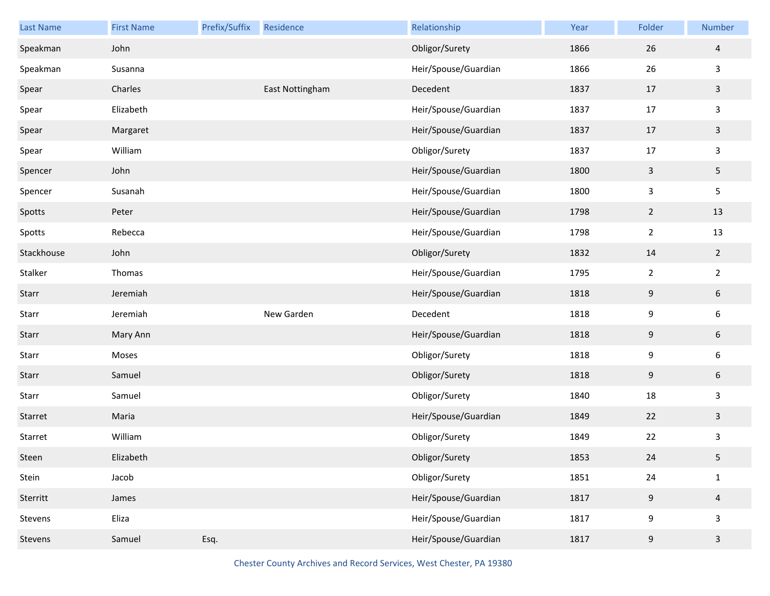| Last Name | First Name | Prefix/Suffix | Residence | Relationship | Year | Folder | Number |
|---|---|---|---|---|---|---|---|
| Speakman | John | | | Obligor/Surety | 1866 | 26 | 4 |
| Speakman | Susanna | | | Heir/Spouse/Guardian | 1866 | 26 | 3 |
| Spear | Charles | | East Nottingham | Decedent | 1837 | 17 | 3 |
| Spear | Elizabeth | | | Heir/Spouse/Guardian | 1837 | 17 | 3 |
| Spear | Margaret | | | Heir/Spouse/Guardian | 1837 | 17 | 3 |
| Spear | William | | | Obligor/Surety | 1837 | 17 | 3 |
| Spencer | John | | | Heir/Spouse/Guardian | 1800 | 3 | 5 |
| Spencer | Susanah | | | Heir/Spouse/Guardian | 1800 | 3 | 5 |
| Spotts | Peter | | | Heir/Spouse/Guardian | 1798 | 2 | 13 |
| Spotts | Rebecca | | | Heir/Spouse/Guardian | 1798 | 2 | 13 |
| Stackhouse | John | | | Obligor/Surety | 1832 | 14 | 2 |
| Stalker | Thomas | | | Heir/Spouse/Guardian | 1795 | 2 | 2 |
| Starr | Jeremiah | | | Heir/Spouse/Guardian | 1818 | 9 | 6 |
| Starr | Jeremiah | | New Garden | Decedent | 1818 | 9 | 6 |
| Starr | Mary Ann | | | Heir/Spouse/Guardian | 1818 | 9 | 6 |
| Starr | Moses | | | Obligor/Surety | 1818 | 9 | 6 |
| Starr | Samuel | | | Obligor/Surety | 1818 | 9 | 6 |
| Starr | Samuel | | | Obligor/Surety | 1840 | 18 | 3 |
| Starret | Maria | | | Heir/Spouse/Guardian | 1849 | 22 | 3 |
| Starret | William | | | Obligor/Surety | 1849 | 22 | 3 |
| Steen | Elizabeth | | | Obligor/Surety | 1853 | 24 | 5 |
| Stein | Jacob | | | Obligor/Surety | 1851 | 24 | 1 |
| Sterritt | James | | | Heir/Spouse/Guardian | 1817 | 9 | 4 |
| Stevens | Eliza | | | Heir/Spouse/Guardian | 1817 | 9 | 3 |
| Stevens | Samuel | Esq. | | Heir/Spouse/Guardian | 1817 | 9 | 3 |

Chester County Archives and Record Services, West Chester, PA 19380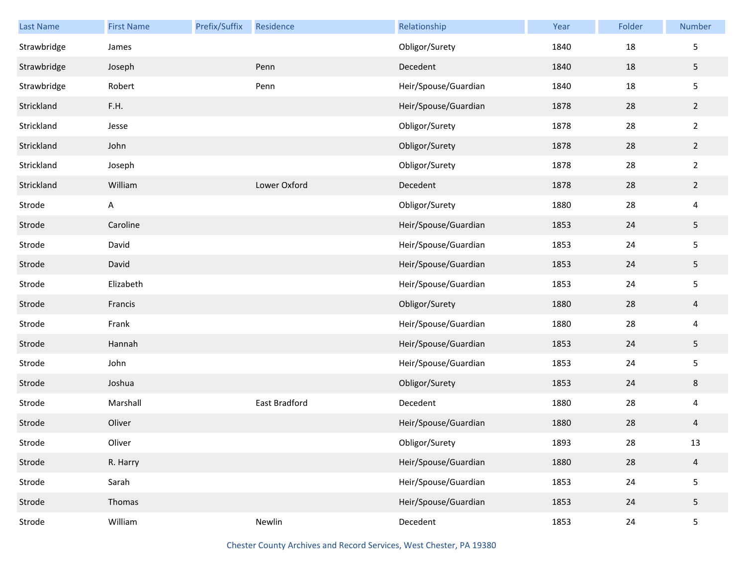| Last Name | First Name | Prefix/Suffix | Residence | Relationship | Year | Folder | Number |
| --- | --- | --- | --- | --- | --- | --- | --- |
| Strawbridge | James | | | Obligor/Surety | 1840 | 18 | 5 |
| Strawbridge | Joseph | | Penn | Decedent | 1840 | 18 | 5 |
| Strawbridge | Robert | | Penn | Heir/Spouse/Guardian | 1840 | 18 | 5 |
| Strickland | F.H. | | | Heir/Spouse/Guardian | 1878 | 28 | 2 |
| Strickland | Jesse | | | Obligor/Surety | 1878 | 28 | 2 |
| Strickland | John | | | Obligor/Surety | 1878 | 28 | 2 |
| Strickland | Joseph | | | Obligor/Surety | 1878 | 28 | 2 |
| Strickland | William | | Lower Oxford | Decedent | 1878 | 28 | 2 |
| Strode | A | | | Obligor/Surety | 1880 | 28 | 4 |
| Strode | Caroline | | | Heir/Spouse/Guardian | 1853 | 24 | 5 |
| Strode | David | | | Heir/Spouse/Guardian | 1853 | 24 | 5 |
| Strode | David | | | Heir/Spouse/Guardian | 1853 | 24 | 5 |
| Strode | Elizabeth | | | Heir/Spouse/Guardian | 1853 | 24 | 5 |
| Strode | Francis | | | Obligor/Surety | 1880 | 28 | 4 |
| Strode | Frank | | | Heir/Spouse/Guardian | 1880 | 28 | 4 |
| Strode | Hannah | | | Heir/Spouse/Guardian | 1853 | 24 | 5 |
| Strode | John | | | Heir/Spouse/Guardian | 1853 | 24 | 5 |
| Strode | Joshua | | | Obligor/Surety | 1853 | 24 | 8 |
| Strode | Marshall | | East Bradford | Decedent | 1880 | 28 | 4 |
| Strode | Oliver | | | Heir/Spouse/Guardian | 1880 | 28 | 4 |
| Strode | Oliver | | | Obligor/Surety | 1893 | 28 | 13 |
| Strode | R. Harry | | | Heir/Spouse/Guardian | 1880 | 28 | 4 |
| Strode | Sarah | | | Heir/Spouse/Guardian | 1853 | 24 | 5 |
| Strode | Thomas | | | Heir/Spouse/Guardian | 1853 | 24 | 5 |
| Strode | William | | Newlin | Decedent | 1853 | 24 | 5 |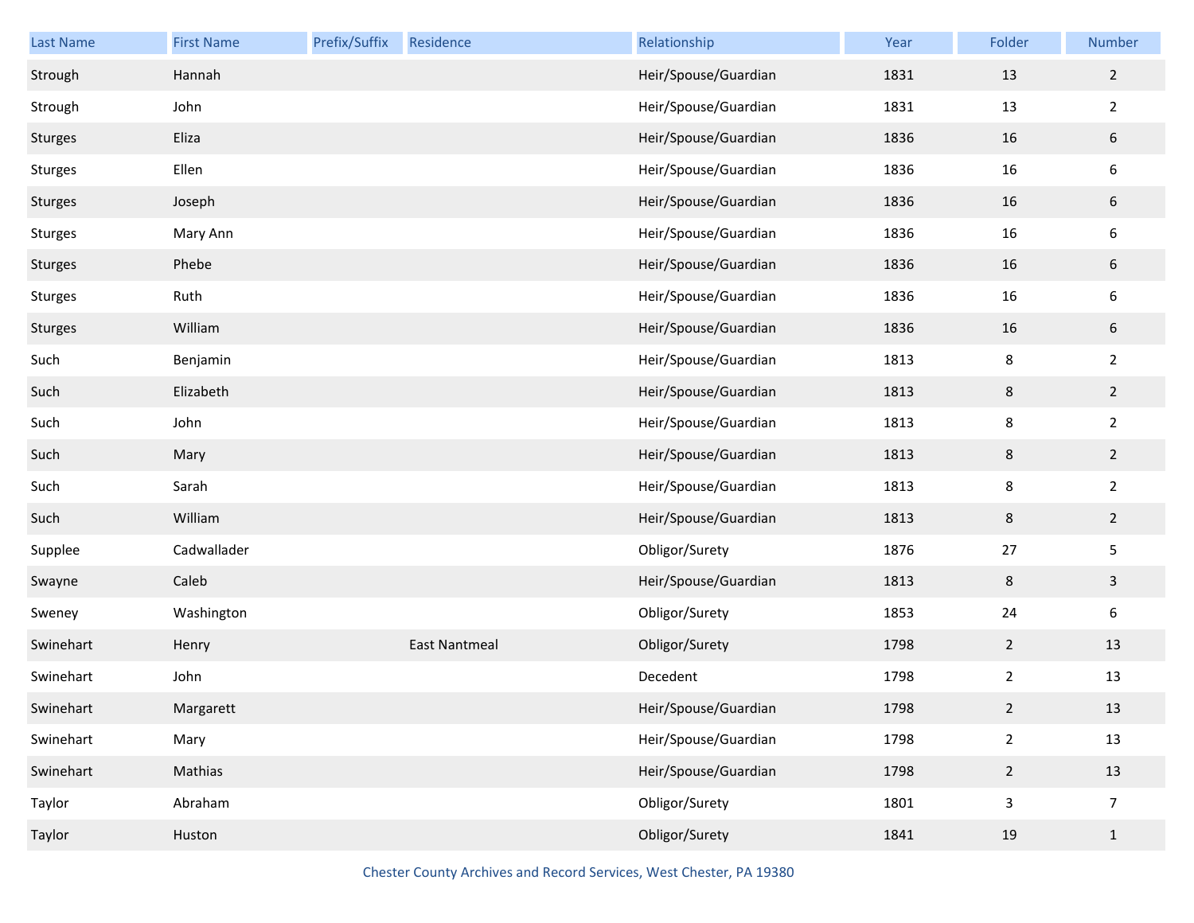| Last Name | First Name | Prefix/Suffix | Residence | Relationship | Year | Folder | Number |
|---|---|---|---|---|---|---|---|
| Strough | Hannah | | | Heir/Spouse/Guardian | 1831 | 13 | 2 |
| Strough | John | | | Heir/Spouse/Guardian | 1831 | 13 | 2 |
| Sturges | Eliza | | | Heir/Spouse/Guardian | 1836 | 16 | 6 |
| Sturges | Ellen | | | Heir/Spouse/Guardian | 1836 | 16 | 6 |
| Sturges | Joseph | | | Heir/Spouse/Guardian | 1836 | 16 | 6 |
| Sturges | Mary Ann | | | Heir/Spouse/Guardian | 1836 | 16 | 6 |
| Sturges | Phebe | | | Heir/Spouse/Guardian | 1836 | 16 | 6 |
| Sturges | Ruth | | | Heir/Spouse/Guardian | 1836 | 16 | 6 |
| Sturges | William | | | Heir/Spouse/Guardian | 1836 | 16 | 6 |
| Such | Benjamin | | | Heir/Spouse/Guardian | 1813 | 8 | 2 |
| Such | Elizabeth | | | Heir/Spouse/Guardian | 1813 | 8 | 2 |
| Such | John | | | Heir/Spouse/Guardian | 1813 | 8 | 2 |
| Such | Mary | | | Heir/Spouse/Guardian | 1813 | 8 | 2 |
| Such | Sarah | | | Heir/Spouse/Guardian | 1813 | 8 | 2 |
| Such | William | | | Heir/Spouse/Guardian | 1813 | 8 | 2 |
| Supplee | Cadwallader | | | Obligor/Surety | 1876 | 27 | 5 |
| Swayne | Caleb | | | Heir/Spouse/Guardian | 1813 | 8 | 3 |
| Sweney | Washington | | | Obligor/Surety | 1853 | 24 | 6 |
| Swinehart | Henry | | East Nantmeal | Obligor/Surety | 1798 | 2 | 13 |
| Swinehart | John | | | Decedent | 1798 | 2 | 13 |
| Swinehart | Margarett | | | Heir/Spouse/Guardian | 1798 | 2 | 13 |
| Swinehart | Mary | | | Heir/Spouse/Guardian | 1798 | 2 | 13 |
| Swinehart | Mathias | | | Heir/Spouse/Guardian | 1798 | 2 | 13 |
| Taylor | Abraham | | | Obligor/Surety | 1801 | 3 | 7 |
| Taylor | Huston | | | Obligor/Surety | 1841 | 19 | 1 |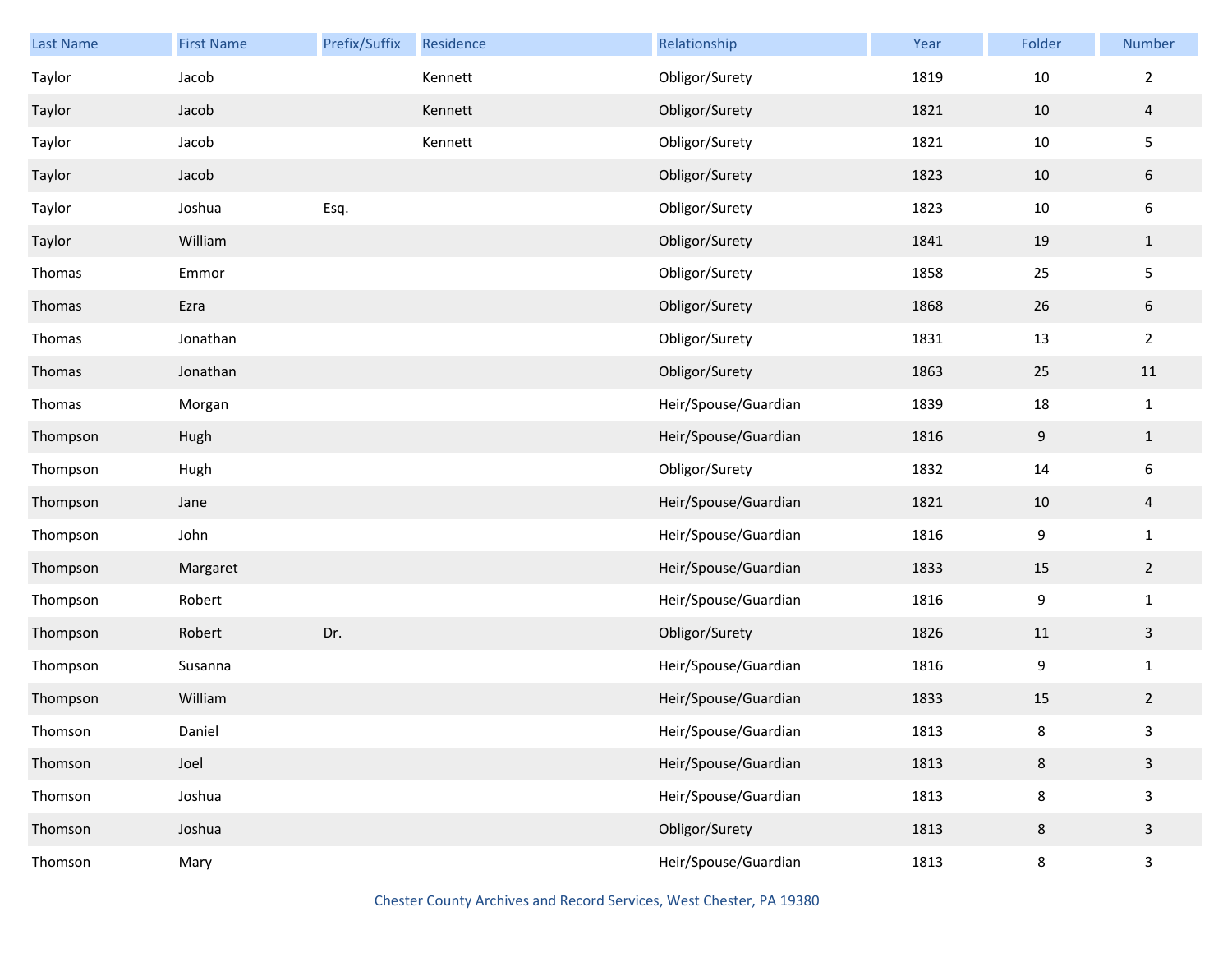| Last Name | First Name | Prefix/Suffix | Residence | Relationship | Year | Folder | Number |
|---|---|---|---|---|---|---|---|
| Taylor | Jacob | | Kennett | Obligor/Surety | 1819 | 10 | 2 |
| Taylor | Jacob | | Kennett | Obligor/Surety | 1821 | 10 | 4 |
| Taylor | Jacob | | Kennett | Obligor/Surety | 1821 | 10 | 5 |
| Taylor | Jacob | | | Obligor/Surety | 1823 | 10 | 6 |
| Taylor | Joshua | Esq. | | Obligor/Surety | 1823 | 10 | 6 |
| Taylor | William | | | Obligor/Surety | 1841 | 19 | 1 |
| Thomas | Emmor | | | Obligor/Surety | 1858 | 25 | 5 |
| Thomas | Ezra | | | Obligor/Surety | 1868 | 26 | 6 |
| Thomas | Jonathan | | | Obligor/Surety | 1831 | 13 | 2 |
| Thomas | Jonathan | | | Obligor/Surety | 1863 | 25 | 11 |
| Thomas | Morgan | | | Heir/Spouse/Guardian | 1839 | 18 | 1 |
| Thompson | Hugh | | | Heir/Spouse/Guardian | 1816 | 9 | 1 |
| Thompson | Hugh | | | Obligor/Surety | 1832 | 14 | 6 |
| Thompson | Jane | | | Heir/Spouse/Guardian | 1821 | 10 | 4 |
| Thompson | John | | | Heir/Spouse/Guardian | 1816 | 9 | 1 |
| Thompson | Margaret | | | Heir/Spouse/Guardian | 1833 | 15 | 2 |
| Thompson | Robert | | | Heir/Spouse/Guardian | 1816 | 9 | 1 |
| Thompson | Robert | Dr. | | Obligor/Surety | 1826 | 11 | 3 |
| Thompson | Susanna | | | Heir/Spouse/Guardian | 1816 | 9 | 1 |
| Thompson | William | | | Heir/Spouse/Guardian | 1833 | 15 | 2 |
| Thomson | Daniel | | | Heir/Spouse/Guardian | 1813 | 8 | 3 |
| Thomson | Joel | | | Heir/Spouse/Guardian | 1813 | 8 | 3 |
| Thomson | Joshua | | | Heir/Spouse/Guardian | 1813 | 8 | 3 |
| Thomson | Joshua | | | Obligor/Surety | 1813 | 8 | 3 |
| Thomson | Mary | | | Heir/Spouse/Guardian | 1813 | 8 | 3 |

Chester County Archives and Record Services, West Chester, PA 19380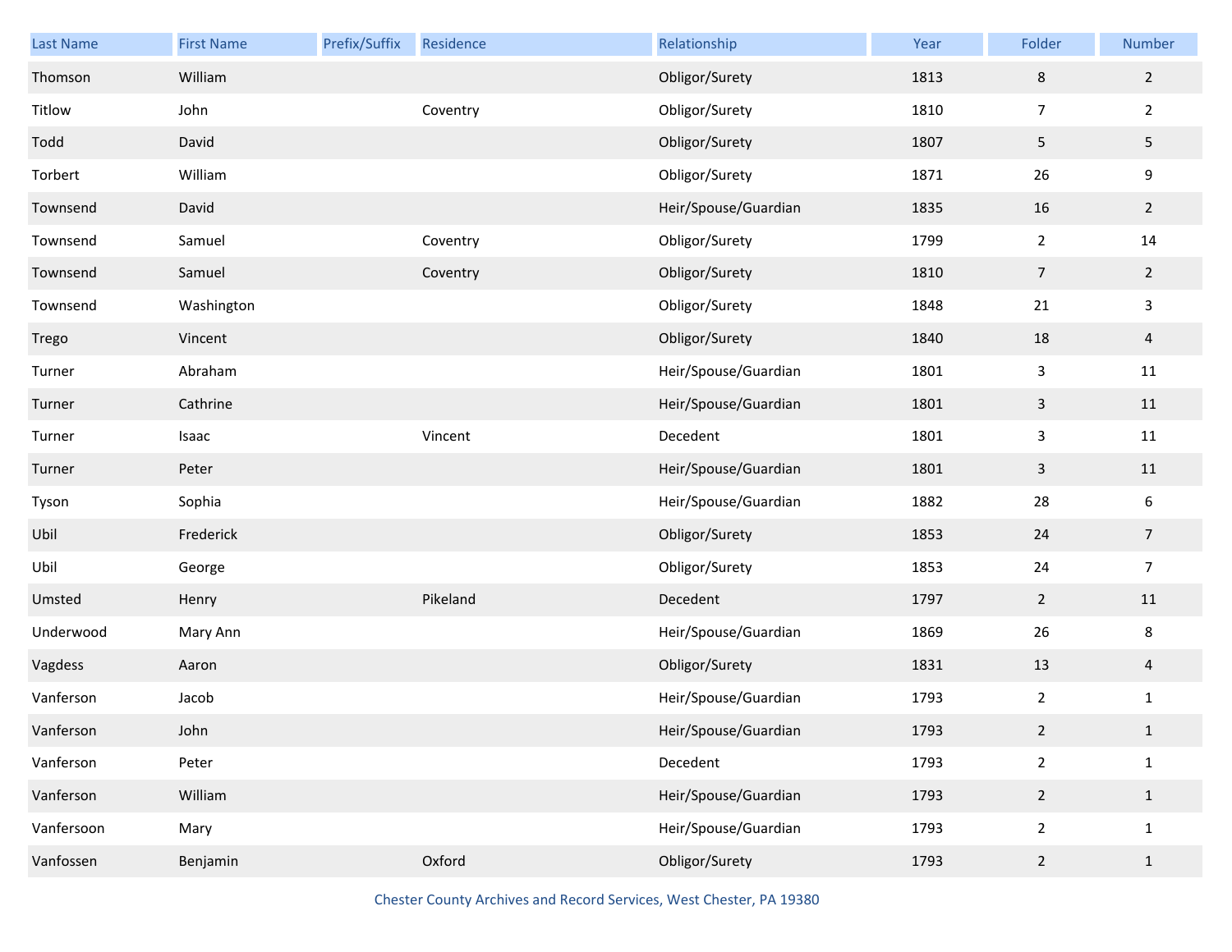| Last Name | First Name | Prefix/Suffix | Residence | Relationship | Year | Folder | Number |
|---|---|---|---|---|---|---|---|
| Thomson | William | | | Obligor/Surety | 1813 | 8 | 2 |
| Titlow | John | | Coventry | Obligor/Surety | 1810 | 7 | 2 |
| Todd | David | | | Obligor/Surety | 1807 | 5 | 5 |
| Torbert | William | | | Obligor/Surety | 1871 | 26 | 9 |
| Townsend | David | | | Heir/Spouse/Guardian | 1835 | 16 | 2 |
| Townsend | Samuel | | Coventry | Obligor/Surety | 1799 | 2 | 14 |
| Townsend | Samuel | | Coventry | Obligor/Surety | 1810 | 7 | 2 |
| Townsend | Washington | | | Obligor/Surety | 1848 | 21 | 3 |
| Trego | Vincent | | | Obligor/Surety | 1840 | 18 | 4 |
| Turner | Abraham | | | Heir/Spouse/Guardian | 1801 | 3 | 11 |
| Turner | Cathrine | | | Heir/Spouse/Guardian | 1801 | 3 | 11 |
| Turner | Isaac | | Vincent | Decedent | 1801 | 3 | 11 |
| Turner | Peter | | | Heir/Spouse/Guardian | 1801 | 3 | 11 |
| Tyson | Sophia | | | Heir/Spouse/Guardian | 1882 | 28 | 6 |
| Ubil | Frederick | | | Obligor/Surety | 1853 | 24 | 7 |
| Ubil | George | | | Obligor/Surety | 1853 | 24 | 7 |
| Umsted | Henry | | Pikeland | Decedent | 1797 | 2 | 11 |
| Underwood | Mary Ann | | | Heir/Spouse/Guardian | 1869 | 26 | 8 |
| Vagdess | Aaron | | | Obligor/Surety | 1831 | 13 | 4 |
| Vanferson | Jacob | | | Heir/Spouse/Guardian | 1793 | 2 | 1 |
| Vanferson | John | | | Heir/Spouse/Guardian | 1793 | 2 | 1 |
| Vanferson | Peter | | | Decedent | 1793 | 2 | 1 |
| Vanferson | William | | | Heir/Spouse/Guardian | 1793 | 2 | 1 |
| Vanfersoon | Mary | | | Heir/Spouse/Guardian | 1793 | 2 | 1 |
| Vanfossen | Benjamin | | Oxford | Obligor/Surety | 1793 | 2 | 1 |

Chester County Archives and Record Services, West Chester, PA 19380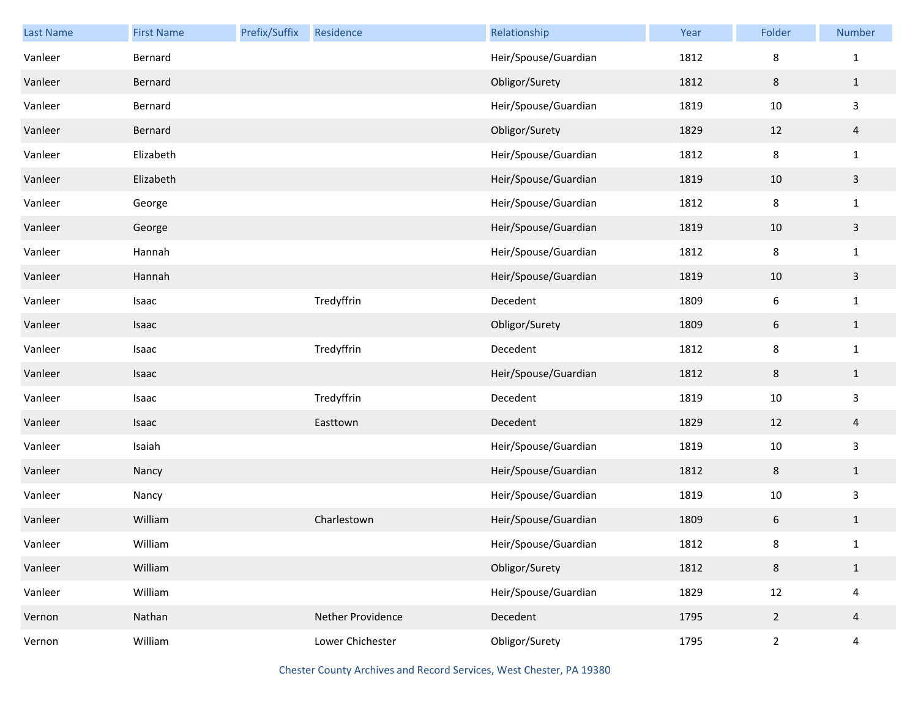| Last Name | First Name | Prefix/Suffix | Residence | Relationship | Year | Folder | Number |
|---|---|---|---|---|---|---|---|
| Vanleer | Bernard | | | Heir/Spouse/Guardian | 1812 | 8 | 1 |
| Vanleer | Bernard | | | Obligor/Surety | 1812 | 8 | 1 |
| Vanleer | Bernard | | | Heir/Spouse/Guardian | 1819 | 10 | 3 |
| Vanleer | Bernard | | | Obligor/Surety | 1829 | 12 | 4 |
| Vanleer | Elizabeth | | | Heir/Spouse/Guardian | 1812 | 8 | 1 |
| Vanleer | Elizabeth | | | Heir/Spouse/Guardian | 1819 | 10 | 3 |
| Vanleer | George | | | Heir/Spouse/Guardian | 1812 | 8 | 1 |
| Vanleer | George | | | Heir/Spouse/Guardian | 1819 | 10 | 3 |
| Vanleer | Hannah | | | Heir/Spouse/Guardian | 1812 | 8 | 1 |
| Vanleer | Hannah | | | Heir/Spouse/Guardian | 1819 | 10 | 3 |
| Vanleer | Isaac | | Tredyffrin | Decedent | 1809 | 6 | 1 |
| Vanleer | Isaac | | | Obligor/Surety | 1809 | 6 | 1 |
| Vanleer | Isaac | | Tredyffrin | Decedent | 1812 | 8 | 1 |
| Vanleer | Isaac | | | Heir/Spouse/Guardian | 1812 | 8 | 1 |
| Vanleer | Isaac | | Tredyffrin | Decedent | 1819 | 10 | 3 |
| Vanleer | Isaac | | Easttown | Decedent | 1829 | 12 | 4 |
| Vanleer | Isaiah | | | Heir/Spouse/Guardian | 1819 | 10 | 3 |
| Vanleer | Nancy | | | Heir/Spouse/Guardian | 1812 | 8 | 1 |
| Vanleer | Nancy | | | Heir/Spouse/Guardian | 1819 | 10 | 3 |
| Vanleer | William | | Charlestown | Heir/Spouse/Guardian | 1809 | 6 | 1 |
| Vanleer | William | | | Heir/Spouse/Guardian | 1812 | 8 | 1 |
| Vanleer | William | | | Obligor/Surety | 1812 | 8 | 1 |
| Vanleer | William | | | Heir/Spouse/Guardian | 1829 | 12 | 4 |
| Vernon | Nathan | | Nether Providence | Decedent | 1795 | 2 | 4 |
| Vernon | William | | Lower Chichester | Obligor/Surety | 1795 | 2 | 4 |

Chester County Archives and Record Services, West Chester, PA 19380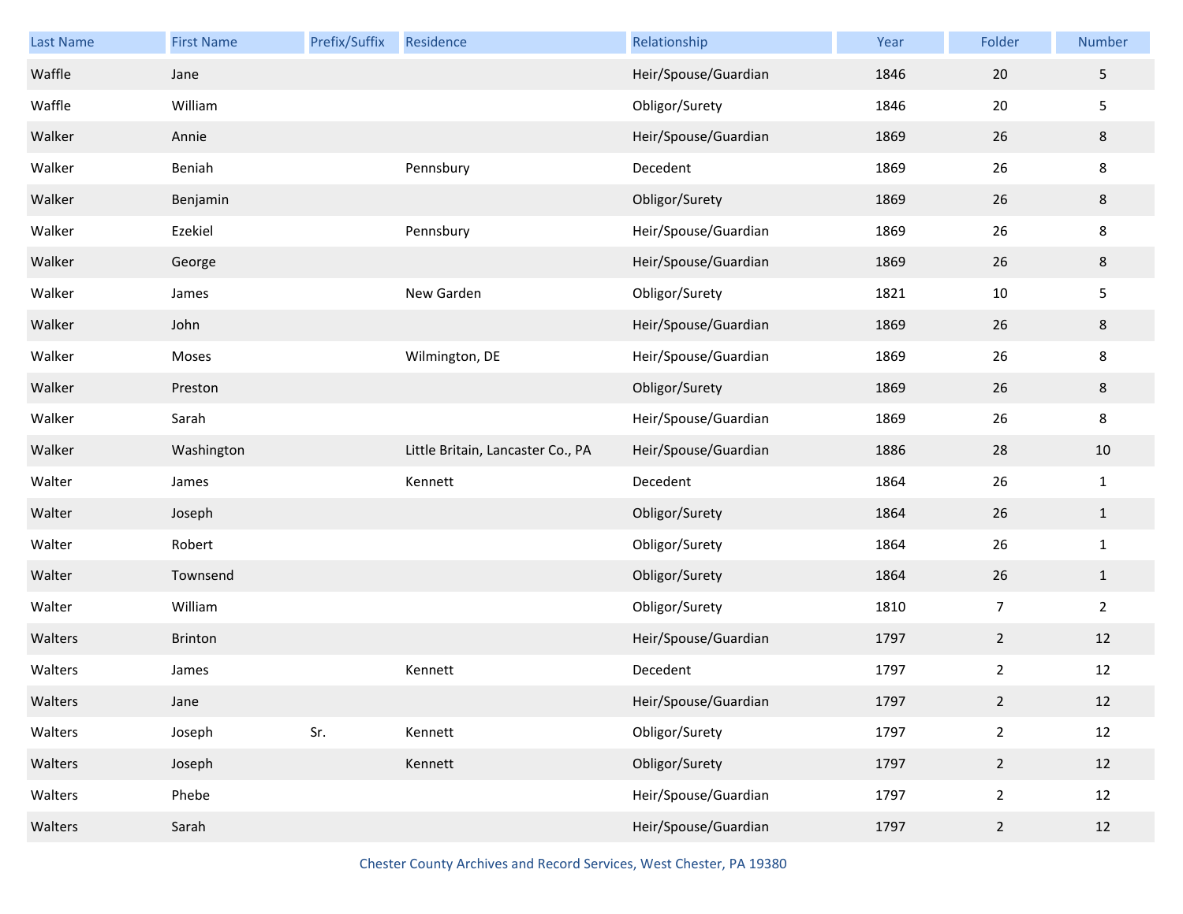| Last Name | First Name | Prefix/Suffix | Residence | Relationship | Year | Folder | Number |
| --- | --- | --- | --- | --- | --- | --- | --- |
| Waffle | Jane | | | Heir/Spouse/Guardian | 1846 | 20 | 5 |
| Waffle | William | | | Obligor/Surety | 1846 | 20 | 5 |
| Walker | Annie | | | Heir/Spouse/Guardian | 1869 | 26 | 8 |
| Walker | Beniah | | Pennsbury | Decedent | 1869 | 26 | 8 |
| Walker | Benjamin | | | Obligor/Surety | 1869 | 26 | 8 |
| Walker | Ezekiel | | Pennsbury | Heir/Spouse/Guardian | 1869 | 26 | 8 |
| Walker | George | | | Heir/Spouse/Guardian | 1869 | 26 | 8 |
| Walker | James | | New Garden | Obligor/Surety | 1821 | 10 | 5 |
| Walker | John | | | Heir/Spouse/Guardian | 1869 | 26 | 8 |
| Walker | Moses | | Wilmington, DE | Heir/Spouse/Guardian | 1869 | 26 | 8 |
| Walker | Preston | | | Obligor/Surety | 1869 | 26 | 8 |
| Walker | Sarah | | | Heir/Spouse/Guardian | 1869 | 26 | 8 |
| Walker | Washington | | Little Britain, Lancaster Co., PA | Heir/Spouse/Guardian | 1886 | 28 | 10 |
| Walter | James | | Kennett | Decedent | 1864 | 26 | 1 |
| Walter | Joseph | | | Obligor/Surety | 1864 | 26 | 1 |
| Walter | Robert | | | Obligor/Surety | 1864 | 26 | 1 |
| Walter | Townsend | | | Obligor/Surety | 1864 | 26 | 1 |
| Walter | William | | | Obligor/Surety | 1810 | 7 | 2 |
| Walters | Brinton | | | Heir/Spouse/Guardian | 1797 | 2 | 12 |
| Walters | James | | Kennett | Decedent | 1797 | 2 | 12 |
| Walters | Jane | | | Heir/Spouse/Guardian | 1797 | 2 | 12 |
| Walters | Joseph | Sr. | Kennett | Obligor/Surety | 1797 | 2 | 12 |
| Walters | Joseph | | Kennett | Obligor/Surety | 1797 | 2 | 12 |
| Walters | Phebe | | | Heir/Spouse/Guardian | 1797 | 2 | 12 |
| Walters | Sarah | | | Heir/Spouse/Guardian | 1797 | 2 | 12 |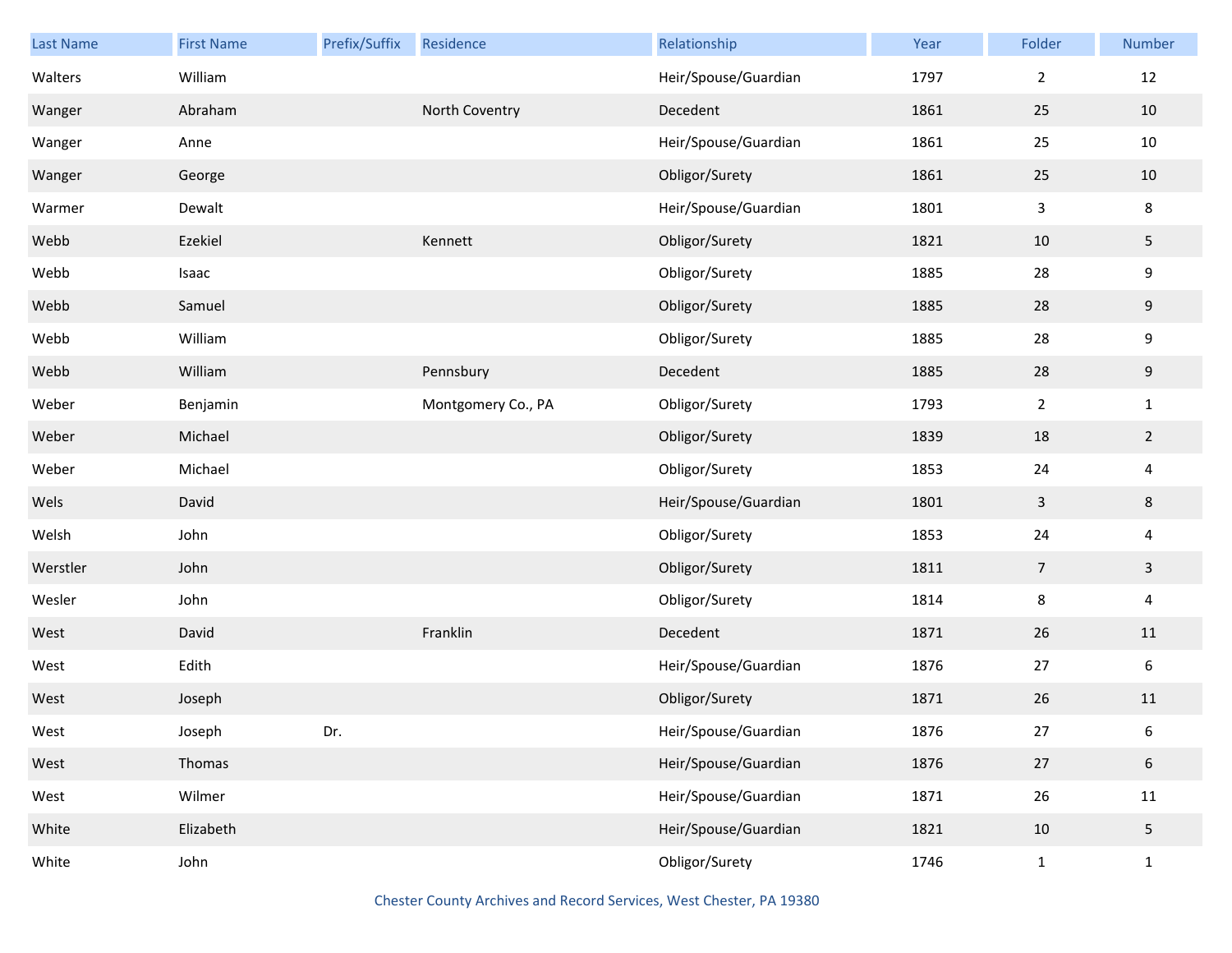| Last Name | First Name | Prefix/Suffix | Residence | Relationship | Year | Folder | Number |
|---|---|---|---|---|---|---|---|
| Walters | William | | | Heir/Spouse/Guardian | 1797 | 2 | 12 |
| Wanger | Abraham | | North Coventry | Decedent | 1861 | 25 | 10 |
| Wanger | Anne | | | Heir/Spouse/Guardian | 1861 | 25 | 10 |
| Wanger | George | | | Obligor/Surety | 1861 | 25 | 10 |
| Warmer | Dewalt | | | Heir/Spouse/Guardian | 1801 | 3 | 8 |
| Webb | Ezekiel | | Kennett | Obligor/Surety | 1821 | 10 | 5 |
| Webb | Isaac | | | Obligor/Surety | 1885 | 28 | 9 |
| Webb | Samuel | | | Obligor/Surety | 1885 | 28 | 9 |
| Webb | William | | | Obligor/Surety | 1885 | 28 | 9 |
| Webb | William | | Pennsbury | Decedent | 1885 | 28 | 9 |
| Weber | Benjamin | | Montgomery Co., PA | Obligor/Surety | 1793 | 2 | 1 |
| Weber | Michael | | | Obligor/Surety | 1839 | 18 | 2 |
| Weber | Michael | | | Obligor/Surety | 1853 | 24 | 4 |
| Wels | David | | | Heir/Spouse/Guardian | 1801 | 3 | 8 |
| Welsh | John | | | Obligor/Surety | 1853 | 24 | 4 |
| Werstler | John | | | Obligor/Surety | 1811 | 7 | 3 |
| Wesler | John | | | Obligor/Surety | 1814 | 8 | 4 |
| West | David | | Franklin | Decedent | 1871 | 26 | 11 |
| West | Edith | | | Heir/Spouse/Guardian | 1876 | 27 | 6 |
| West | Joseph | | | Obligor/Surety | 1871 | 26 | 11 |
| West | Joseph | Dr. | | Heir/Spouse/Guardian | 1876 | 27 | 6 |
| West | Thomas | | | Heir/Spouse/Guardian | 1876 | 27 | 6 |
| West | Wilmer | | | Heir/Spouse/Guardian | 1871 | 26 | 11 |
| White | Elizabeth | | | Heir/Spouse/Guardian | 1821 | 10 | 5 |
| White | John | | | Obligor/Surety | 1746 | 1 | 1 |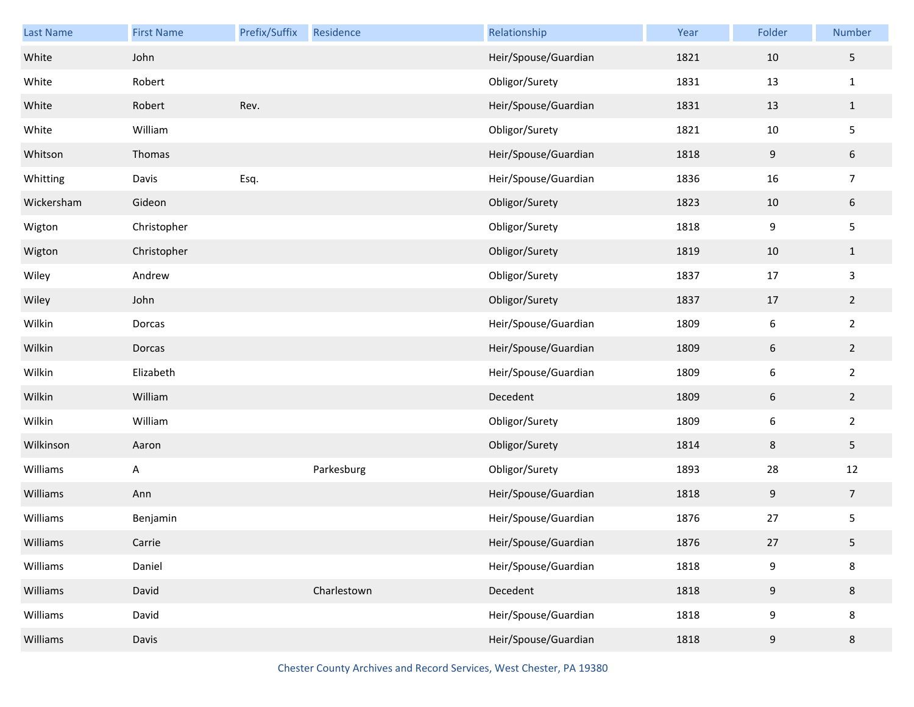| Last Name | First Name | Prefix/Suffix | Residence | Relationship | Year | Folder | Number |
|---|---|---|---|---|---|---|---|
| White | John | | | Heir/Spouse/Guardian | 1821 | 10 | 5 |
| White | Robert | | | Obligor/Surety | 1831 | 13 | 1 |
| White | Robert | Rev. | | Heir/Spouse/Guardian | 1831 | 13 | 1 |
| White | William | | | Obligor/Surety | 1821 | 10 | 5 |
| Whitson | Thomas | | | Heir/Spouse/Guardian | 1818 | 9 | 6 |
| Whitting | Davis | Esq. | | Heir/Spouse/Guardian | 1836 | 16 | 7 |
| Wickersham | Gideon | | | Obligor/Surety | 1823 | 10 | 6 |
| Wigton | Christopher | | | Obligor/Surety | 1818 | 9 | 5 |
| Wigton | Christopher | | | Obligor/Surety | 1819 | 10 | 1 |
| Wiley | Andrew | | | Obligor/Surety | 1837 | 17 | 3 |
| Wiley | John | | | Obligor/Surety | 1837 | 17 | 2 |
| Wilkin | Dorcas | | | Heir/Spouse/Guardian | 1809 | 6 | 2 |
| Wilkin | Dorcas | | | Heir/Spouse/Guardian | 1809 | 6 | 2 |
| Wilkin | Elizabeth | | | Heir/Spouse/Guardian | 1809 | 6 | 2 |
| Wilkin | William | | | Decedent | 1809 | 6 | 2 |
| Wilkin | William | | | Obligor/Surety | 1809 | 6 | 2 |
| Wilkinson | Aaron | | | Obligor/Surety | 1814 | 8 | 5 |
| Williams | A | | Parkesburg | Obligor/Surety | 1893 | 28 | 12 |
| Williams | Ann | | | Heir/Spouse/Guardian | 1818 | 9 | 7 |
| Williams | Benjamin | | | Heir/Spouse/Guardian | 1876 | 27 | 5 |
| Williams | Carrie | | | Heir/Spouse/Guardian | 1876 | 27 | 5 |
| Williams | Daniel | | | Heir/Spouse/Guardian | 1818 | 9 | 8 |
| Williams | David | | Charlestown | Decedent | 1818 | 9 | 8 |
| Williams | David | | | Heir/Spouse/Guardian | 1818 | 9 | 8 |
| Williams | Davis | | | Heir/Spouse/Guardian | 1818 | 9 | 8 |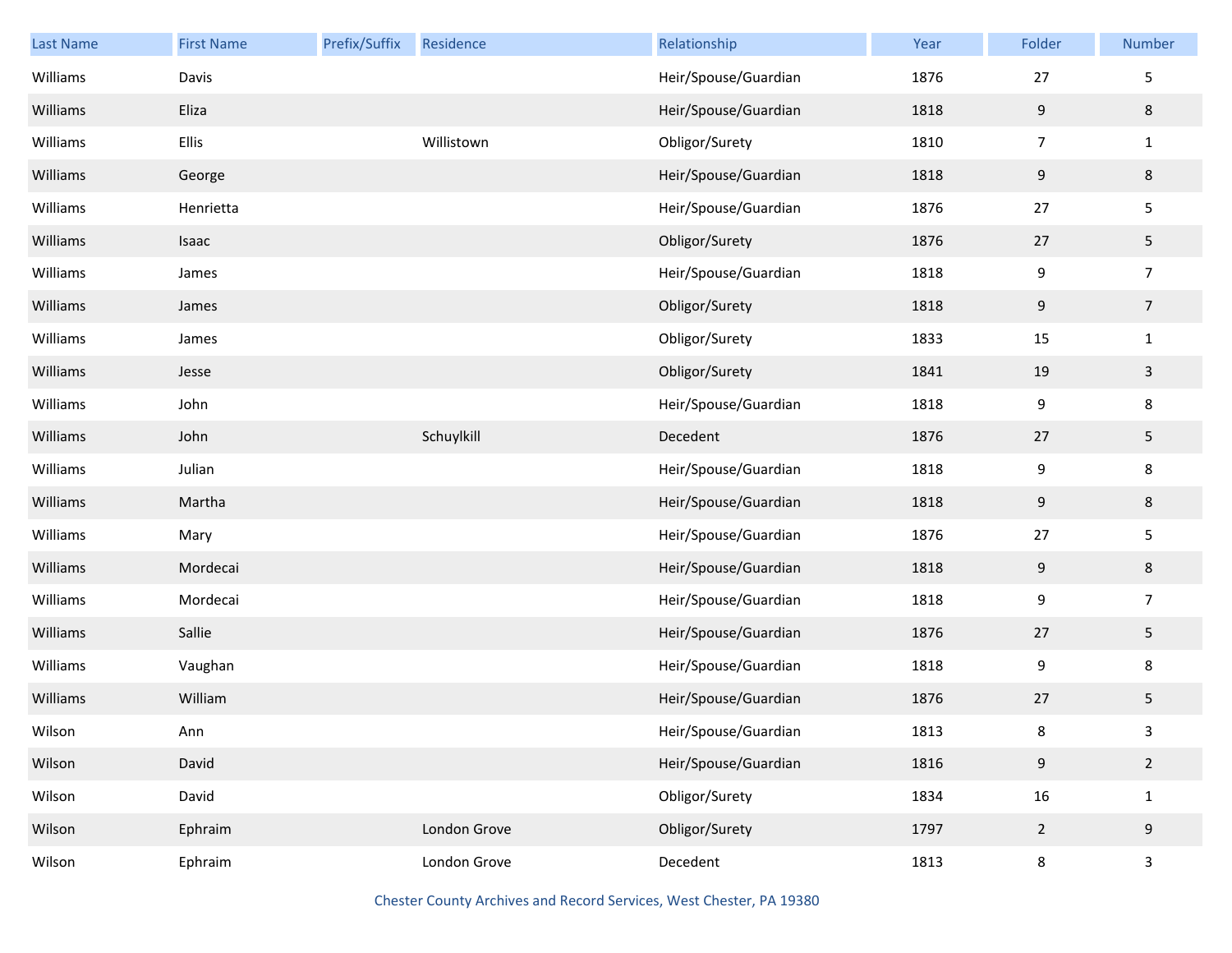| Last Name | First Name | Prefix/Suffix | Residence | Relationship | Year | Folder | Number |
|---|---|---|---|---|---|---|---|
| Williams | Davis | | | Heir/Spouse/Guardian | 1876 | 27 | 5 |
| Williams | Eliza | | | Heir/Spouse/Guardian | 1818 | 9 | 8 |
| Williams | Ellis | | Willistown | Obligor/Surety | 1810 | 7 | 1 |
| Williams | George | | | Heir/Spouse/Guardian | 1818 | 9 | 8 |
| Williams | Henrietta | | | Heir/Spouse/Guardian | 1876 | 27 | 5 |
| Williams | Isaac | | | Obligor/Surety | 1876 | 27 | 5 |
| Williams | James | | | Heir/Spouse/Guardian | 1818 | 9 | 7 |
| Williams | James | | | Obligor/Surety | 1818 | 9 | 7 |
| Williams | James | | | Obligor/Surety | 1833 | 15 | 1 |
| Williams | Jesse | | | Obligor/Surety | 1841 | 19 | 3 |
| Williams | John | | | Heir/Spouse/Guardian | 1818 | 9 | 8 |
| Williams | John | | Schuylkill | Decedent | 1876 | 27 | 5 |
| Williams | Julian | | | Heir/Spouse/Guardian | 1818 | 9 | 8 |
| Williams | Martha | | | Heir/Spouse/Guardian | 1818 | 9 | 8 |
| Williams | Mary | | | Heir/Spouse/Guardian | 1876 | 27 | 5 |
| Williams | Mordecai | | | Heir/Spouse/Guardian | 1818 | 9 | 8 |
| Williams | Mordecai | | | Heir/Spouse/Guardian | 1818 | 9 | 7 |
| Williams | Sallie | | | Heir/Spouse/Guardian | 1876 | 27 | 5 |
| Williams | Vaughan | | | Heir/Spouse/Guardian | 1818 | 9 | 8 |
| Williams | William | | | Heir/Spouse/Guardian | 1876 | 27 | 5 |
| Wilson | Ann | | | Heir/Spouse/Guardian | 1813 | 8 | 3 |
| Wilson | David | | | Heir/Spouse/Guardian | 1816 | 9 | 2 |
| Wilson | David | | | Obligor/Surety | 1834 | 16 | 1 |
| Wilson | Ephraim | | London Grove | Obligor/Surety | 1797 | 2 | 9 |
| Wilson | Ephraim | | London Grove | Decedent | 1813 | 8 | 3 |

Chester County Archives and Record Services, West Chester, PA 19380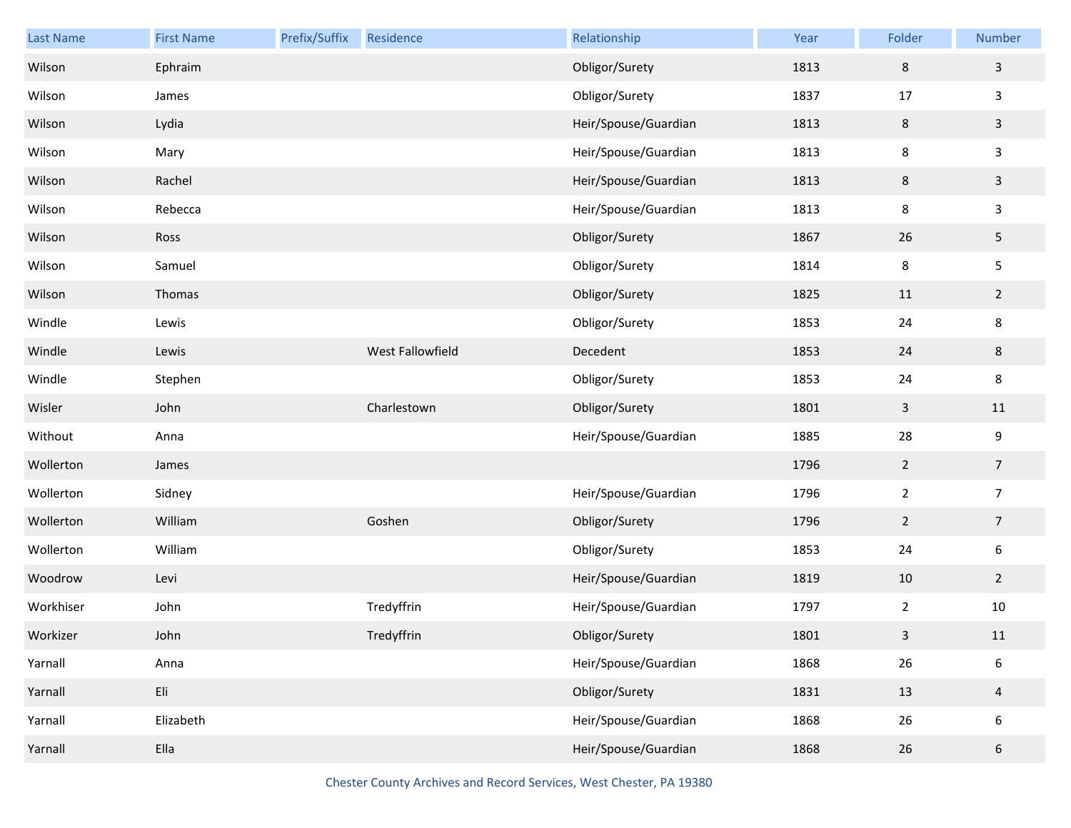| Last Name | First Name | Prefix/Suffix | Residence | Relationship | Year | Folder | Number |
|---|---|---|---|---|---|---|---|
| Wilson | Ephraim | | | Obligor/Surety | 1813 | 8 | 3 |
| Wilson | James | | | Obligor/Surety | 1837 | 17 | 3 |
| Wilson | Lydia | | | Heir/Spouse/Guardian | 1813 | 8 | 3 |
| Wilson | Mary | | | Heir/Spouse/Guardian | 1813 | 8 | 3 |
| Wilson | Rachel | | | Heir/Spouse/Guardian | 1813 | 8 | 3 |
| Wilson | Rebecca | | | Heir/Spouse/Guardian | 1813 | 8 | 3 |
| Wilson | Ross | | | Obligor/Surety | 1867 | 26 | 5 |
| Wilson | Samuel | | | Obligor/Surety | 1814 | 8 | 5 |
| Wilson | Thomas | | | Obligor/Surety | 1825 | 11 | 2 |
| Windle | Lewis | | | Obligor/Surety | 1853 | 24 | 8 |
| Windle | Lewis | | West Fallowfield | Decedent | 1853 | 24 | 8 |
| Windle | Stephen | | | Obligor/Surety | 1853 | 24 | 8 |
| Wisler | John | | Charlestown | Obligor/Surety | 1801 | 3 | 11 |
| Without | Anna | | | Heir/Spouse/Guardian | 1885 | 28 | 9 |
| Wollerton | James | | | | 1796 | 2 | 7 |
| Wollerton | Sidney | | | Heir/Spouse/Guardian | 1796 | 2 | 7 |
| Wollerton | William | | Goshen | Obligor/Surety | 1796 | 2 | 7 |
| Wollerton | William | | | Obligor/Surety | 1853 | 24 | 6 |
| Woodrow | Levi | | | Heir/Spouse/Guardian | 1819 | 10 | 2 |
| Workhiser | John | | Tredyffrin | Heir/Spouse/Guardian | 1797 | 2 | 10 |
| Workizer | John | | Tredyffrin | Obligor/Surety | 1801 | 3 | 11 |
| Yarnall | Anna | | | Heir/Spouse/Guardian | 1868 | 26 | 6 |
| Yarnall | Eli | | | Obligor/Surety | 1831 | 13 | 4 |
| Yarnall | Elizabeth | | | Heir/Spouse/Guardian | 1868 | 26 | 6 |
| Yarnall | Ella | | | Heir/Spouse/Guardian | 1868 | 26 | 6 |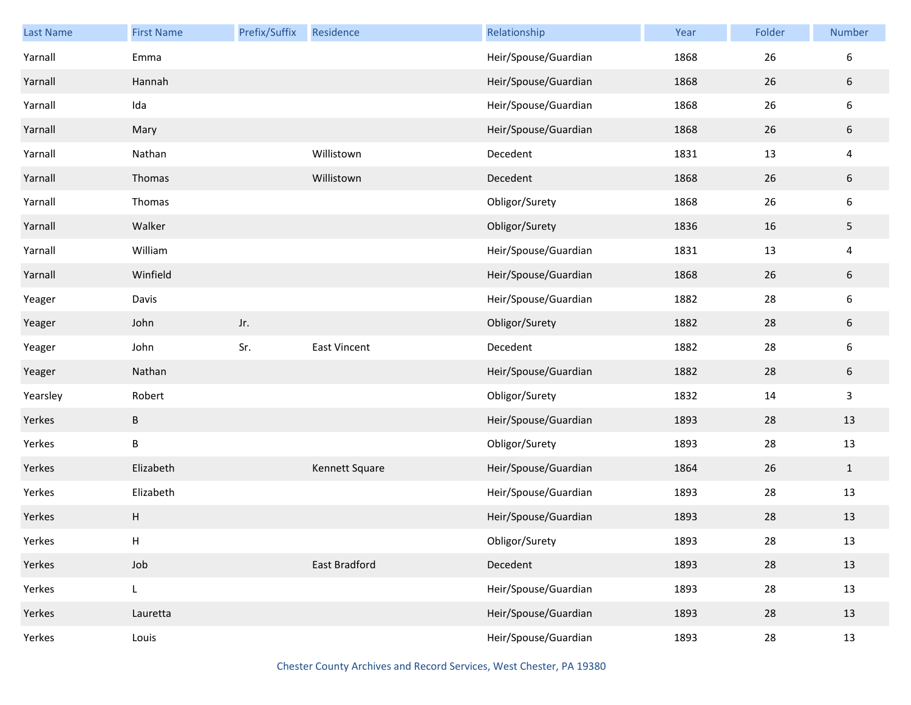| Last Name | First Name | Prefix/Suffix | Residence | Relationship | Year | Folder | Number |
|---|---|---|---|---|---|---|---|
| Yarnall | Emma | | | Heir/Spouse/Guardian | 1868 | 26 | 6 |
| Yarnall | Hannah | | | Heir/Spouse/Guardian | 1868 | 26 | 6 |
| Yarnall | Ida | | | Heir/Spouse/Guardian | 1868 | 26 | 6 |
| Yarnall | Mary | | | Heir/Spouse/Guardian | 1868 | 26 | 6 |
| Yarnall | Nathan | | Willistown | Decedent | 1831 | 13 | 4 |
| Yarnall | Thomas | | Willistown | Decedent | 1868 | 26 | 6 |
| Yarnall | Thomas | | | Obligor/Surety | 1868 | 26 | 6 |
| Yarnall | Walker | | | Obligor/Surety | 1836 | 16 | 5 |
| Yarnall | William | | | Heir/Spouse/Guardian | 1831 | 13 | 4 |
| Yarnall | Winfield | | | Heir/Spouse/Guardian | 1868 | 26 | 6 |
| Yeager | Davis | | | Heir/Spouse/Guardian | 1882 | 28 | 6 |
| Yeager | John | Jr. | | Obligor/Surety | 1882 | 28 | 6 |
| Yeager | John | Sr. | East Vincent | Decedent | 1882 | 28 | 6 |
| Yeager | Nathan | | | Heir/Spouse/Guardian | 1882 | 28 | 6 |
| Yearsley | Robert | | | Obligor/Surety | 1832 | 14 | 3 |
| Yerkes | B | | | Heir/Spouse/Guardian | 1893 | 28 | 13 |
| Yerkes | B | | | Obligor/Surety | 1893 | 28 | 13 |
| Yerkes | Elizabeth | | Kennett Square | Heir/Spouse/Guardian | 1864 | 26 | 1 |
| Yerkes | Elizabeth | | | Heir/Spouse/Guardian | 1893 | 28 | 13 |
| Yerkes | H | | | Heir/Spouse/Guardian | 1893 | 28 | 13 |
| Yerkes | H | | | Obligor/Surety | 1893 | 28 | 13 |
| Yerkes | Job | | East Bradford | Decedent | 1893 | 28 | 13 |
| Yerkes | L | | | Heir/Spouse/Guardian | 1893 | 28 | 13 |
| Yerkes | Lauretta | | | Heir/Spouse/Guardian | 1893 | 28 | 13 |
| Yerkes | Louis | | | Heir/Spouse/Guardian | 1893 | 28 | 13 |

Chester County Archives and Record Services, West Chester, PA 19380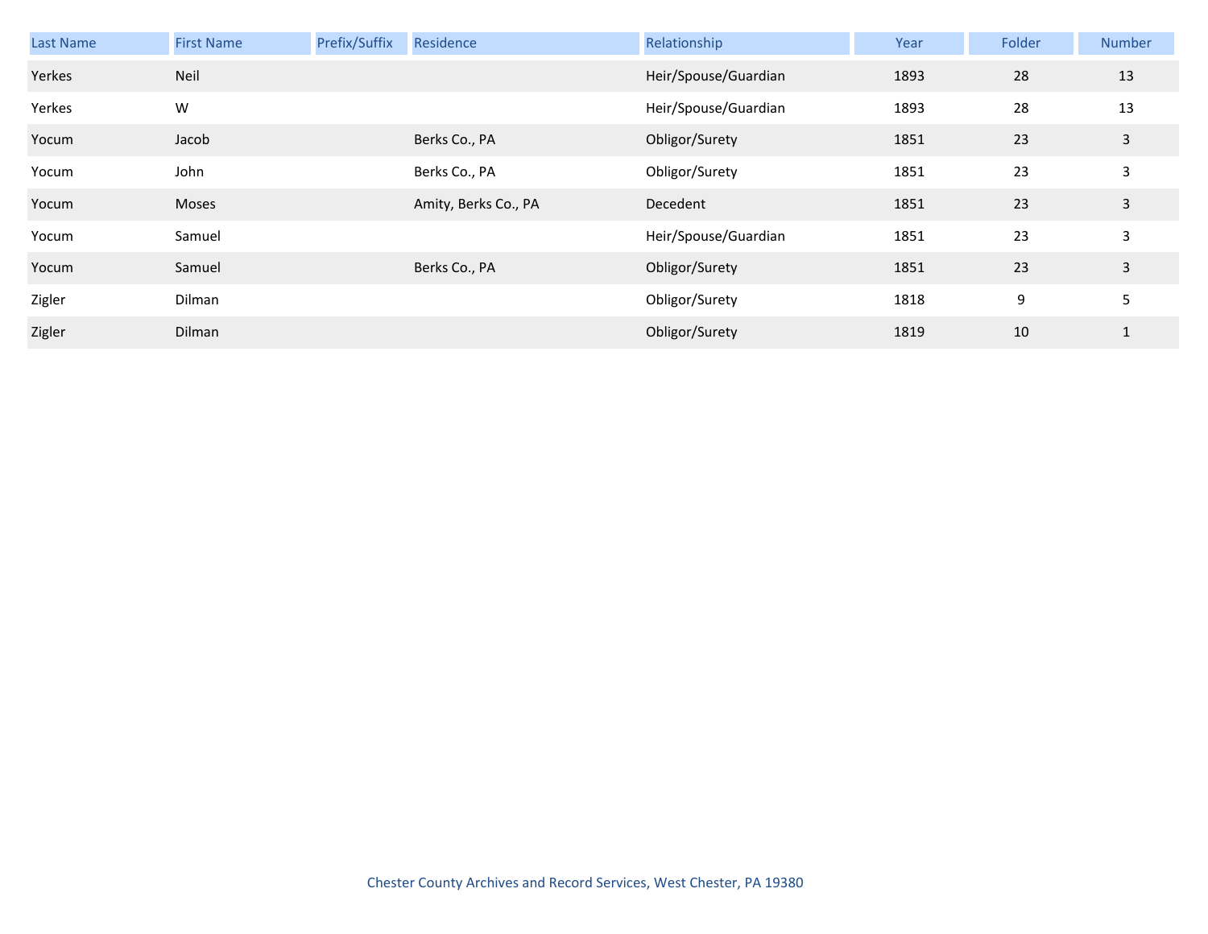| Last Name | First Name | Prefix/Suffix | Residence | Relationship | Year | Folder | Number |
|---|---|---|---|---|---|---|---|
| Yerkes | Neil | | | Heir/Spouse/Guardian | 1893 | 28 | 13 |
| Yerkes | W | | | Heir/Spouse/Guardian | 1893 | 28 | 13 |
| Yocum | Jacob | | Berks Co., PA | Obligor/Surety | 1851 | 23 | 3 |
| Yocum | John | | Berks Co., PA | Obligor/Surety | 1851 | 23 | 3 |
| Yocum | Moses | | Amity, Berks Co., PA | Decedent | 1851 | 23 | 3 |
| Yocum | Samuel | | | Heir/Spouse/Guardian | 1851 | 23 | 3 |
| Yocum | Samuel | | Berks Co., PA | Obligor/Surety | 1851 | 23 | 3 |
| Zigler | Dilman | | | Obligor/Surety | 1818 | 9 | 5 |
| Zigler | Dilman | | | Obligor/Surety | 1819 | 10 | 1 |